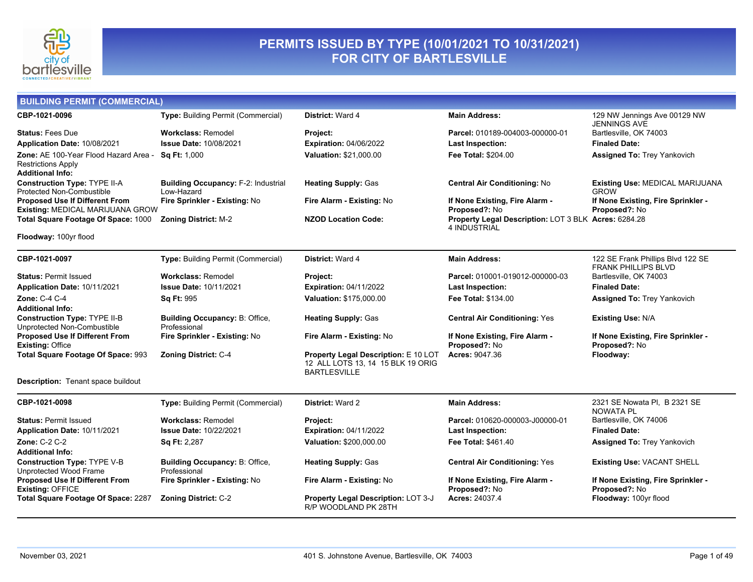# PERMITS ISSUED BY TYPE (10/01/2021 TO 10/31/2021) FOR CITY OF BARTLESVILLE

## BUILDING PERMIT (COMMERCIAL)

| | | | | |
|---|---|---|---|---|
| **CBP-1021-0096** | **Type:** Building Permit (Commercial) | **District:** Ward 4 | **Main Address:** | 129 NW Jennings Ave 00129 NW JENNINGS AVE |
| **Status:** Fees Due | **Workclass:** Remodel | **Project:** | **Parcel:** 010189-004003-000000-01 | Bartlesville, OK 74003 |
| **Application Date:** 10/08/2021 | **Issue Date:** 10/08/2021 | **Expiration:** 04/06/2022 | **Last Inspection:** | **Finaled Date:** |
| **Zone:** AE 100-Year Flood Hazard Area - Restrictions Apply | **Sq Ft:** 1,000 | **Valuation:** $21,000.00 | **Fee Total:** $204.00 | **Assigned To:** Trey Yankovich |
| **Additional Info:** | | | | |
| **Construction Type:** TYPE II-A Protected Non-Combustible | **Building Occupancy:** F-2: Industrial Low-Hazard | **Heating Supply:** Gas | **Central Air Conditioning:** No | **Existing Use:** MEDICAL MARIJUANA GROW |
| **Proposed Use If Different From Existing:** MEDICAL MARIJUANA GROW | **Fire Sprinkler - Existing:** No | **Fire Alarm - Existing:** No | **If None Existing, Fire Alarm - Proposed?:** No | **If None Existing, Fire Sprinkler - Proposed?:** No |
| **Total Square Footage Of Space:** 1000 | **Zoning District:** M-2 | **NZOD Location Code:** | **Property Legal Description:** LOT 3 BLK 4 INDUSTRIAL | **Acres:** 6284.28 |
| **Floodway:** 100yr flood | | | | |

| | | | | |
|---|---|---|---|---|
| **CBP-1021-0097** | **Type:** Building Permit (Commercial) | **District:** Ward 4 | **Main Address:** | 122 SE Frank Phillips Blvd 122 SE FRANK PHILLIPS BLVD |
| **Status:** Permit Issued | **Workclass:** Remodel | **Project:** | **Parcel:** 010001-019012-000000-03 | Bartlesville, OK 74003 |
| **Application Date:** 10/11/2021 | **Issue Date:** 10/11/2021 | **Expiration:** 04/11/2022 | **Last Inspection:** | **Finaled Date:** |
| **Zone:** C-4 C-4 | **Sq Ft:** 995 | **Valuation:** $175,000.00 | **Fee Total:** $134.00 | **Assigned To:** Trey Yankovich |
| **Additional Info:** | | | | |
| **Construction Type:** TYPE II-B Unprotected Non-Combustible | **Building Occupancy:** B: Office, Professional | **Heating Supply:** Gas | **Central Air Conditioning:** Yes | **Existing Use:** N/A |
| **Proposed Use If Different From Existing:** Office | **Fire Sprinkler - Existing:** No | **Fire Alarm - Existing:** No | **If None Existing, Fire Alarm - Proposed?:** No | **If None Existing, Fire Sprinkler - Proposed?:** No |
| **Total Square Footage Of Space:** 993 | **Zoning District:** C-4 | **Property Legal Description:** E 10 LOT 12 ALL LOTS 13, 14 15 BLK 19 ORIG BARTLESVILLE | **Acres:** 9047.36 | **Floodway:** |
| **Description:** Tenant space buildout | | | | |

| | | | | |
|---|---|---|---|---|
| **CBP-1021-0098** | **Type:** Building Permit (Commercial) | **District:** Ward 2 | **Main Address:** | 2321 SE Nowata Pl, B 2321 SE NOWATA PL |
| **Status:** Permit Issued | **Workclass:** Remodel | **Project:** | **Parcel:** 010620-000003-J00000-01 | Bartlesville, OK 74006 |
| **Application Date:** 10/11/2021 | **Issue Date:** 10/22/2021 | **Expiration:** 04/11/2022 | **Last Inspection:** | **Finaled Date:** |
| **Zone:** C-2 C-2 | **Sq Ft:** 2,287 | **Valuation:** $200,000.00 | **Fee Total:** $461.40 | **Assigned To:** Trey Yankovich |
| **Additional Info:** | | | | |
| **Construction Type:** TYPE V-B Unprotected Wood Frame | **Building Occupancy:** B: Office, Professional | **Heating Supply:** Gas | **Central Air Conditioning:** Yes | **Existing Use:** VACANT SHELL |
| **Proposed Use If Different From Existing:** OFFICE | **Fire Sprinkler - Existing:** No | **Fire Alarm - Existing:** No | **If None Existing, Fire Alarm - Proposed?:** No | **If None Existing, Fire Sprinkler - Proposed?:** No |
| **Total Square Footage Of Space:** 2287 | **Zoning District:** C-2 | **Property Legal Description:** LOT 3-J R/P WOODLAND PK 28TH | **Acres:** 24037.4 | **Floodway:** 100yr flood |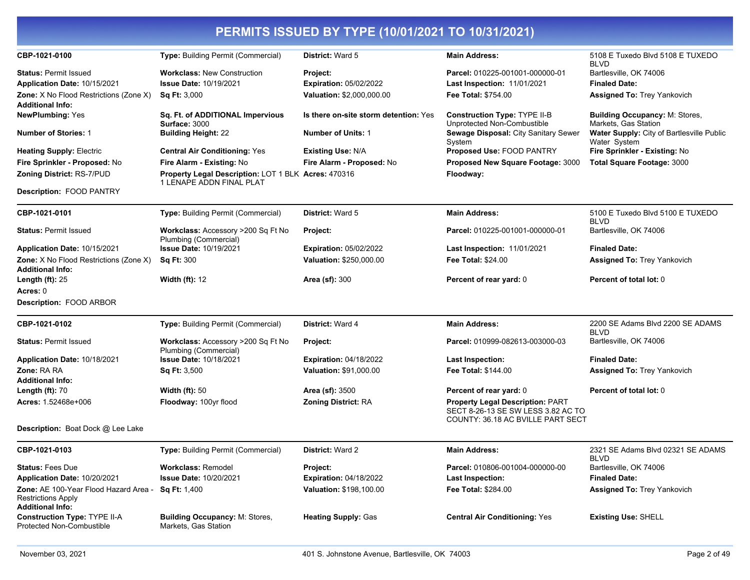# PERMITS ISSUED BY TYPE (10/01/2021 TO 10/31/2021)

| | | | | |
|---|---|---|---|---|
| **CBP-1021-0100** | **Type:** Building Permit (Commercial) | **District:** Ward 5 | **Main Address:** | 5108 E Tuxedo Blvd 5108 E TUXEDO BLVD |
| **Status:** Permit Issued | **Workclass:** New Construction | **Project:** | **Parcel:** 010225-001001-000000-01 | Bartlesville, OK 74006 |
| **Application Date:** 10/15/2021 | **Issue Date:** 10/19/2021 | **Expiration:** 05/02/2022 | **Last Inspection:** 11/01/2021 | **Finaled Date:** |
| **Zone:** X No Flood Restrictions (Zone X) | **Sq Ft:** 3,000 | **Valuation:** $2,000,000.00 | **Fee Total:** $754.00 | **Assigned To:** Trey Yankovich |
| **Additional Info:** | | | | |
| **NewPlumbing:** Yes | **Sq. Ft. of ADDITIONAL Impervious Surface:** 3000 | **Is there on-site storm detention:** Yes | **Construction Type:** TYPE II-B Unprotected Non-Combustible | **Building Occupancy:** M: Stores, Markets, Gas Station |
| **Number of Stories:** 1 | **Building Height:** 22 | **Number of Units:** 1 | **Sewage Disposal:** City Sanitary Sewer System | **Water Supply:** City of Bartlesville Public Water System |
| **Heating Supply:** Electric | **Central Air Conditioning:** Yes | **Existing Use:** N/A | **Proposed Use:** FOOD PANTRY | **Fire Sprinkler - Existing:** No |
| **Fire Sprinkler - Proposed:** No | **Fire Alarm - Existing:** No | **Fire Alarm - Proposed:** No | **Proposed New Square Footage:** 3000 | **Total Square Footage:** 3000 |
| **Zoning District:** RS-7/PUD | **Property Legal Description:** LOT 1 BLK 1 LENAPE ADDN FINAL PLAT | **Acres:** 470316 | **Floodway:** | |

**Description:** FOOD PANTRY

| | | | | |
|---|---|---|---|---|
| **CBP-1021-0101** | **Type:** Building Permit (Commercial) | **District:** Ward 5 | **Main Address:** | 5100 E Tuxedo Blvd 5100 E TUXEDO BLVD |
| **Status:** Permit Issued | **Workclass:** Accessory >200 Sq Ft No Plumbing (Commercial) | **Project:** | **Parcel:** 010225-001001-000000-01 | Bartlesville, OK 74006 |
| **Application Date:** 10/15/2021 | **Issue Date:** 10/19/2021 | **Expiration:** 05/02/2022 | **Last Inspection:** 11/01/2021 | **Finaled Date:** |
| **Zone:** X No Flood Restrictions (Zone X) | **Sq Ft:** 300 | **Valuation:** $250,000.00 | **Fee Total:** $24.00 | **Assigned To:** Trey Yankovich |
| **Additional Info:** | | | | |
| **Length (ft):** 25 | **Width (ft):** 12 | **Area (sf):** 300 | **Percent of rear yard:** 0 | **Percent of total lot:** 0 |
| **Acres:** 0 | | | | |

**Description:** FOOD ARBOR

| | | | | |
|---|---|---|---|---|
| **CBP-1021-0102** | **Type:** Building Permit (Commercial) | **District:** Ward 4 | **Main Address:** | 2200 SE Adams Blvd 2200 SE ADAMS BLVD |
| **Status:** Permit Issued | **Workclass:** Accessory >200 Sq Ft No Plumbing (Commercial) | **Project:** | **Parcel:** 010999-082613-003000-03 | Bartlesville, OK 74006 |
| **Application Date:** 10/18/2021 | **Issue Date:** 10/18/2021 | **Expiration:** 04/18/2022 | **Last Inspection:** | **Finaled Date:** |
| **Zone:** RA RA | **Sq Ft:** 3,500 | **Valuation:** $91,000.00 | **Fee Total:** $144.00 | **Assigned To:** Trey Yankovich |
| **Additional Info:** | | | | |
| **Length (ft):** 70 | **Width (ft):** 50 | **Area (sf):** 3500 | **Percent of rear yard:** 0 | **Percent of total lot:** 0 |
| **Acres:** 1.52468e+006 | **Floodway:** 100yr flood | **Zoning District:** RA | **Property Legal Description:** PART SECT 8-26-13 SE SW LESS 3.82 AC TO COUNTY: 36.18 AC BVILLE PART SECT | |

**Description:** Boat Dock @ Lee Lake

| | | | | |
|---|---|---|---|---|
| **CBP-1021-0103** | **Type:** Building Permit (Commercial) | **District:** Ward 2 | **Main Address:** | 2321 SE Adams Blvd 02321 SE ADAMS BLVD |
| **Status:** Fees Due | **Workclass:** Remodel | **Project:** | **Parcel:** 010806-001004-000000-00 | Bartlesville, OK 74006 |
| **Application Date:** 10/20/2021 | **Issue Date:** 10/20/2021 | **Expiration:** 04/18/2022 | **Last Inspection:** | **Finaled Date:** |
| **Zone:** AE 100-Year Flood Hazard Area - Restrictions Apply | **Sq Ft:** 1,400 | **Valuation:** $198,100.00 | **Fee Total:** $284.00 | **Assigned To:** Trey Yankovich |
| **Additional Info:** | | | | |
| **Construction Type:** TYPE II-A Protected Non-Combustible | **Building Occupancy:** M: Stores, Markets, Gas Station | **Heating Supply:** Gas | **Central Air Conditioning:** Yes | **Existing Use:** SHELL |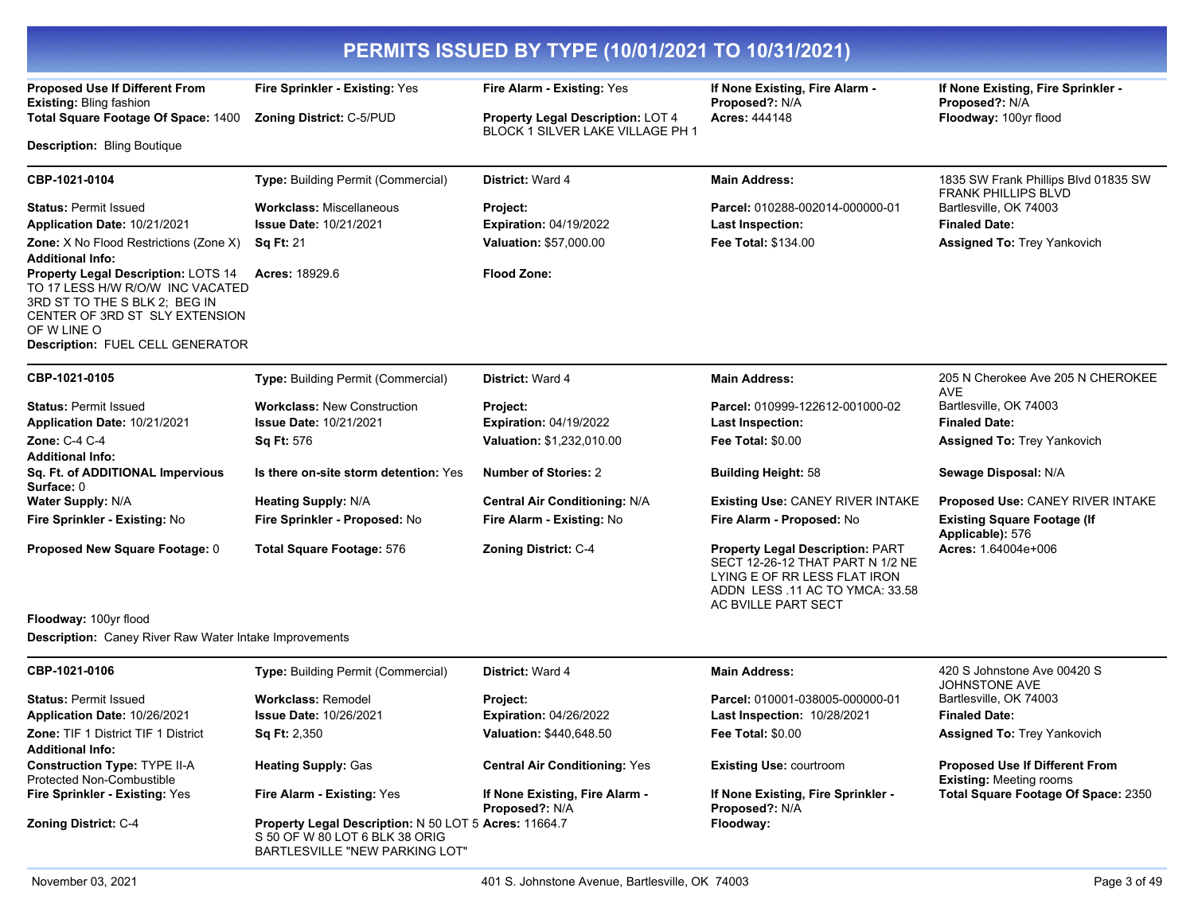# PERMITS ISSUED BY TYPE (10/01/2021 TO 10/31/2021)

| | | | | |
|---|---|---|---|---|
| **Proposed Use If Different From Existing:** Bling fashion | **Fire Sprinkler - Existing:** Yes | **Fire Alarm - Existing:** Yes | **If None Existing, Fire Alarm - Proposed?:** N/A | **If None Existing, Fire Sprinkler - Proposed?:** N/A |
| **Total Square Footage Of Space:** 1400 | **Zoning District:** C-5/PUD | **Property Legal Description:** LOT 4 BLOCK 1 SILVER LAKE VILLAGE PH 1 | **Acres:** 444148 | **Floodway:** 100yr flood |

**Description:** Bling Boutique

| | | | | |
|---|---|---|---|---|
| **CBP-1021-0104** | **Type:** Building Permit (Commercial) | **District:** Ward 4 | **Main Address:** | 1835 SW Frank Phillips Blvd 01835 SW FRANK PHILLIPS BLVD |
| **Status:** Permit Issued | **Workclass:** Miscellaneous | **Project:** | **Parcel:** 010288-002014-000000-01 | Bartlesville, OK 74003 |
| **Application Date:** 10/21/2021 | **Issue Date:** 10/21/2021 | **Expiration:** 04/19/2022 | **Last Inspection:** | **Finaled Date:** |
| **Zone:** X No Flood Restrictions (Zone X) | **Sq Ft:** 21 | **Valuation:** $57,000.00 | **Fee Total:** $134.00 | **Assigned To:** Trey Yankovich |
| **Additional Info:** | | | | |
| **Property Legal Description:** LOTS 14 TO 17 LESS H/W R/O/W INC VACATED 3RD ST TO THE S BLK 2; BEG IN CENTER OF 3RD ST SLY EXTENSION OF W LINE O | **Acres:** 18929.6 | **Flood Zone:** | | |

**Description:** FUEL CELL GENERATOR

| | | | | |
|---|---|---|---|---|
| **CBP-1021-0105** | **Type:** Building Permit (Commercial) | **District:** Ward 4 | **Main Address:** | 205 N Cherokee Ave 205 N CHEROKEE AVE |
| **Status:** Permit Issued | **Workclass:** New Construction | **Project:** | **Parcel:** 010999-122612-001000-02 | Bartlesville, OK 74003 |
| **Application Date:** 10/21/2021 | **Issue Date:** 10/21/2021 | **Expiration:** 04/19/2022 | **Last Inspection:** | **Finaled Date:** |
| **Zone:** C-4 C-4 | **Sq Ft:** 576 | **Valuation:** $1,232,010.00 | **Fee Total:** $0.00 | **Assigned To:** Trey Yankovich |
| **Additional Info:** | | | | |
| **Sq. Ft. of ADDITIONAL Impervious Surface:** 0 | **Is there on-site storm detention:** Yes | **Number of Stories:** 2 | **Building Height:** 58 | **Sewage Disposal:** N/A |
| **Water Supply:** N/A | **Heating Supply:** N/A | **Central Air Conditioning:** N/A | **Existing Use:** CANEY RIVER INTAKE | **Proposed Use:** CANEY RIVER INTAKE |
| **Fire Sprinkler - Existing:** No | **Fire Sprinkler - Proposed:** No | **Fire Alarm - Existing:** No | **Fire Alarm - Proposed:** No | **Existing Square Footage (If Applicable):** 576 |
| **Proposed New Square Footage:** 0 | **Total Square Footage:** 576 | **Zoning District:** C-4 | **Property Legal Description:** PART SECT 12-26-12 THAT PART N 1/2 NE LYING E OF RR LESS FLAT IRON ADDN LESS .11 AC TO YMCA: 33.58 AC BVILLE PART SECT | **Acres:** 1.64004e+006 |
| **Floodway:** 100yr flood | | | | |

**Description:** Caney River Raw Water Intake Improvements

| | | | | |
|---|---|---|---|---|
| **CBP-1021-0106** | **Type:** Building Permit (Commercial) | **District:** Ward 4 | **Main Address:** | 420 S Johnstone Ave 00420 S JOHNSTONE AVE |
| **Status:** Permit Issued | **Workclass:** Remodel | **Project:** | **Parcel:** 010001-038005-000000-01 | Bartlesville, OK 74003 |
| **Application Date:** 10/26/2021 | **Issue Date:** 10/26/2021 | **Expiration:** 04/26/2022 | **Last Inspection:** 10/28/2021 | **Finaled Date:** |
| **Zone:** TIF 1 District TIF 1 District | **Sq Ft:** 2,350 | **Valuation:** $440,648.50 | **Fee Total:** $0.00 | **Assigned To:** Trey Yankovich |
| **Additional Info:** | | | | |
| **Construction Type:** TYPE II-A Protected Non-Combustible | **Heating Supply:** Gas | **Central Air Conditioning:** Yes | **Existing Use:** courtroom | **Proposed Use If Different From Existing:** Meeting rooms |
| **Fire Sprinkler - Existing:** Yes | **Fire Alarm - Existing:** Yes | **If None Existing, Fire Alarm - Proposed?:** N/A | **If None Existing, Fire Sprinkler - Proposed?:** N/A | **Total Square Footage Of Space:** 2350 |
| **Zoning District:** C-4 | **Property Legal Description:** N 50 LOT 5 S 50 OF W 80 LOT 6 BLK 38 ORIG BARTLESVILLE "NEW PARKING LOT" | **Acres:** 11664.7 | **Floodway:** | |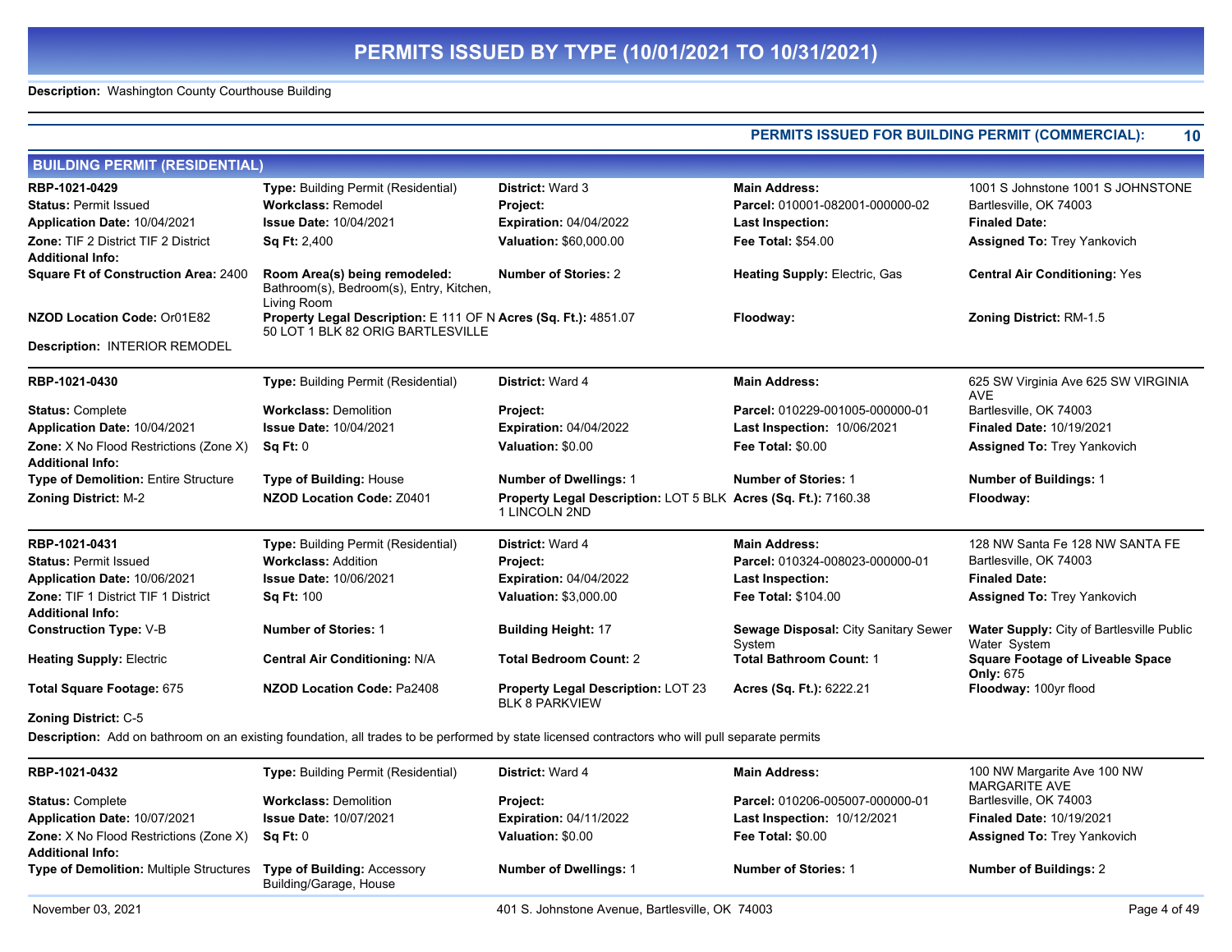# PERMITS ISSUED BY TYPE (10/01/2021 TO 10/31/2021)

**Description:** Washington County Courthouse Building

**PERMITS ISSUED FOR BUILDING PERMIT (COMMERCIAL): 10**

## BUILDING PERMIT (RESIDENTIAL)

**RBP-1021-0429**
**Type:** Building Permit (Residential)
**District:** Ward 3
**Main Address:** 1001 S Johnstone 1001 S JOHNSTONE Bartlesville, OK 74003
**Status:** Permit Issued
**Workclass:** Remodel
**Project:**
**Parcel:** 010001-082001-000000-02
**Application Date:** 10/04/2021
**Issue Date:** 10/04/2021
**Expiration:** 04/04/2022
**Last Inspection:**
**Finaled Date:**
**Zone:** TIF 2 District TIF 2 District
**Sq Ft:** 2,400
**Valuation:** $60,000.00
**Fee Total:** $54.00
**Assigned To:** Trey Yankovich
**Additional Info:**
**Square Ft of Construction Area:** 2400
**Room Area(s) being remodeled:** Bathroom(s), Bedroom(s), Entry, Kitchen, Living Room
**Number of Stories:** 2
**Heating Supply:** Electric, Gas
**Central Air Conditioning:** Yes
**NZOD Location Code:** Or01E82
**Property Legal Description:** E 111 OF N 50 LOT 1 BLK 82 ORIG BARTLESVILLE
**Acres (Sq. Ft.):** 4851.07
**Floodway:**
**Zoning District:** RM-1.5
**Description:** INTERIOR REMODEL

---

**RBP-1021-0430**
**Type:** Building Permit (Residential)
**District:** Ward 4
**Main Address:** 625 SW Virginia Ave 625 SW VIRGINIA AVE Bartlesville, OK 74003
**Status:** Complete
**Workclass:** Demolition
**Project:**
**Parcel:** 010229-001005-000000-01
**Application Date:** 10/04/2021
**Issue Date:** 10/04/2021
**Expiration:** 04/04/2022
**Last Inspection:** 10/06/2021
**Finaled Date:** 10/19/2021
**Zone:** X No Flood Restrictions (Zone X)
**Sq Ft:** 0
**Valuation:** $0.00
**Fee Total:** $0.00
**Assigned To:** Trey Yankovich
**Additional Info:**
**Type of Demolition:** Entire Structure
**Type of Building:** House
**Number of Dwellings:** 1
**Number of Stories:** 1
**Number of Buildings:** 1
**Zoning District:** M-2
**NZOD Location Code:** Z0401
**Property Legal Description:** LOT 5 BLK 1 LINCOLN 2ND
**Acres (Sq. Ft.):** 7160.38
**Floodway:**

---

**RBP-1021-0431**
**Type:** Building Permit (Residential)
**District:** Ward 4
**Main Address:** 128 NW Santa Fe 128 NW SANTA FE Bartlesville, OK 74003
**Status:** Permit Issued
**Workclass:** Addition
**Project:**
**Parcel:** 010324-008023-000000-01
**Application Date:** 10/06/2021
**Issue Date:** 10/06/2021
**Expiration:** 04/04/2022
**Last Inspection:**
**Finaled Date:**
**Zone:** TIF 1 District TIF 1 District
**Sq Ft:** 100
**Valuation:** $3,000.00
**Fee Total:** $104.00
**Assigned To:** Trey Yankovich
**Additional Info:**
**Construction Type:** V-B
**Number of Stories:** 1
**Building Height:** 17
**Sewage Disposal:** City Sanitary Sewer System
**Water Supply:** City of Bartlesville Public Water System
**Heating Supply:** Electric
**Central Air Conditioning:** N/A
**Total Bedroom Count:** 2
**Total Bathroom Count:** 1
**Square Footage of Liveable Space Only:** 675
**Total Square Footage:** 675
**NZOD Location Code:** Pa2408
**Property Legal Description:** LOT 23 BLK 8 PARKVIEW
**Acres (Sq. Ft.):** 6222.21
**Floodway:** 100yr flood
**Zoning District:** C-5
**Description:** Add on bathroom on an existing foundation, all trades to be performed by state licensed contractors who will pull separate permits

---

**RBP-1021-0432**
**Type:** Building Permit (Residential)
**District:** Ward 4
**Main Address:** 100 NW Margarite Ave 100 NW MARGARITE AVE Bartlesville, OK 74003
**Status:** Complete
**Workclass:** Demolition
**Project:**
**Parcel:** 010206-005007-000000-01
**Application Date:** 10/07/2021
**Issue Date:** 10/07/2021
**Expiration:** 04/11/2022
**Last Inspection:** 10/12/2021
**Finaled Date:** 10/19/2021
**Zone:** X No Flood Restrictions (Zone X)
**Sq Ft:** 0
**Valuation:** $0.00
**Fee Total:** $0.00
**Assigned To:** Trey Yankovich
**Additional Info:**
**Type of Demolition:** Multiple Structures
**Type of Building:** Accessory Building/Garage, House
**Number of Dwellings:** 1
**Number of Stories:** 1
**Number of Buildings:** 2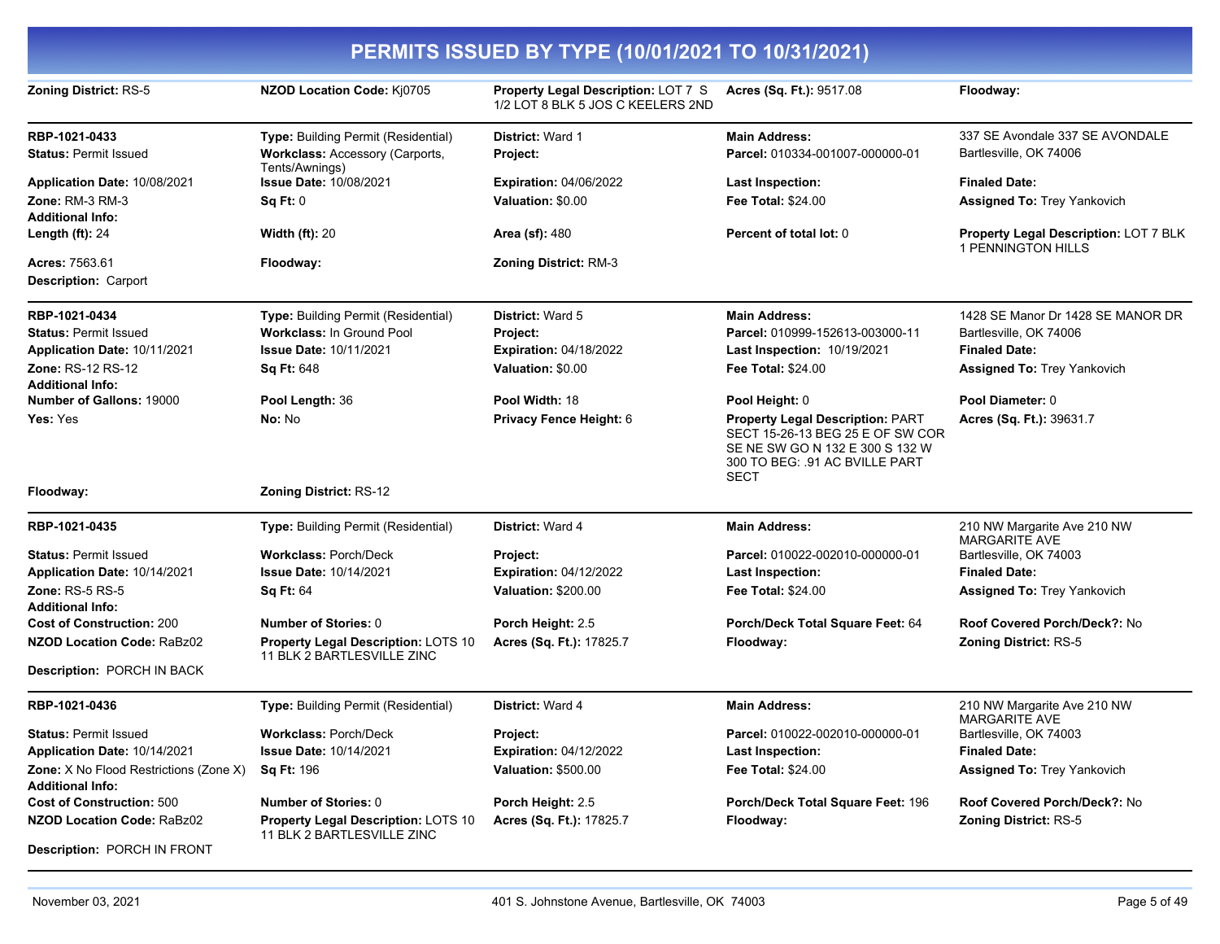# PERMITS ISSUED BY TYPE (10/01/2021 TO 10/31/2021)

| | | | | |
|---|---|---|---|---|
| **Zoning District:** RS-5 | **NZOD Location Code:** Kj0705 | **Property Legal Description:** LOT 7 S 1/2 LOT 8 BLK 5 JOS C KEELERS 2ND | **Acres (Sq. Ft.):** 9517.08 | **Floodway:** |

---

| | | | | |
|---|---|---|---|---|
| **RBP-1021-0433** | **Type:** Building Permit (Residential) | **District:** Ward 1 | **Main Address:** | 337 SE Avondale 337 SE AVONDALE |
| **Status:** Permit Issued | **Workclass:** Accessory (Carports, Tents/Awnings) | **Project:** | **Parcel:** 010334-001007-000000-01 | Bartlesville, OK 74006 |
| **Application Date:** 10/08/2021 | **Issue Date:** 10/08/2021 | **Expiration:** 04/06/2022 | **Last Inspection:** | **Finaled Date:** |
| **Zone:** RM-3 RM-3 | **Sq Ft:** 0 | **Valuation:** $0.00 | **Fee Total:** $24.00 | **Assigned To:** Trey Yankovich |
| **Additional Info:** | | | | |
| **Length (ft):** 24 | **Width (ft):** 20 | **Area (sf):** 480 | **Percent of total lot:** 0 | **Property Legal Description:** LOT 7 BLK 1 PENNINGTON HILLS |
| **Acres:** 7563.61 | **Floodway:** | **Zoning District:** RM-3 | | |
| **Description:** Carport | | | | |

---

| | | | | |
|---|---|---|---|---|
| **RBP-1021-0434** | **Type:** Building Permit (Residential) | **District:** Ward 5 | **Main Address:** | 1428 SE Manor Dr 1428 SE MANOR DR |
| **Status:** Permit Issued | **Workclass:** In Ground Pool | **Project:** | **Parcel:** 010999-152613-003000-11 | Bartlesville, OK 74006 |
| **Application Date:** 10/11/2021 | **Issue Date:** 10/11/2021 | **Expiration:** 04/18/2022 | **Last Inspection:** 10/19/2021 | **Finaled Date:** |
| **Zone:** RS-12 RS-12 | **Sq Ft:** 648 | **Valuation:** $0.00 | **Fee Total:** $24.00 | **Assigned To:** Trey Yankovich |
| **Additional Info:** | | | | |
| **Number of Gallons:** 19000 | **Pool Length:** 36 | **Pool Width:** 18 | **Pool Height:** 0 | **Pool Diameter:** 0 |
| **Yes:** Yes | **No:** No | **Privacy Fence Height:** 6 | **Property Legal Description:** PART SECT 15-26-13 BEG 25 E OF SW COR SE NE SW GO N 132 E 300 S 132 W 300 TO BEG: .91 AC BVILLE PART SECT | **Acres (Sq. Ft.):** 39631.7 |
| **Floodway:** | **Zoning District:** RS-12 | | | |

---

| | | | | |
|---|---|---|---|---|
| **RBP-1021-0435** | **Type:** Building Permit (Residential) | **District:** Ward 4 | **Main Address:** | 210 NW Margarite Ave 210 NW MARGARITE AVE |
| **Status:** Permit Issued | **Workclass:** Porch/Deck | **Project:** | **Parcel:** 010022-002010-000000-01 | Bartlesville, OK 74003 |
| **Application Date:** 10/14/2021 | **Issue Date:** 10/14/2021 | **Expiration:** 04/12/2022 | **Last Inspection:** | **Finaled Date:** |
| **Zone:** RS-5 RS-5 | **Sq Ft:** 64 | **Valuation:** $200.00 | **Fee Total:** $24.00 | **Assigned To:** Trey Yankovich |
| **Additional Info:** | | | | |
| **Cost of Construction:** 200 | **Number of Stories:** 0 | **Porch Height:** 2.5 | **Porch/Deck Total Square Feet:** 64 | **Roof Covered Porch/Deck?:** No |
| **NZOD Location Code:** RaBz02 | **Property Legal Description:** LOTS 10 11 BLK 2 BARTLESVILLE ZINC | **Acres (Sq. Ft.):** 17825.7 | **Floodway:** | **Zoning District:** RS-5 |
| **Description:** PORCH IN BACK | | | | |

---

| | | | | |
|---|---|---|---|---|
| **RBP-1021-0436** | **Type:** Building Permit (Residential) | **District:** Ward 4 | **Main Address:** | 210 NW Margarite Ave 210 NW MARGARITE AVE |
| **Status:** Permit Issued | **Workclass:** Porch/Deck | **Project:** | **Parcel:** 010022-002010-000000-01 | Bartlesville, OK 74003 |
| **Application Date:** 10/14/2021 | **Issue Date:** 10/14/2021 | **Expiration:** 04/12/2022 | **Last Inspection:** | **Finaled Date:** |
| **Zone:** X No Flood Restrictions (Zone X) | **Sq Ft:** 196 | **Valuation:** $500.00 | **Fee Total:** $24.00 | **Assigned To:** Trey Yankovich |
| **Additional Info:** | | | | |
| **Cost of Construction:** 500 | **Number of Stories:** 0 | **Porch Height:** 2.5 | **Porch/Deck Total Square Feet:** 196 | **Roof Covered Porch/Deck?:** No |
| **NZOD Location Code:** RaBz02 | **Property Legal Description:** LOTS 10 11 BLK 2 BARTLESVILLE ZINC | **Acres (Sq. Ft.):** 17825.7 | **Floodway:** | **Zoning District:** RS-5 |
| **Description:** PORCH IN FRONT | | | | |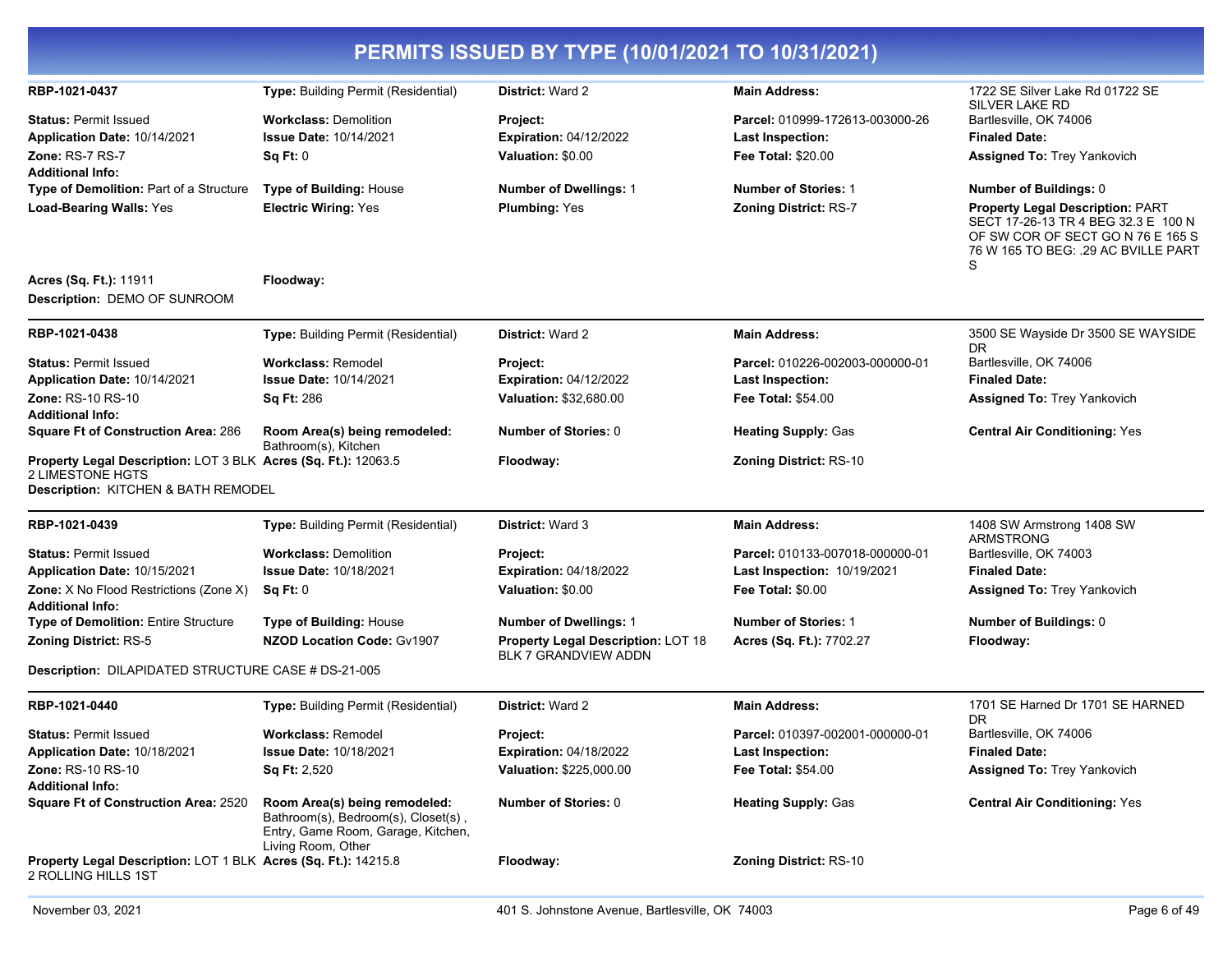# PERMITS ISSUED BY TYPE (10/01/2021 TO 10/31/2021)

| | | | | |
|---|---|---|---|---|
| **RBP-1021-0437** | **Type:** Building Permit (Residential) | **District:** Ward 2 | **Main Address:** | 1722 SE Silver Lake Rd 01722 SE SILVER LAKE RD |
| **Status:** Permit Issued | **Workclass:** Demolition | **Project:** | **Parcel:** 010999-172613-003000-26 | Bartlesville, OK 74006 |
| **Application Date:** 10/14/2021 | **Issue Date:** 10/14/2021 | **Expiration:** 04/12/2022 | **Last Inspection:** | **Finaled Date:** |
| **Zone:** RS-7 RS-7 | **Sq Ft:** 0 | **Valuation:** $0.00 | **Fee Total:** $20.00 | **Assigned To:** Trey Yankovich |
| **Additional Info:** | | | | |
| **Type of Demolition:** Part of a Structure | **Type of Building:** House | **Number of Dwellings:** 1 | **Number of Stories:** 1 | **Number of Buildings:** 0 |
| **Load-Bearing Walls:** Yes | **Electric Wiring:** Yes | **Plumbing:** Yes | **Zoning District:** RS-7 | **Property Legal Description:** PART SECT 17-26-13 TR 4 BEG 32.3 E 100 N OF SW COR OF SECT GO N 76 E 165 S 76 W 165 TO BEG: .29 AC BVILLE PART S |
| **Acres (Sq. Ft.):** 11911 | **Floodway:** | | | |

**Description:** DEMO OF SUNROOM

| | | | | |
|---|---|---|---|---|
| **RBP-1021-0438** | **Type:** Building Permit (Residential) | **District:** Ward 2 | **Main Address:** | 3500 SE Wayside Dr 3500 SE WAYSIDE DR |
| **Status:** Permit Issued | **Workclass:** Remodel | **Project:** | **Parcel:** 010226-002003-000000-01 | Bartlesville, OK 74006 |
| **Application Date:** 10/14/2021 | **Issue Date:** 10/14/2021 | **Expiration:** 04/12/2022 | **Last Inspection:** | **Finaled Date:** |
| **Zone:** RS-10 RS-10 | **Sq Ft:** 286 | **Valuation:** $32,680.00 | **Fee Total:** $54.00 | **Assigned To:** Trey Yankovich |
| **Additional Info:** | | | | |
| **Square Ft of Construction Area:** 286 | **Room Area(s) being remodeled:** Bathroom(s), Kitchen | **Number of Stories:** 0 | **Heating Supply:** Gas | **Central Air Conditioning:** Yes |
| **Property Legal Description:** LOT 3 BLK 2 LIMESTONE HGTS | **Acres (Sq. Ft.):** 12063.5 | **Floodway:** | **Zoning District:** RS-10 | |

**Description:** KITCHEN & BATH REMODEL

| | | | | |
|---|---|---|---|---|
| **RBP-1021-0439** | **Type:** Building Permit (Residential) | **District:** Ward 3 | **Main Address:** | 1408 SW Armstrong 1408 SW ARMSTRONG |
| **Status:** Permit Issued | **Workclass:** Demolition | **Project:** | **Parcel:** 010133-007018-000000-01 | Bartlesville, OK 74003 |
| **Application Date:** 10/15/2021 | **Issue Date:** 10/18/2021 | **Expiration:** 04/18/2022 | **Last Inspection:** 10/19/2021 | **Finaled Date:** |
| **Zone:** X No Flood Restrictions (Zone X) | **Sq Ft:** 0 | **Valuation:** $0.00 | **Fee Total:** $0.00 | **Assigned To:** Trey Yankovich |
| **Additional Info:** | | | | |
| **Type of Demolition:** Entire Structure | **Type of Building:** House | **Number of Dwellings:** 1 | **Number of Stories:** 1 | **Number of Buildings:** 0 |
| **Zoning District:** RS-5 | **NZOD Location Code:** Gv1907 | **Property Legal Description:** LOT 18 BLK 7 GRANDVIEW ADDN | **Acres (Sq. Ft.):** 7702.27 | **Floodway:** |

**Description:** DILAPIDATED STRUCTURE CASE # DS-21-005

| | | | | |
|---|---|---|---|---|
| **RBP-1021-0440** | **Type:** Building Permit (Residential) | **District:** Ward 2 | **Main Address:** | 1701 SE Harned Dr 1701 SE HARNED DR |
| **Status:** Permit Issued | **Workclass:** Remodel | **Project:** | **Parcel:** 010397-002001-000000-01 | Bartlesville, OK 74006 |
| **Application Date:** 10/18/2021 | **Issue Date:** 10/18/2021 | **Expiration:** 04/18/2022 | **Last Inspection:** | **Finaled Date:** |
| **Zone:** RS-10 RS-10 | **Sq Ft:** 2,520 | **Valuation:** $225,000.00 | **Fee Total:** $54.00 | **Assigned To:** Trey Yankovich |
| **Additional Info:** | | | | |
| **Square Ft of Construction Area:** 2520 | **Room Area(s) being remodeled:** Bathroom(s), Bedroom(s), Closet(s) , Entry, Game Room, Garage, Kitchen, Living Room, Other | **Number of Stories:** 0 | **Heating Supply:** Gas | **Central Air Conditioning:** Yes |
| **Property Legal Description:** LOT 1 BLK 2 ROLLING HILLS 1ST | **Acres (Sq. Ft.):** 14215.8 | **Floodway:** | **Zoning District:** RS-10 | |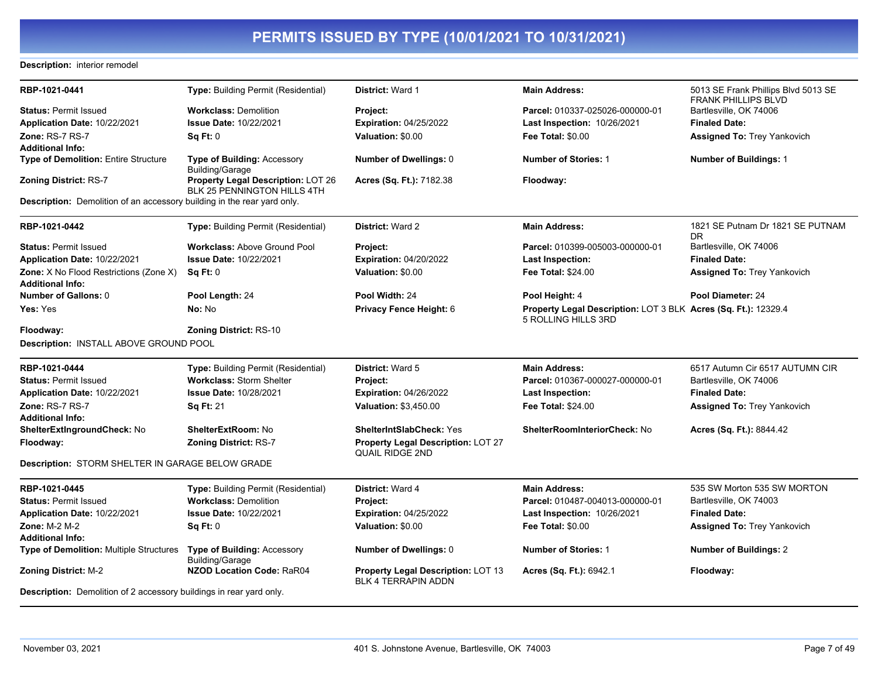# PERMITS ISSUED BY TYPE (10/01/2021 TO 10/31/2021)

**Description:** interior remodel

---

| **RBP-1021-0441** | **Type:** Building Permit (Residential) | **District:** Ward 1 | **Main Address:** | 5013 SE Frank Phillips Blvd 5013 SE FRANK PHILLIPS BLVD |
|---|---|---|---|---|
| **Status:** Permit Issued | **Workclass:** Demolition | **Project:** | **Parcel:** 010337-025026-000000-01 | Bartlesville, OK 74006 |
| **Application Date:** 10/22/2021 | **Issue Date:** 10/22/2021 | **Expiration:** 04/25/2022 | **Last Inspection:** 10/26/2021 | **Finaled Date:** |
| **Zone:** RS-7 RS-7 | **Sq Ft:** 0 | **Valuation:** $0.00 | **Fee Total:** $0.00 | **Assigned To:** Trey Yankovich |
| **Additional Info:** | | | | |
| **Type of Demolition:** Entire Structure | **Type of Building:** Accessory Building/Garage | **Number of Dwellings:** 0 | **Number of Stories:** 1 | **Number of Buildings:** 1 |
| **Zoning District:** RS-7 | **Property Legal Description:** LOT 26 BLK 25 PENNINGTON HILLS 4TH | **Acres (Sq. Ft.):** 7182.38 | **Floodway:** | |

**Description:** Demolition of an accessory building in the rear yard only.

---

| **RBP-1021-0442** | **Type:** Building Permit (Residential) | **District:** Ward 2 | **Main Address:** | 1821 SE Putnam Dr 1821 SE PUTNAM DR |
|---|---|---|---|---|
| **Status:** Permit Issued | **Workclass:** Above Ground Pool | **Project:** | **Parcel:** 010399-005003-000000-01 | Bartlesville, OK 74006 |
| **Application Date:** 10/22/2021 | **Issue Date:** 10/22/2021 | **Expiration:** 04/20/2022 | **Last Inspection:** | **Finaled Date:** |
| **Zone:** X No Flood Restrictions (Zone X) | **Sq Ft:** 0 | **Valuation:** $0.00 | **Fee Total:** $24.00 | **Assigned To:** Trey Yankovich |
| **Additional Info:** | | | | |
| **Number of Gallons:** 0 | **Pool Length:** 24 | **Pool Width:** 24 | **Pool Height:** 4 | **Pool Diameter:** 24 |
| **Yes:** Yes | **No:** No | **Privacy Fence Height:** 6 | **Property Legal Description:** LOT 3 BLK 5 ROLLING HILLS 3RD | **Acres (Sq. Ft.):** 12329.4 |
| **Floodway:** | **Zoning District:** RS-10 | | | |

**Description:** INSTALL ABOVE GROUND POOL

---

| **RBP-1021-0444** | **Type:** Building Permit (Residential) | **District:** Ward 5 | **Main Address:** | 6517 Autumn Cir 6517 AUTUMN CIR |
|---|---|---|---|---|
| **Status:** Permit Issued | **Workclass:** Storm Shelter | **Project:** | **Parcel:** 010367-000027-000000-01 | Bartlesville, OK 74006 |
| **Application Date:** 10/22/2021 | **Issue Date:** 10/28/2021 | **Expiration:** 04/26/2022 | **Last Inspection:** | **Finaled Date:** |
| **Zone:** RS-7 RS-7 | **Sq Ft:** 21 | **Valuation:** $3,450.00 | **Fee Total:** $24.00 | **Assigned To:** Trey Yankovich |
| **Additional Info:** | | | | |
| **ShelterExtIngroundCheck:** No | **ShelterExtRoom:** No | **ShelterIntSlabCheck:** Yes | **ShelterRoomInteriorCheck:** No | **Acres (Sq. Ft.):** 8844.42 |
| **Floodway:** | **Zoning District:** RS-7 | **Property Legal Description:** LOT 27 QUAIL RIDGE 2ND | | |

**Description:** STORM SHELTER IN GARAGE BELOW GRADE

---

| **RBP-1021-0445** | **Type:** Building Permit (Residential) | **District:** Ward 4 | **Main Address:** | 535 SW Morton 535 SW MORTON |
|---|---|---|---|---|
| **Status:** Permit Issued | **Workclass:** Demolition | **Project:** | **Parcel:** 010487-004013-000000-01 | Bartlesville, OK 74003 |
| **Application Date:** 10/22/2021 | **Issue Date:** 10/22/2021 | **Expiration:** 04/25/2022 | **Last Inspection:** 10/26/2021 | **Finaled Date:** |
| **Zone:** M-2 M-2 | **Sq Ft:** 0 | **Valuation:** $0.00 | **Fee Total:** $0.00 | **Assigned To:** Trey Yankovich |
| **Additional Info:** | | | | |
| **Type of Demolition:** Multiple Structures | **Type of Building:** Accessory Building/Garage | **Number of Dwellings:** 0 | **Number of Stories:** 1 | **Number of Buildings:** 2 |
| **Zoning District:** M-2 | **NZOD Location Code:** RaR04 | **Property Legal Description:** LOT 13 BLK 4 TERRAPIN ADDN | **Acres (Sq. Ft.):** 6942.1 | **Floodway:** |

**Description:** Demolition of 2 accessory buildings in rear yard only.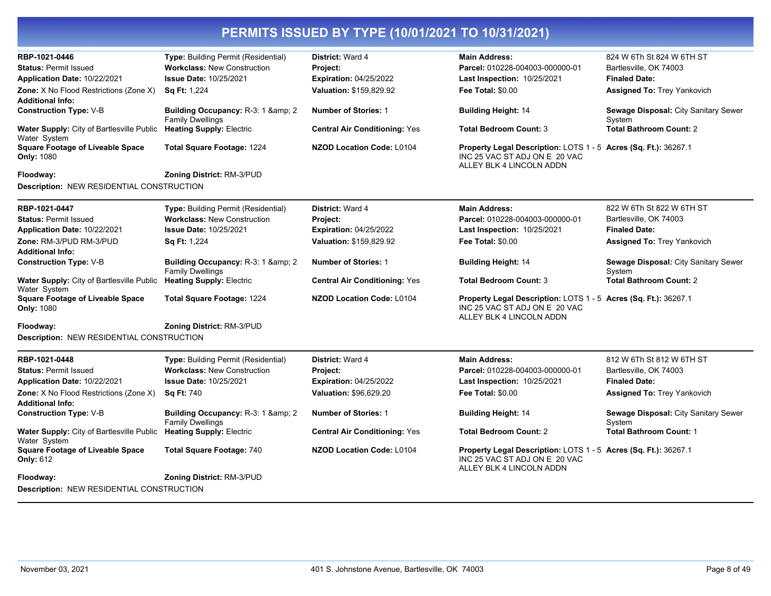# PERMITS ISSUED BY TYPE (10/01/2021 TO 10/31/2021)

**RBP-1021-0446**
**Type:** Building Permit (Residential)
**District:** Ward 4
**Main Address:** 824 W 6Th St 824 W 6TH ST Bartlesville, OK 74003
**Status:** Permit Issued
**Workclass:** New Construction
**Project:**
**Parcel:** 010228-004003-000000-01
**Application Date:** 10/22/2021
**Issue Date:** 10/25/2021
**Expiration:** 04/25/2022
**Last Inspection:** 10/25/2021
**Finaled Date:**
**Zone:** X No Flood Restrictions (Zone X)
**Sq Ft:** 1,224
**Valuation:** $159,829.92
**Fee Total:** $0.00
**Assigned To:** Trey Yankovich
**Additional Info:**
**Construction Type:** V-B
**Building Occupancy:** R-3: 1 &amp; 2 Family Dwellings
**Number of Stories:** 1
**Building Height:** 14
**Sewage Disposal:** City Sanitary Sewer System
**Water Supply:** City of Bartlesville Public Water System
**Heating Supply:** Electric
**Central Air Conditioning:** Yes
**Total Bedroom Count:** 3
**Total Bathroom Count:** 2
**Square Footage of Liveable Space Only:** 1080
**Total Square Footage:** 1224
**NZOD Location Code:** L0104
**Property Legal Description:** LOTS 1 - 5 INC 25 VAC ST ADJ ON E 20 VAC ALLEY BLK 4 LINCOLN ADDN
**Acres (Sq. Ft.):** 36267.1
**Floodway:**
**Zoning District:** RM-3/PUD
**Description:** NEW RESIDENTIAL CONSTRUCTION

---

**RBP-1021-0447**
**Type:** Building Permit (Residential)
**District:** Ward 4
**Main Address:** 822 W 6Th St 822 W 6TH ST Bartlesville, OK 74003
**Status:** Permit Issued
**Workclass:** New Construction
**Project:**
**Parcel:** 010228-004003-000000-01
**Application Date:** 10/22/2021
**Issue Date:** 10/25/2021
**Expiration:** 04/25/2022
**Last Inspection:** 10/25/2021
**Finaled Date:**
**Zone:** RM-3/PUD RM-3/PUD
**Sq Ft:** 1,224
**Valuation:** $159,829.92
**Fee Total:** $0.00
**Assigned To:** Trey Yankovich
**Additional Info:**
**Construction Type:** V-B
**Building Occupancy:** R-3: 1 &amp; 2 Family Dwellings
**Number of Stories:** 1
**Building Height:** 14
**Sewage Disposal:** City Sanitary Sewer System
**Water Supply:** City of Bartlesville Public Water System
**Heating Supply:** Electric
**Central Air Conditioning:** Yes
**Total Bedroom Count:** 3
**Total Bathroom Count:** 2
**Square Footage of Liveable Space Only:** 1080
**Total Square Footage:** 1224
**NZOD Location Code:** L0104
**Property Legal Description:** LOTS 1 - 5 INC 25 VAC ST ADJ ON E 20 VAC ALLEY BLK 4 LINCOLN ADDN
**Acres (Sq. Ft.):** 36267.1
**Floodway:**
**Zoning District:** RM-3/PUD
**Description:** NEW RESIDENTIAL CONSTRUCTION

---

**RBP-1021-0448**
**Type:** Building Permit (Residential)
**District:** Ward 4
**Main Address:** 812 W 6Th St 812 W 6TH ST Bartlesville, OK 74003
**Status:** Permit Issued
**Workclass:** New Construction
**Project:**
**Parcel:** 010228-004003-000000-01
**Application Date:** 10/22/2021
**Issue Date:** 10/25/2021
**Expiration:** 04/25/2022
**Last Inspection:** 10/25/2021
**Finaled Date:**
**Zone:** X No Flood Restrictions (Zone X)
**Sq Ft:** 740
**Valuation:** $96,629.20
**Fee Total:** $0.00
**Assigned To:** Trey Yankovich
**Additional Info:**
**Construction Type:** V-B
**Building Occupancy:** R-3: 1 &amp; 2 Family Dwellings
**Number of Stories:** 1
**Building Height:** 14
**Sewage Disposal:** City Sanitary Sewer System
**Water Supply:** City of Bartlesville Public Water System
**Heating Supply:** Electric
**Central Air Conditioning:** Yes
**Total Bedroom Count:** 2
**Total Bathroom Count:** 1
**Square Footage of Liveable Space Only:** 612
**Total Square Footage:** 740
**NZOD Location Code:** L0104
**Property Legal Description:** LOTS 1 - 5 INC 25 VAC ST ADJ ON E 20 VAC ALLEY BLK 4 LINCOLN ADDN
**Acres (Sq. Ft.):** 36267.1
**Floodway:**
**Zoning District:** RM-3/PUD
**Description:** NEW RESIDENTIAL CONSTRUCTION

---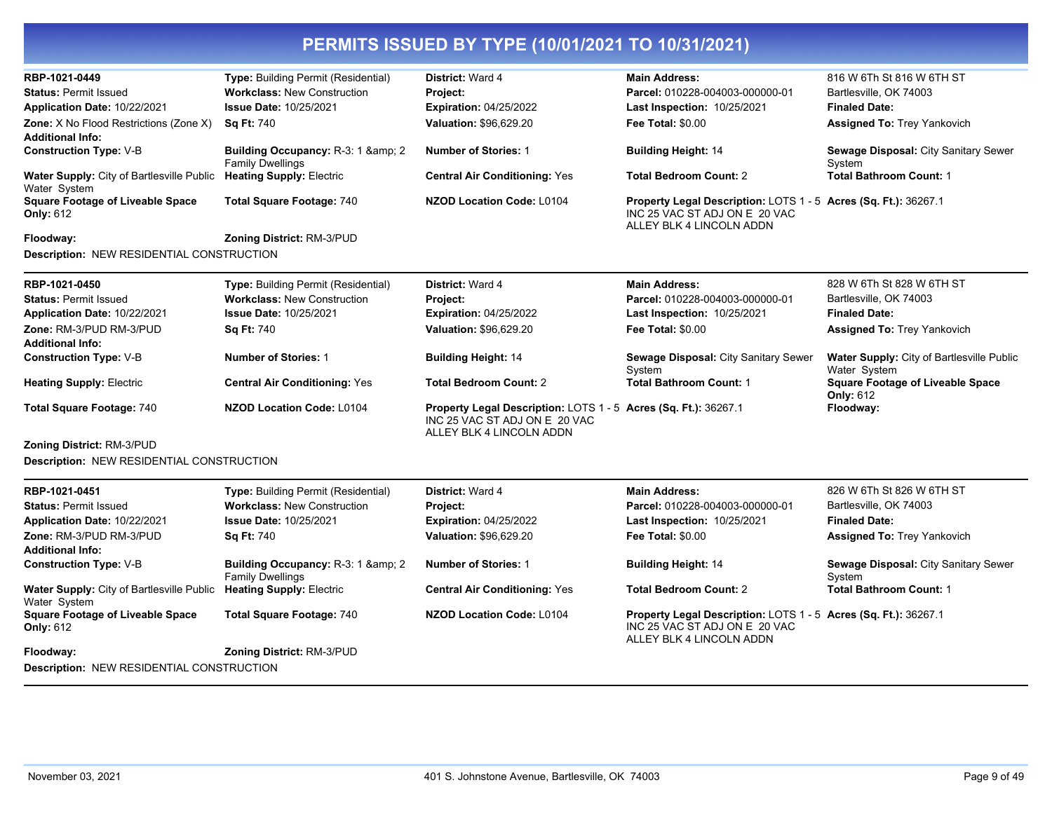# PERMITS ISSUED BY TYPE (10/01/2021 TO 10/31/2021)

**RBP-1021-0449**
**Type:** Building Permit (Residential)
**District:** Ward 4
**Main Address:** 816 W 6Th St 816 W 6TH ST Bartlesville, OK 74003
**Status:** Permit Issued
**Workclass:** New Construction
**Project:**
**Parcel:** 010228-004003-000000-01
**Application Date:** 10/22/2021
**Issue Date:** 10/25/2021
**Expiration:** 04/25/2022
**Last Inspection:** 10/25/2021
**Finaled Date:**
**Zone:** X No Flood Restrictions (Zone X)
**Sq Ft:** 740
**Valuation:** $96,629.20
**Fee Total:** $0.00
**Assigned To:** Trey Yankovich
**Additional Info:**
**Construction Type:** V-B
**Building Occupancy:** R-3: 1 &amp; 2 Family Dwellings
**Number of Stories:** 1
**Building Height:** 14
**Sewage Disposal:** City Sanitary Sewer System
**Water Supply:** City of Bartlesville Public Water System
**Heating Supply:** Electric
**Central Air Conditioning:** Yes
**Total Bedroom Count:** 2
**Total Bathroom Count:** 1
**Square Footage of Liveable Space Only:** 612
**Total Square Footage:** 740
**NZOD Location Code:** L0104
**Property Legal Description:** LOTS 1 - 5 INC 25 VAC ST ADJ ON E 20 VAC ALLEY BLK 4 LINCOLN ADDN
**Acres (Sq. Ft.):** 36267.1
**Floodway:**
**Zoning District:** RM-3/PUD
**Description:** NEW RESIDENTIAL CONSTRUCTION

---

**RBP-1021-0450**
**Type:** Building Permit (Residential)
**District:** Ward 4
**Main Address:** 828 W 6Th St 828 W 6TH ST Bartlesville, OK 74003
**Status:** Permit Issued
**Workclass:** New Construction
**Project:**
**Parcel:** 010228-004003-000000-01
**Application Date:** 10/22/2021
**Issue Date:** 10/25/2021
**Expiration:** 04/25/2022
**Last Inspection:** 10/25/2021
**Finaled Date:**
**Zone:** RM-3/PUD RM-3/PUD
**Sq Ft:** 740
**Valuation:** $96,629.20
**Fee Total:** $0.00
**Assigned To:** Trey Yankovich
**Additional Info:**
**Construction Type:** V-B
**Number of Stories:** 1
**Building Height:** 14
**Sewage Disposal:** City Sanitary Sewer System
**Water Supply:** City of Bartlesville Public Water System
**Heating Supply:** Electric
**Central Air Conditioning:** Yes
**Total Bedroom Count:** 2
**Total Bathroom Count:** 1
**Square Footage of Liveable Space Only:** 612
**Total Square Footage:** 740
**NZOD Location Code:** L0104
**Property Legal Description:** LOTS 1 - 5 INC 25 VAC ST ADJ ON E 20 VAC ALLEY BLK 4 LINCOLN ADDN
**Acres (Sq. Ft.):** 36267.1
**Floodway:**
**Zoning District:** RM-3/PUD
**Description:** NEW RESIDENTIAL CONSTRUCTION

---

**RBP-1021-0451**
**Type:** Building Permit (Residential)
**District:** Ward 4
**Main Address:** 826 W 6Th St 826 W 6TH ST Bartlesville, OK 74003
**Status:** Permit Issued
**Workclass:** New Construction
**Project:**
**Parcel:** 010228-004003-000000-01
**Application Date:** 10/22/2021
**Issue Date:** 10/25/2021
**Expiration:** 04/25/2022
**Last Inspection:** 10/25/2021
**Finaled Date:**
**Zone:** RM-3/PUD RM-3/PUD
**Sq Ft:** 740
**Valuation:** $96,629.20
**Fee Total:** $0.00
**Assigned To:** Trey Yankovich
**Additional Info:**
**Construction Type:** V-B
**Building Occupancy:** R-3: 1 &amp; 2 Family Dwellings
**Number of Stories:** 1
**Building Height:** 14
**Sewage Disposal:** City Sanitary Sewer System
**Water Supply:** City of Bartlesville Public Water System
**Heating Supply:** Electric
**Central Air Conditioning:** Yes
**Total Bedroom Count:** 2
**Total Bathroom Count:** 1
**Square Footage of Liveable Space Only:** 612
**Total Square Footage:** 740
**NZOD Location Code:** L0104
**Property Legal Description:** LOTS 1 - 5 INC 25 VAC ST ADJ ON E 20 VAC ALLEY BLK 4 LINCOLN ADDN
**Acres (Sq. Ft.):** 36267.1
**Floodway:**
**Zoning District:** RM-3/PUD
**Description:** NEW RESIDENTIAL CONSTRUCTION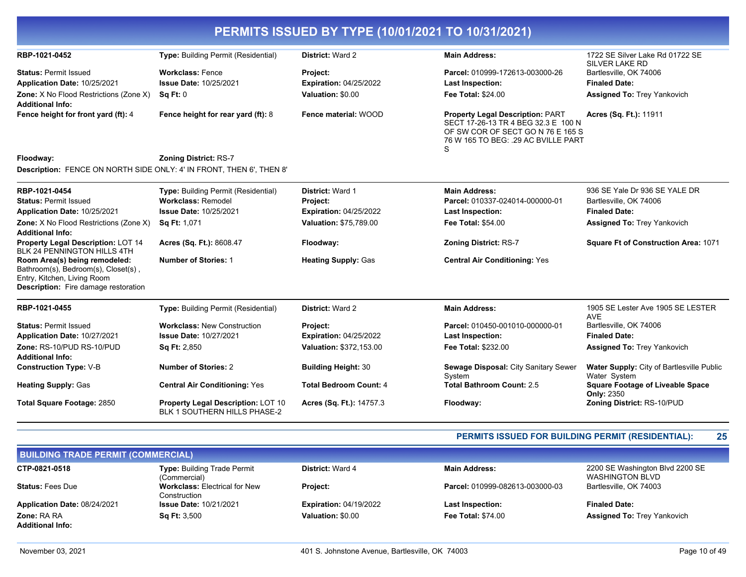# PERMITS ISSUED BY TYPE (10/01/2021 TO 10/31/2021)

**RBP-1021-0452**
**Type:** Building Permit (Residential)
**District:** Ward 2
**Main Address:** 1722 SE Silver Lake Rd 01722 SE SILVER LAKE RD Bartlesville, OK 74006
**Status:** Permit Issued
**Workclass:** Fence
**Project:**
**Parcel:** 010999-172613-003000-26
**Application Date:** 10/25/2021
**Issue Date:** 10/25/2021
**Expiration:** 04/25/2022
**Last Inspection:**
**Finaled Date:**
**Zone:** X No Flood Restrictions (Zone X)
**Sq Ft:** 0
**Valuation:** $0.00
**Fee Total:** $24.00
**Assigned To:** Trey Yankovich
**Additional Info:**
**Fence height for front yard (ft):** 4
**Fence height for rear yard (ft):** 8
**Fence material:** WOOD
**Property Legal Description:** PART SECT 17-26-13 TR 4 BEG 32.3 E 100 N OF SW COR OF SECT GO N 76 E 165 S 76 W 165 TO BEG: .29 AC BVILLE PART S
**Acres (Sq. Ft.):** 11911
**Floodway:**
**Zoning District:** RS-7
**Description:** FENCE ON NORTH SIDE ONLY: 4' IN FRONT, THEN 6', THEN 8'

---

**RBP-1021-0454**
**Type:** Building Permit (Residential)
**District:** Ward 1
**Main Address:** 936 SE Yale Dr 936 SE YALE DR Bartlesville, OK 74006
**Status:** Permit Issued
**Workclass:** Remodel
**Project:**
**Parcel:** 010337-024014-000000-01
**Application Date:** 10/25/2021
**Issue Date:** 10/25/2021
**Expiration:** 04/25/2022
**Last Inspection:**
**Finaled Date:**
**Zone:** X No Flood Restrictions (Zone X)
**Sq Ft:** 1,071
**Valuation:** $75,789.00
**Fee Total:** $54.00
**Assigned To:** Trey Yankovich
**Additional Info:**
**Property Legal Description:** LOT 14 BLK 24 PENNINGTON HILLS 4TH
**Acres (Sq. Ft.):** 8608.47
**Floodway:**
**Zoning District:** RS-7
**Square Ft of Construction Area:** 1071
**Room Area(s) being remodeled:** Bathroom(s), Bedroom(s), Closet(s) , Entry, Kitchen, Living Room
**Number of Stories:** 1
**Heating Supply:** Gas
**Central Air Conditioning:** Yes
**Description:** Fire damage restoration

---

**RBP-1021-0455**
**Type:** Building Permit (Residential)
**District:** Ward 2
**Main Address:** 1905 SE Lester Ave 1905 SE LESTER AVE Bartlesville, OK 74006
**Status:** Permit Issued
**Workclass:** New Construction
**Project:**
**Parcel:** 010450-001010-000000-01
**Application Date:** 10/27/2021
**Issue Date:** 10/27/2021
**Expiration:** 04/25/2022
**Last Inspection:**
**Finaled Date:**
**Zone:** RS-10/PUD RS-10/PUD
**Sq Ft:** 2,850
**Valuation:** $372,153.00
**Fee Total:** $232.00
**Assigned To:** Trey Yankovich
**Additional Info:**
**Construction Type:** V-B
**Number of Stories:** 2
**Building Height:** 30
**Sewage Disposal:** City Sanitary Sewer System
**Water Supply:** City of Bartlesville Public Water System
**Heating Supply:** Gas
**Central Air Conditioning:** Yes
**Total Bedroom Count:** 4
**Total Bathroom Count:** 2.5
**Square Footage of Liveable Space Only:** 2350
**Total Square Footage:** 2850
**Property Legal Description:** LOT 10 BLK 1 SOUTHERN HILLS PHASE-2
**Acres (Sq. Ft.):** 14757.3
**Floodway:**
**Zoning District:** RS-10/PUD

---

**PERMITS ISSUED FOR BUILDING PERMIT (RESIDENTIAL): 25**

## BUILDING TRADE PERMIT (COMMERCIAL)

**CTP-0821-0518**
**Type:** Building Trade Permit (Commercial)
**District:** Ward 4
**Main Address:** 2200 SE Washington Blvd 2200 SE WASHINGTON BLVD Bartlesville, OK 74003
**Status:** Fees Due
**Workclass:** Electrical for New Construction
**Project:**
**Parcel:** 010999-082613-003000-03
**Application Date:** 08/24/2021
**Issue Date:** 10/21/2021
**Expiration:** 04/19/2022
**Last Inspection:**
**Finaled Date:**
**Zone:** RA RA
**Sq Ft:** 3,500
**Valuation:** $0.00
**Fee Total:** $74.00
**Assigned To:** Trey Yankovich
**Additional Info:**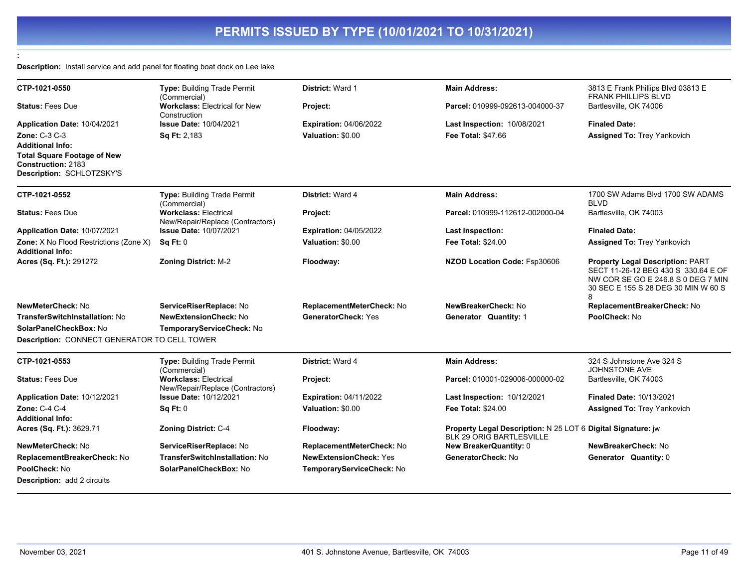# PERMITS ISSUED BY TYPE (10/01/2021 TO 10/31/2021)

:

**Description:** Install service and add panel for floating boat dock on Lee lake

---

| | | | | |
|---|---|---|---|---|
| **CTP-1021-0550** | **Type:** Building Trade Permit (Commercial) | **District:** Ward 1 | **Main Address:** | 3813 E Frank Phillips Blvd 03813 E FRANK PHILLIPS BLVD |
| **Status:** Fees Due | **Workclass:** Electrical for New Construction | **Project:** | **Parcel:** 010999-092613-004000-37 | Bartlesville, OK 74006 |
| **Application Date:** 10/04/2021 | **Issue Date:** 10/04/2021 | **Expiration:** 04/06/2022 | **Last Inspection:** 10/08/2021 | **Finaled Date:** |
| **Zone:** C-3 C-3 | **Sq Ft:** 2,183 | **Valuation:** $0.00 | **Fee Total:** $47.66 | **Assigned To:** Trey Yankovich |

**Additional Info:**
**Total Square Footage of New Construction:** 2183
**Description:** SCHLOTZSKY'S

---

| | | | | |
|---|---|---|---|---|
| **CTP-1021-0552** | **Type:** Building Trade Permit (Commercial) | **District:** Ward 4 | **Main Address:** | 1700 SW Adams Blvd 1700 SW ADAMS BLVD |
| **Status:** Fees Due | **Workclass:** Electrical New/Repair/Replace (Contractors) | **Project:** | **Parcel:** 010999-112612-002000-04 | Bartlesville, OK 74003 |
| **Application Date:** 10/07/2021 | **Issue Date:** 10/07/2021 | **Expiration:** 04/05/2022 | **Last Inspection:** | **Finaled Date:** |
| **Zone:** X No Flood Restrictions (Zone X) | **Sq Ft:** 0 | **Valuation:** $0.00 | **Fee Total:** $24.00 | **Assigned To:** Trey Yankovich |
| **Additional Info:** | | | | |
| **Acres (Sq. Ft.):** 291272 | **Zoning District:** M-2 | **Floodway:** | **NZOD Location Code:** Fsp30606 | **Property Legal Description:** PART SECT 11-26-12 BEG 430 S 330.64 E OF NW COR SE GO E 246.8 S 0 DEG 7 MIN 30 SEC E 155 S 28 DEG 30 MIN W 60 S 8 |
| **NewMeterCheck:** No | **ServiceRiserReplace:** No | **ReplacementMeterCheck:** No | **NewBreakerCheck:** No | **ReplacementBreakerCheck:** No |
| **TransferSwitchInstallation:** No | **NewExtensionCheck:** No | **GeneratorCheck:** Yes | **Generator Quantity:** 1 | **PoolCheck:** No |
| **SolarPanelCheckBox:** No | **TemporaryServiceCheck:** No | | | |

**Description:** CONNECT GENERATOR TO CELL TOWER

---

| | | | | |
|---|---|---|---|---|
| **CTP-1021-0553** | **Type:** Building Trade Permit (Commercial) | **District:** Ward 4 | **Main Address:** | 324 S Johnstone Ave 324 S JOHNSTONE AVE |
| **Status:** Fees Due | **Workclass:** Electrical New/Repair/Replace (Contractors) | **Project:** | **Parcel:** 010001-029006-000000-02 | Bartlesville, OK 74003 |
| **Application Date:** 10/12/2021 | **Issue Date:** 10/12/2021 | **Expiration:** 04/11/2022 | **Last Inspection:** 10/12/2021 | **Finaled Date:** 10/13/2021 |
| **Zone:** C-4 C-4 | **Sq Ft:** 0 | **Valuation:** $0.00 | **Fee Total:** $24.00 | **Assigned To:** Trey Yankovich |
| **Additional Info:** | | | | |
| **Acres (Sq. Ft.):** 3629.71 | **Zoning District:** C-4 | **Floodway:** | **Property Legal Description:** N 25 LOT 6 BLK 29 ORIG BARTLESVILLE | **Digital Signature:** jw |
| **NewMeterCheck:** No | **ServiceRiserReplace:** No | **ReplacementMeterCheck:** No | **New BreakerQuantity:** 0 | **NewBreakerCheck:** No |
| **ReplacementBreakerCheck:** No | **TransferSwitchInstallation:** No | **NewExtensionCheck:** Yes | **GeneratorCheck:** No | **Generator Quantity:** 0 |
| **PoolCheck:** No | **SolarPanelCheckBox:** No | **TemporaryServiceCheck:** No | | |

**Description:** add 2 circuits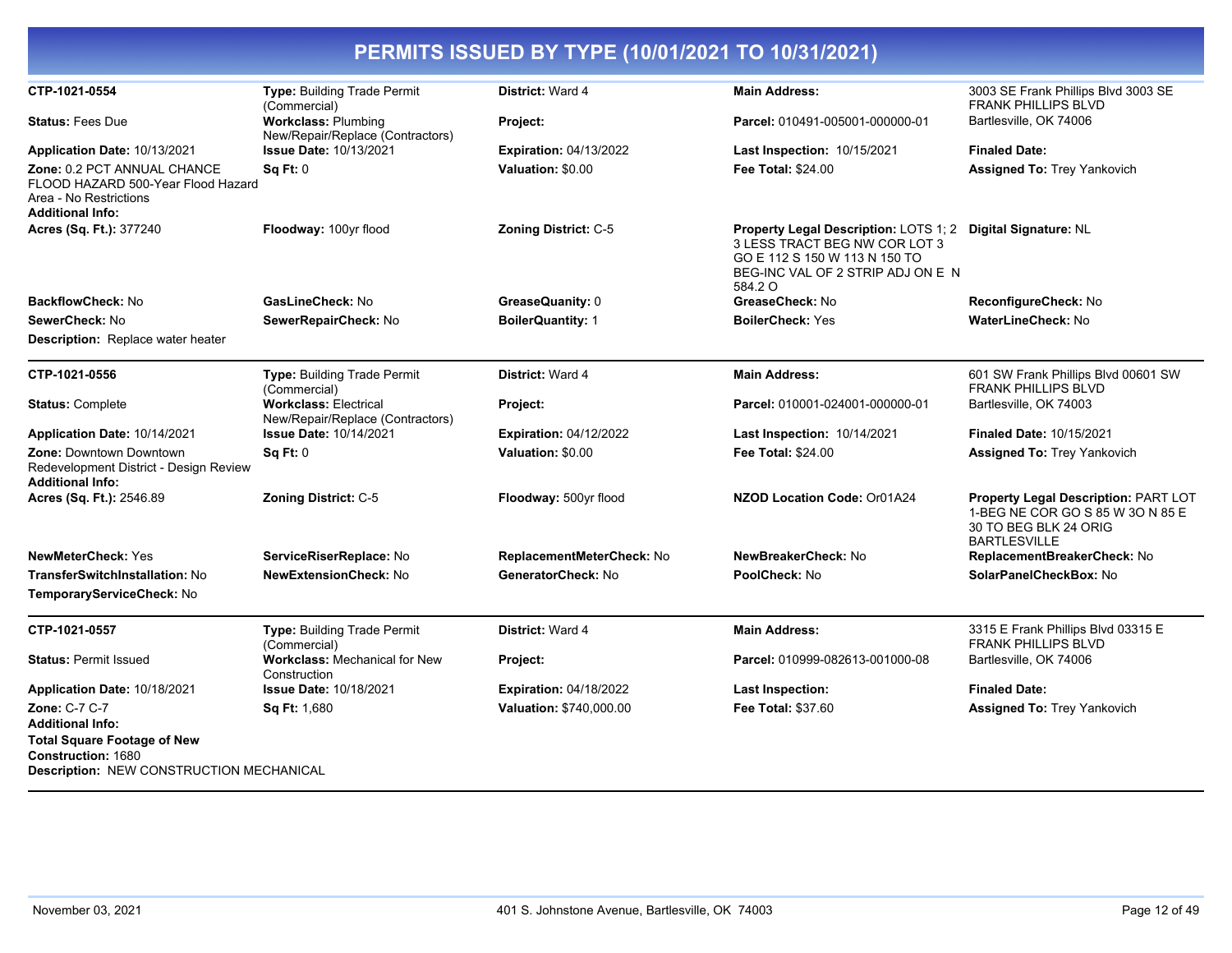# PERMITS ISSUED BY TYPE (10/01/2021 TO 10/31/2021)

| | | | | |
|---|---|---|---|---|
| **CTP-1021-0554** | **Type:** Building Trade Permit (Commercial) | **District:** Ward 4 | **Main Address:** | 3003 SE Frank Phillips Blvd 3003 SE FRANK PHILLIPS BLVD |
| **Status:** Fees Due | **Workclass:** Plumbing New/Repair/Replace (Contractors) | **Project:** | **Parcel:** 010491-005001-000000-01 | Bartlesville, OK 74006 |
| **Application Date:** 10/13/2021 | **Issue Date:** 10/13/2021 | **Expiration:** 04/13/2022 | **Last Inspection:** 10/15/2021 | **Finaled Date:** |
| **Zone:** 0.2 PCT ANNUAL CHANCE FLOOD HAZARD 500-Year Flood Hazard Area - No Restrictions | **Sq Ft:** 0 | **Valuation:** $0.00 | **Fee Total:** $24.00 | **Assigned To:** Trey Yankovich |
| **Additional Info:** | | | | |
| **Acres (Sq. Ft.):** 377240 | **Floodway:** 100yr flood | **Zoning District:** C-5 | **Property Legal Description:** LOTS 1; 2 3 LESS TRACT BEG NW COR LOT 3 GO E 112 S 150 W 113 N 150 TO BEG-INC VAL OF 2 STRIP ADJ ON E N 584.2 O | **Digital Signature:** NL |
| **BackflowCheck:** No | **GasLineCheck:** No | **GreaseQuanity:** 0 | **GreaseCheck:** No | **ReconfigureCheck:** No |
| **SewerCheck:** No | **SewerRepairCheck:** No | **BoilerQuantity:** 1 | **BoilerCheck:** Yes | **WaterLineCheck:** No |
| **Description:** Replace water heater | | | | |

| | | | | |
|---|---|---|---|---|
| **CTP-1021-0556** | **Type:** Building Trade Permit (Commercial) | **District:** Ward 4 | **Main Address:** | 601 SW Frank Phillips Blvd 00601 SW FRANK PHILLIPS BLVD |
| **Status:** Complete | **Workclass:** Electrical New/Repair/Replace (Contractors) | **Project:** | **Parcel:** 010001-024001-000000-01 | Bartlesville, OK 74003 |
| **Application Date:** 10/14/2021 | **Issue Date:** 10/14/2021 | **Expiration:** 04/12/2022 | **Last Inspection:** 10/14/2021 | **Finaled Date:** 10/15/2021 |
| **Zone:** Downtown Downtown Redevelopment District - Design Review | **Sq Ft:** 0 | **Valuation:** $0.00 | **Fee Total:** $24.00 | **Assigned To:** Trey Yankovich |
| **Additional Info:** | | | | |
| **Acres (Sq. Ft.):** 2546.89 | **Zoning District:** C-5 | **Floodway:** 500yr flood | **NZOD Location Code:** Or01A24 | **Property Legal Description:** PART LOT 1-BEG NE COR GO S 85 W 30 N 85 E 30 TO BEG BLK 24 ORIG BARTLESVILLE |
| **NewMeterCheck:** Yes | **ServiceRiserReplace:** No | **ReplacementMeterCheck:** No | **NewBreakerCheck:** No | **ReplacementBreakerCheck:** No |
| **TransferSwitchInstallation:** No | **NewExtensionCheck:** No | **GeneratorCheck:** No | **PoolCheck:** No | **SolarPanelCheckBox:** No |
| **TemporaryServiceCheck:** No | | | | |

| | | | | |
|---|---|---|---|---|
| **CTP-1021-0557** | **Type:** Building Trade Permit (Commercial) | **District:** Ward 4 | **Main Address:** | 3315 E Frank Phillips Blvd 03315 E FRANK PHILLIPS BLVD |
| **Status:** Permit Issued | **Workclass:** Mechanical for New Construction | **Project:** | **Parcel:** 010999-082613-001000-08 | Bartlesville, OK 74006 |
| **Application Date:** 10/18/2021 | **Issue Date:** 10/18/2021 | **Expiration:** 04/18/2022 | **Last Inspection:** | **Finaled Date:** |
| **Zone:** C-7 C-7 | **Sq Ft:** 1,680 | **Valuation:** $740,000.00 | **Fee Total:** $37.60 | **Assigned To:** Trey Yankovich |
| **Additional Info:** | | | | |
| **Total Square Footage of New Construction:** 1680 | | | | |
| **Description:** NEW CONSTRUCTION MECHANICAL | | | | |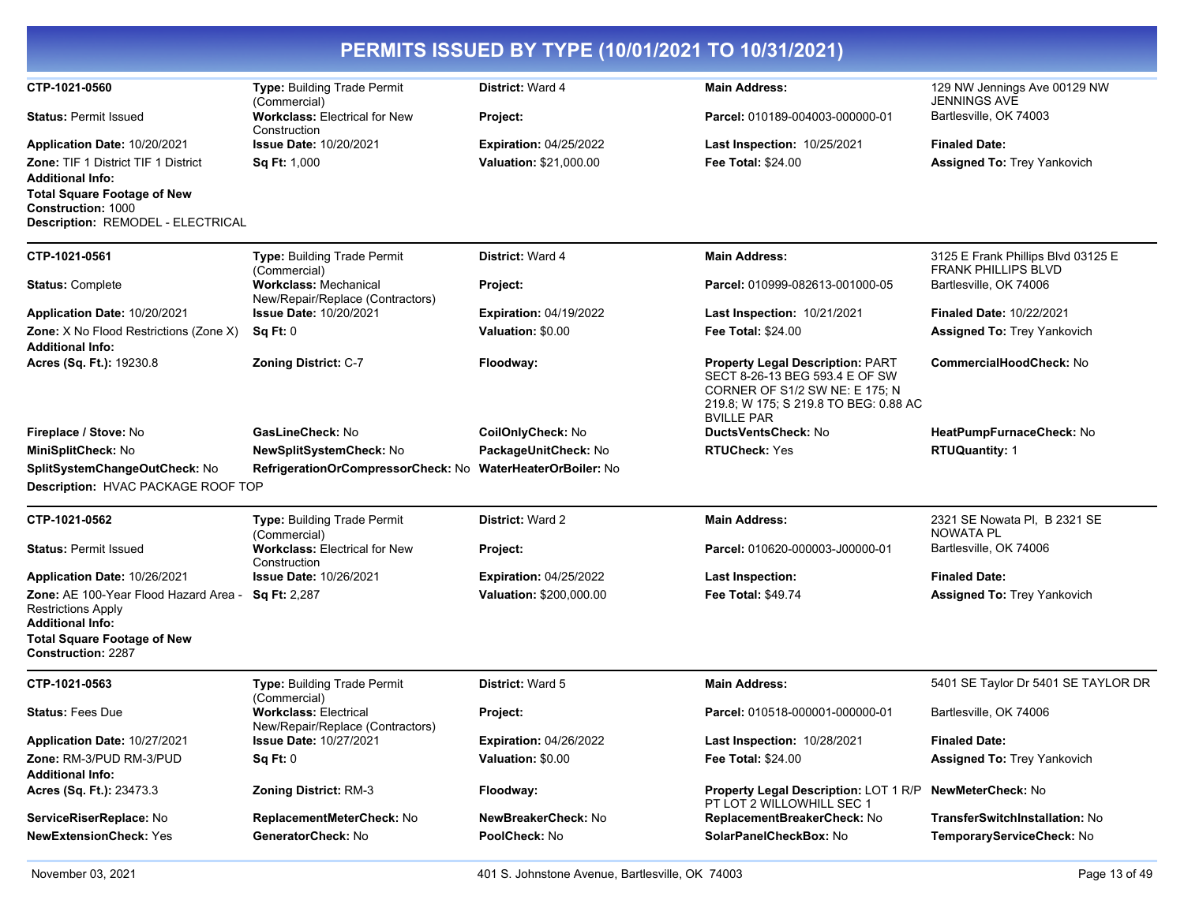# PERMITS ISSUED BY TYPE (10/01/2021 TO 10/31/2021)

---

**CTP-1021-0560**
**Type:** Building Trade Permit (Commercial)
**District:** Ward 4
**Main Address:** 129 NW Jennings Ave 00129 NW JENNINGS AVE Bartlesville, OK 74003
**Status:** Permit Issued
**Workclass:** Electrical for New Construction
**Project:**
**Parcel:** 010189-004003-000000-01
**Application Date:** 10/20/2021
**Issue Date:** 10/20/2021
**Expiration:** 04/25/2022
**Last Inspection:** 10/25/2021
**Finaled Date:**
**Zone:** TIF 1 District TIF 1 District
**Sq Ft:** 1,000
**Valuation:** $21,000.00
**Fee Total:** $24.00
**Assigned To:** Trey Yankovich
**Additional Info:**
**Total Square Footage of New Construction:** 1000
**Description:** REMODEL - ELECTRICAL

---

**CTP-1021-0561**
**Type:** Building Trade Permit (Commercial)
**District:** Ward 4
**Main Address:** 3125 E Frank Phillips Blvd 03125 E FRANK PHILLIPS BLVD Bartlesville, OK 74006
**Status:** Complete
**Workclass:** Mechanical New/Repair/Replace (Contractors)
**Project:**
**Parcel:** 010999-082613-001000-05
**Application Date:** 10/20/2021
**Issue Date:** 10/20/2021
**Expiration:** 04/19/2022
**Last Inspection:** 10/21/2021
**Finaled Date:** 10/22/2021
**Zone:** X No Flood Restrictions (Zone X)
**Sq Ft:** 0
**Valuation:** $0.00
**Fee Total:** $24.00
**Assigned To:** Trey Yankovich
**Additional Info:**
**Acres (Sq. Ft.):** 19230.8
**Zoning District:** C-7
**Floodway:**
**Property Legal Description:** PART SECT 8-26-13 BEG 593.4 E OF SW CORNER OF S1/2 SW NE: E 175; N 219.8; W 175; S 219.8 TO BEG: 0.88 AC BVILLE PAR
**CommercialHoodCheck:** No
**Fireplace / Stove:** No
**GasLineCheck:** No
**CoilOnlyCheck:** No
**DuctsVentsCheck:** No
**HeatPumpFurnaceCheck:** No
**MiniSplitCheck:** No
**NewSplitSystemCheck:** No
**PackageUnitCheck:** No
**RTUCheck:** Yes
**RTUQuantity:** 1
**SplitSystemChangeOutCheck:** No
**RefrigerationOrCompressorCheck:** No
**WaterHeaterOrBoiler:** No
**Description:** HVAC PACKAGE ROOF TOP

---

**CTP-1021-0562**
**Type:** Building Trade Permit (Commercial)
**District:** Ward 2
**Main Address:** 2321 SE Nowata Pl, B 2321 SE NOWATA PL Bartlesville, OK 74006
**Status:** Permit Issued
**Workclass:** Electrical for New Construction
**Project:**
**Parcel:** 010620-000003-J00000-01
**Application Date:** 10/26/2021
**Issue Date:** 10/26/2021
**Expiration:** 04/25/2022
**Last Inspection:**
**Finaled Date:**
**Zone:** AE 100-Year Flood Hazard Area - Restrictions Apply
**Sq Ft:** 2,287
**Valuation:** $200,000.00
**Fee Total:** $49.74
**Assigned To:** Trey Yankovich
**Additional Info:**
**Total Square Footage of New Construction:** 2287

---

**CTP-1021-0563**
**Type:** Building Trade Permit (Commercial)
**District:** Ward 5
**Main Address:** 5401 SE Taylor Dr 5401 SE TAYLOR DR Bartlesville, OK 74006
**Status:** Fees Due
**Workclass:** Electrical New/Repair/Replace (Contractors)
**Project:**
**Parcel:** 010518-000001-000000-01
**Application Date:** 10/27/2021
**Issue Date:** 10/27/2021
**Expiration:** 04/26/2022
**Last Inspection:** 10/28/2021
**Finaled Date:**
**Zone:** RM-3/PUD RM-3/PUD
**Sq Ft:** 0
**Valuation:** $0.00
**Fee Total:** $24.00
**Assigned To:** Trey Yankovich
**Additional Info:**
**Acres (Sq. Ft.):** 23473.3
**Zoning District:** RM-3
**Floodway:**
**Property Legal Description:** LOT 1 R/P PT LOT 2 WILLOWHILL SEC 1
**NewMeterCheck:** No
**ServiceRiserReplace:** No
**ReplacementMeterCheck:** No
**NewBreakerCheck:** No
**ReplacementBreakerCheck:** No
**TransferSwitchInstallation:** No
**NewExtensionCheck:** Yes
**GeneratorCheck:** No
**PoolCheck:** No
**SolarPanelCheckBox:** No
**TemporaryServiceCheck:** No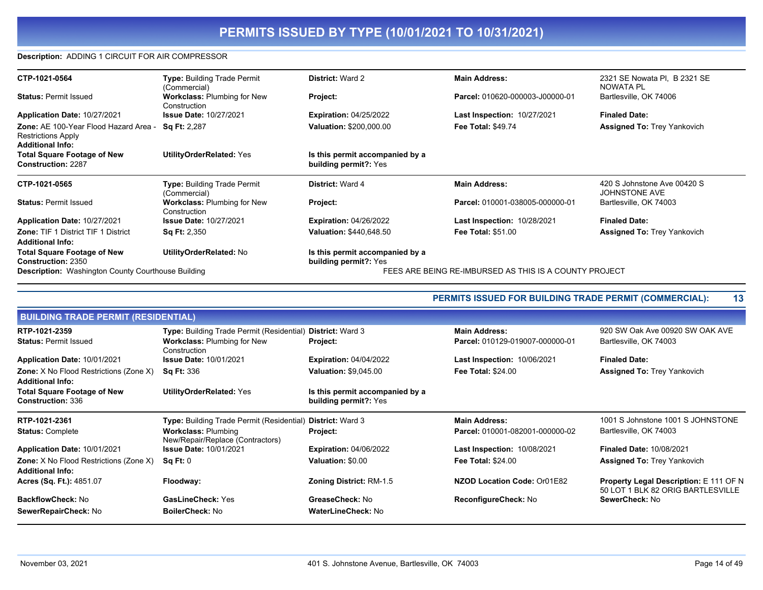# PERMITS ISSUED BY TYPE (10/01/2021 TO 10/31/2021)

**Description:** ADDING 1 CIRCUIT FOR AIR COMPRESSOR

| | | | | |
|---|---|---|---|---|
| **CTP-1021-0564** | **Type:** Building Trade Permit (Commercial) | **District:** Ward 2 | **Main Address:** | 2321 SE Nowata Pl, B 2321 SE NOWATA PL |
| **Status:** Permit Issued | **Workclass:** Plumbing for New Construction | **Project:** | **Parcel:** 010620-000003-J00000-01 | Bartlesville, OK 74006 |
| **Application Date:** 10/27/2021 | **Issue Date:** 10/27/2021 | **Expiration:** 04/25/2022 | **Last Inspection:** 10/27/2021 | **Finaled Date:** |
| **Zone:** AE 100-Year Flood Hazard Area - Restrictions Apply | **Sq Ft:** 2,287 | **Valuation:** $200,000.00 | **Fee Total:** $49.74 | **Assigned To:** Trey Yankovich |
| **Additional Info:** | | | | |
| **Total Square Footage of New Construction:** 2287 | **UtilityOrderRelated:** Yes | **Is this permit accompanied by a building permit?:** Yes | | |

| | | | | |
|---|---|---|---|---|
| **CTP-1021-0565** | **Type:** Building Trade Permit (Commercial) | **District:** Ward 4 | **Main Address:** | 420 S Johnstone Ave 00420 S JOHNSTONE AVE |
| **Status:** Permit Issued | **Workclass:** Plumbing for New Construction | **Project:** | **Parcel:** 010001-038005-000000-01 | Bartlesville, OK 74003 |
| **Application Date:** 10/27/2021 | **Issue Date:** 10/27/2021 | **Expiration:** 04/26/2022 | **Last Inspection:** 10/28/2021 | **Finaled Date:** |
| **Zone:** TIF 1 District TIF 1 District | **Sq Ft:** 2,350 | **Valuation:** $440,648.50 | **Fee Total:** $51.00 | **Assigned To:** Trey Yankovich |
| **Additional Info:** | | | | |
| **Total Square Footage of New Construction:** 2350 | **UtilityOrderRelated:** No | **Is this permit accompanied by a building permit?:** Yes | | |

**Description:** Washington County Courthouse Building FEES ARE BEING RE-IMBURSED AS THIS IS A COUNTY PROJECT

**PERMITS ISSUED FOR BUILDING TRADE PERMIT (COMMERCIAL): 13**

## BUILDING TRADE PERMIT (RESIDENTIAL)

| | | | | |
|---|---|---|---|---|
| **RTP-1021-2359** | **Type:** Building Trade Permit (Residential) | **District:** Ward 3 | **Main Address:** | 920 SW Oak Ave 00920 SW OAK AVE |
| **Status:** Permit Issued | **Workclass:** Plumbing for New Construction | **Project:** | **Parcel:** 010129-019007-000000-01 | Bartlesville, OK 74003 |
| **Application Date:** 10/01/2021 | **Issue Date:** 10/01/2021 | **Expiration:** 04/04/2022 | **Last Inspection:** 10/06/2021 | **Finaled Date:** |
| **Zone:** X No Flood Restrictions (Zone X) | **Sq Ft:** 336 | **Valuation:** $9,045.00 | **Fee Total:** $24.00 | **Assigned To:** Trey Yankovich |
| **Additional Info:** | | | | |
| **Total Square Footage of New Construction:** 336 | **UtilityOrderRelated:** Yes | **Is this permit accompanied by a building permit?:** Yes | | |

| | | | | |
|---|---|---|---|---|
| **RTP-1021-2361** | **Type:** Building Trade Permit (Residential) | **District:** Ward 3 | **Main Address:** | 1001 S Johnstone 1001 S JOHNSTONE |
| **Status:** Complete | **Workclass:** Plumbing New/Repair/Replace (Contractors) | **Project:** | **Parcel:** 010001-082001-000000-02 | Bartlesville, OK 74003 |
| **Application Date:** 10/01/2021 | **Issue Date:** 10/01/2021 | **Expiration:** 04/06/2022 | **Last Inspection:** 10/08/2021 | **Finaled Date:** 10/08/2021 |
| **Zone:** X No Flood Restrictions (Zone X) | **Sq Ft:** 0 | **Valuation:** $0.00 | **Fee Total:** $24.00 | **Assigned To:** Trey Yankovich |
| **Additional Info:** | | | | |
| **Acres (Sq. Ft.):** 4851.07 | **Floodway:** | **Zoning District:** RM-1.5 | **NZOD Location Code:** Or01E82 | **Property Legal Description:** E 111 OF N 50 LOT 1 BLK 82 ORIG BARTLESVILLE |
| **BackflowCheck:** No | **GasLineCheck:** Yes | **GreaseCheck:** No | **ReconfigureCheck:** No | **SewerCheck:** No |
| **SewerRepairCheck:** No | **BoilerCheck:** No | **WaterLineCheck:** No | | |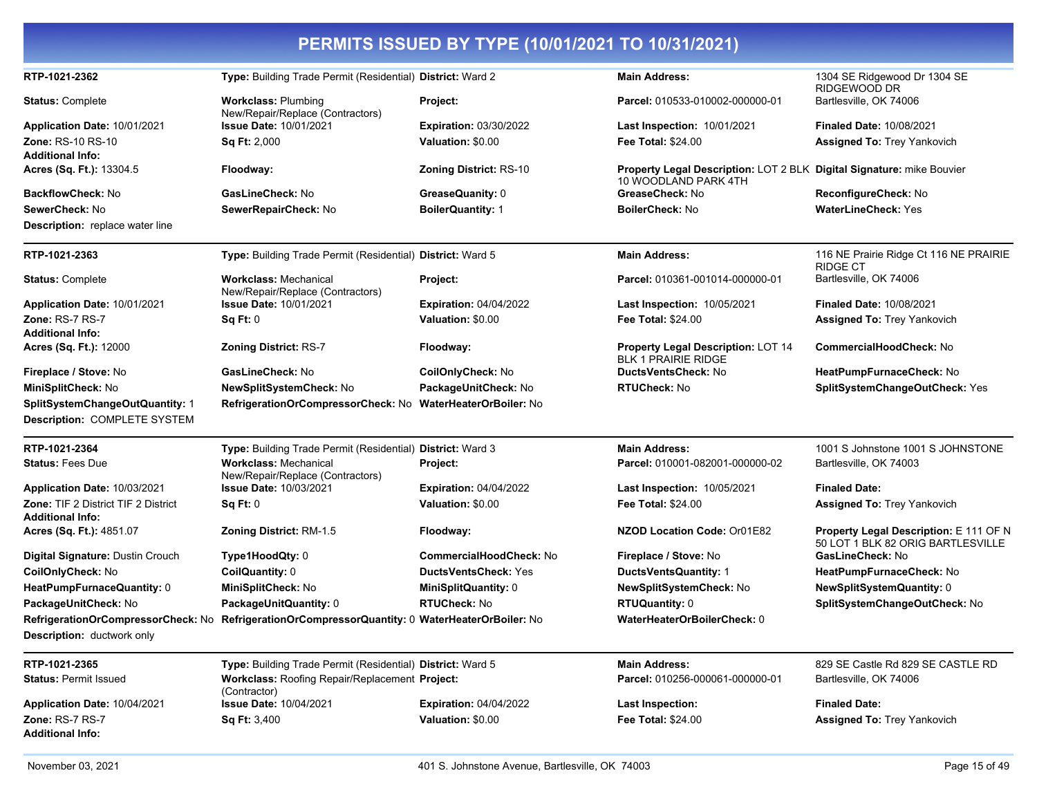# PERMITS ISSUED BY TYPE (10/01/2021 TO 10/31/2021)

| | | | | |
|---|---|---|---|---|
| **RTP-1021-2362** | **Type:** Building Trade Permit (Residential) | **District:** Ward 2 | **Main Address:** | 1304 SE Ridgewood Dr 1304 SE RIDGEWOOD DR |
| **Status:** Complete | **Workclass:** Plumbing New/Repair/Replace (Contractors) | **Project:** | **Parcel:** 010533-010002-000000-01 | Bartlesville, OK 74006 |
| **Application Date:** 10/01/2021 | **Issue Date:** 10/01/2021 | **Expiration:** 03/30/2022 | **Last Inspection:** 10/01/2021 | **Finaled Date:** 10/08/2021 |
| **Zone:** RS-10 RS-10 | **Sq Ft:** 2,000 | **Valuation:** $0.00 | **Fee Total:** $24.00 | **Assigned To:** Trey Yankovich |
| **Additional Info:** | | | | |
| **Acres (Sq. Ft.):** 13304.5 | **Floodway:** | **Zoning District:** RS-10 | **Property Legal Description:** LOT 2 BLK 10 WOODLAND PARK 4TH | **Digital Signature:** mike Bouvier |
| **BackflowCheck:** No | **GasLineCheck:** No | **GreaseQuanity:** 0 | **GreaseCheck:** No | **ReconfigureCheck:** No |
| **SewerCheck:** No | **SewerRepairCheck:** No | **BoilerQuantity:** 1 | **BoilerCheck:** No | **WaterLineCheck:** Yes |
| **Description:** replace water line | | | | |

| | | | | |
|---|---|---|---|---|
| **RTP-1021-2363** | **Type:** Building Trade Permit (Residential) | **District:** Ward 5 | **Main Address:** | 116 NE Prairie Ridge Ct 116 NE PRAIRIE RIDGE CT |
| **Status:** Complete | **Workclass:** Mechanical New/Repair/Replace (Contractors) | **Project:** | **Parcel:** 010361-001014-000000-01 | Bartlesville, OK 74006 |
| **Application Date:** 10/01/2021 | **Issue Date:** 10/01/2021 | **Expiration:** 04/04/2022 | **Last Inspection:** 10/05/2021 | **Finaled Date:** 10/08/2021 |
| **Zone:** RS-7 RS-7 | **Sq Ft:** 0 | **Valuation:** $0.00 | **Fee Total:** $24.00 | **Assigned To:** Trey Yankovich |
| **Additional Info:** | | | | |
| **Acres (Sq. Ft.):** 12000 | **Zoning District:** RS-7 | **Floodway:** | **Property Legal Description:** LOT 14 BLK 1 PRAIRIE RIDGE | **CommercialHoodCheck:** No |
| **Fireplace / Stove:** No | **GasLineCheck:** No | **CoilOnlyCheck:** No | **DuctsVentsCheck:** No | **HeatPumpFurnaceCheck:** No |
| **MiniSplitCheck:** No | **NewSplitSystemCheck:** No | **PackageUnitCheck:** No | **RTUCheck:** No | **SplitSystemChangeOutCheck:** Yes |
| **SplitSystemChangeOutQuantity:** 1 | **RefrigerationOrCompressorCheck:** No | **WaterHeaterOrBoiler:** No | | |
| **Description:** COMPLETE SYSTEM | | | | |

| | | | | |
|---|---|---|---|---|
| **RTP-1021-2364** | **Type:** Building Trade Permit (Residential) | **District:** Ward 3 | **Main Address:** | 1001 S Johnstone 1001 S JOHNSTONE |
| **Status:** Fees Due | **Workclass:** Mechanical New/Repair/Replace (Contractors) | **Project:** | **Parcel:** 010001-082001-000000-02 | Bartlesville, OK 74003 |
| **Application Date:** 10/03/2021 | **Issue Date:** 10/03/2021 | **Expiration:** 04/04/2022 | **Last Inspection:** 10/05/2021 | **Finaled Date:** |
| **Zone:** TIF 2 District TIF 2 District | **Sq Ft:** 0 | **Valuation:** $0.00 | **Fee Total:** $24.00 | **Assigned To:** Trey Yankovich |
| **Additional Info:** | | | | |
| **Acres (Sq. Ft.):** 4851.07 | **Zoning District:** RM-1.5 | **Floodway:** | **NZOD Location Code:** Or01E82 | **Property Legal Description:** E 111 OF N 50 LOT 1 BLK 82 ORIG BARTLESVILLE |
| **Digital Signature:** Dustin Crouch | **Type1HoodQty:** 0 | **CommercialHoodCheck:** No | **Fireplace / Stove:** No | **GasLineCheck:** No |
| **CoilOnlyCheck:** No | **CoilQuantity:** 0 | **DuctsVentsCheck:** Yes | **DuctsVentsQuantity:** 1 | **HeatPumpFurnaceCheck:** No |
| **HeatPumpFurnaceQuantity:** 0 | **MiniSplitCheck:** No | **MiniSplitQuantity:** 0 | **NewSplitSystemCheck:** No | **NewSplitSystemQuantity:** 0 |
| **PackageUnitCheck:** No | **PackageUnitQuantity:** 0 | **RTUCheck:** No | **RTUQuantity:** 0 | **SplitSystemChangeOutCheck:** No |
| **RefrigerationOrCompressorCheck:** No | **RefrigerationOrCompressorQuantity:** 0 | **WaterHeaterOrBoiler:** No | **WaterHeaterOrBoilerCheck:** 0 | |
| **Description:** ductwork only | | | | |

| | | | | |
|---|---|---|---|---|
| **RTP-1021-2365** | **Type:** Building Trade Permit (Residential) | **District:** Ward 5 | **Main Address:** | 829 SE Castle Rd 829 SE CASTLE RD |
| **Status:** Permit Issued | **Workclass:** Roofing Repair/Replacement (Contractor) | **Project:** | **Parcel:** 010256-000061-000000-01 | Bartlesville, OK 74006 |
| **Application Date:** 10/04/2021 | **Issue Date:** 10/04/2021 | **Expiration:** 04/04/2022 | **Last Inspection:** | **Finaled Date:** |
| **Zone:** RS-7 RS-7 | **Sq Ft:** 3,400 | **Valuation:** $0.00 | **Fee Total:** $24.00 | **Assigned To:** Trey Yankovich |
| **Additional Info:** | | | | |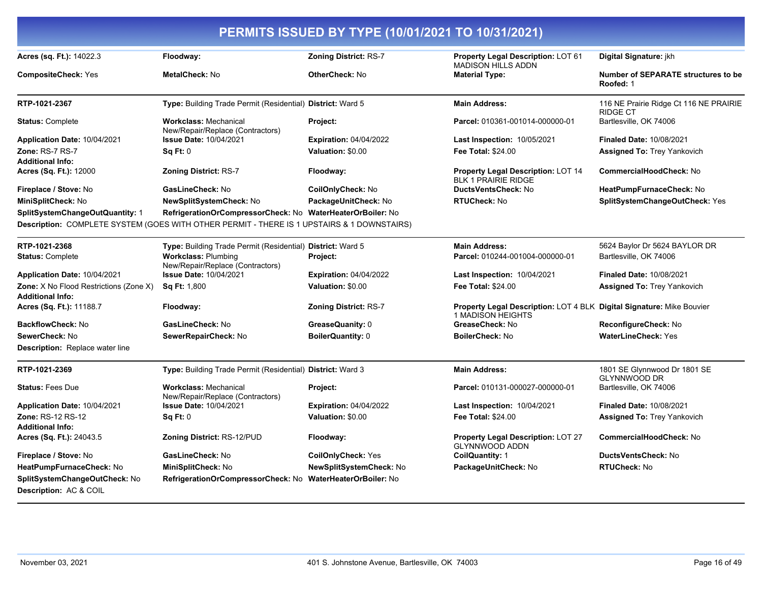# PERMITS ISSUED BY TYPE (10/01/2021 TO 10/31/2021)

| | | | | |
|---|---|---|---|---|
| **Acres (sq. Ft.):** 14022.3 | **Floodway:** | **Zoning District:** RS-7 | **Property Legal Description:** LOT 61 MADISON HILLS ADDN | **Digital Signature:** jkh |
| **CompositeCheck:** Yes | **MetalCheck:** No | **OtherCheck:** No | **Material Type:** | **Number of SEPARATE structures to be Roofed:** 1 |

---

| | | | | |
|---|---|---|---|---|
| **RTP-1021-2367** | **Type:** Building Trade Permit (Residential) | **District:** Ward 5 | **Main Address:** | 116 NE Prairie Ridge Ct 116 NE PRAIRIE RIDGE CT |
| **Status:** Complete | **Workclass:** Mechanical New/Repair/Replace (Contractors) | **Project:** | **Parcel:** 010361-001014-000000-01 | Bartlesville, OK 74006 |
| **Application Date:** 10/04/2021 | **Issue Date:** 10/04/2021 | **Expiration:** 04/04/2022 | **Last Inspection:** 10/05/2021 | **Finaled Date:** 10/08/2021 |
| **Zone:** RS-7 RS-7 | **Sq Ft:** 0 | **Valuation:** $0.00 | **Fee Total:** $24.00 | **Assigned To:** Trey Yankovich |
| **Additional Info:** | | | | |
| **Acres (Sq. Ft.):** 12000 | **Zoning District:** RS-7 | **Floodway:** | **Property Legal Description:** LOT 14 BLK 1 PRAIRIE RIDGE | **CommercialHoodCheck:** No |
| **Fireplace / Stove:** No | **GasLineCheck:** No | **CoilOnlyCheck:** No | **DuctsVentsCheck:** No | **HeatPumpFurnaceCheck:** No |
| **MiniSplitCheck:** No | **NewSplitSystemCheck:** No | **PackageUnitCheck:** No | **RTUCheck:** No | **SplitSystemChangeOutCheck:** Yes |
| **SplitSystemChangeOutQuantity:** 1 | **RefrigerationOrCompressorCheck:** No | **WaterHeaterOrBoiler:** No | | |

**Description:** COMPLETE SYSTEM (GOES WITH OTHER PERMIT - THERE IS 1 UPSTAIRS & 1 DOWNSTAIRS)

---

| | | | | |
|---|---|---|---|---|
| **RTP-1021-2368** | **Type:** Building Trade Permit (Residential) | **District:** Ward 5 | **Main Address:** | 5624 Baylor Dr 5624 BAYLOR DR |
| **Status:** Complete | **Workclass:** Plumbing New/Repair/Replace (Contractors) | **Project:** | **Parcel:** 010244-001004-000000-01 | Bartlesville, OK 74006 |
| **Application Date:** 10/04/2021 | **Issue Date:** 10/04/2021 | **Expiration:** 04/04/2022 | **Last Inspection:** 10/04/2021 | **Finaled Date:** 10/08/2021 |
| **Zone:** X No Flood Restrictions (Zone X) | **Sq Ft:** 1,800 | **Valuation:** $0.00 | **Fee Total:** $24.00 | **Assigned To:** Trey Yankovich |
| **Additional Info:** | | | | |
| **Acres (Sq. Ft.):** 11188.7 | **Floodway:** | **Zoning District:** RS-7 | **Property Legal Description:** LOT 4 BLK 1 MADISON HEIGHTS | **Digital Signature:** Mike Bouvier |
| **BackflowCheck:** No | **GasLineCheck:** No | **GreaseQuanity:** 0 | **GreaseCheck:** No | **ReconfigureCheck:** No |
| **SewerCheck:** No | **SewerRepairCheck:** No | **BoilerQuantity:** 0 | **BoilerCheck:** No | **WaterLineCheck:** Yes |

**Description:** Replace water line

---

| | | | | |
|---|---|---|---|---|
| **RTP-1021-2369** | **Type:** Building Trade Permit (Residential) | **District:** Ward 3 | **Main Address:** | 1801 SE Glynnwood Dr 1801 SE GLYNNWOOD DR |
| **Status:** Fees Due | **Workclass:** Mechanical New/Repair/Replace (Contractors) | **Project:** | **Parcel:** 010131-000027-000000-01 | Bartlesville, OK 74006 |
| **Application Date:** 10/04/2021 | **Issue Date:** 10/04/2021 | **Expiration:** 04/04/2022 | **Last Inspection:** 10/04/2021 | **Finaled Date:** 10/08/2021 |
| **Zone:** RS-12 RS-12 | **Sq Ft:** 0 | **Valuation:** $0.00 | **Fee Total:** $24.00 | **Assigned To:** Trey Yankovich |
| **Additional Info:** | | | | |
| **Acres (Sq. Ft.):** 24043.5 | **Zoning District:** RS-12/PUD | **Floodway:** | **Property Legal Description:** LOT 27 GLYNNWOOD ADDN | **CommercialHoodCheck:** No |
| **Fireplace / Stove:** No | **GasLineCheck:** No | **CoilOnlyCheck:** Yes | **CoilQuantity:** 1 | **DuctsVentsCheck:** No |
| **HeatPumpFurnaceCheck:** No | **MiniSplitCheck:** No | **NewSplitSystemCheck:** No | **PackageUnitCheck:** No | **RTUCheck:** No |
| **SplitSystemChangeOutCheck:** No | **RefrigerationOrCompressorCheck:** No | **WaterHeaterOrBoiler:** No | | |

**Description:** AC & COIL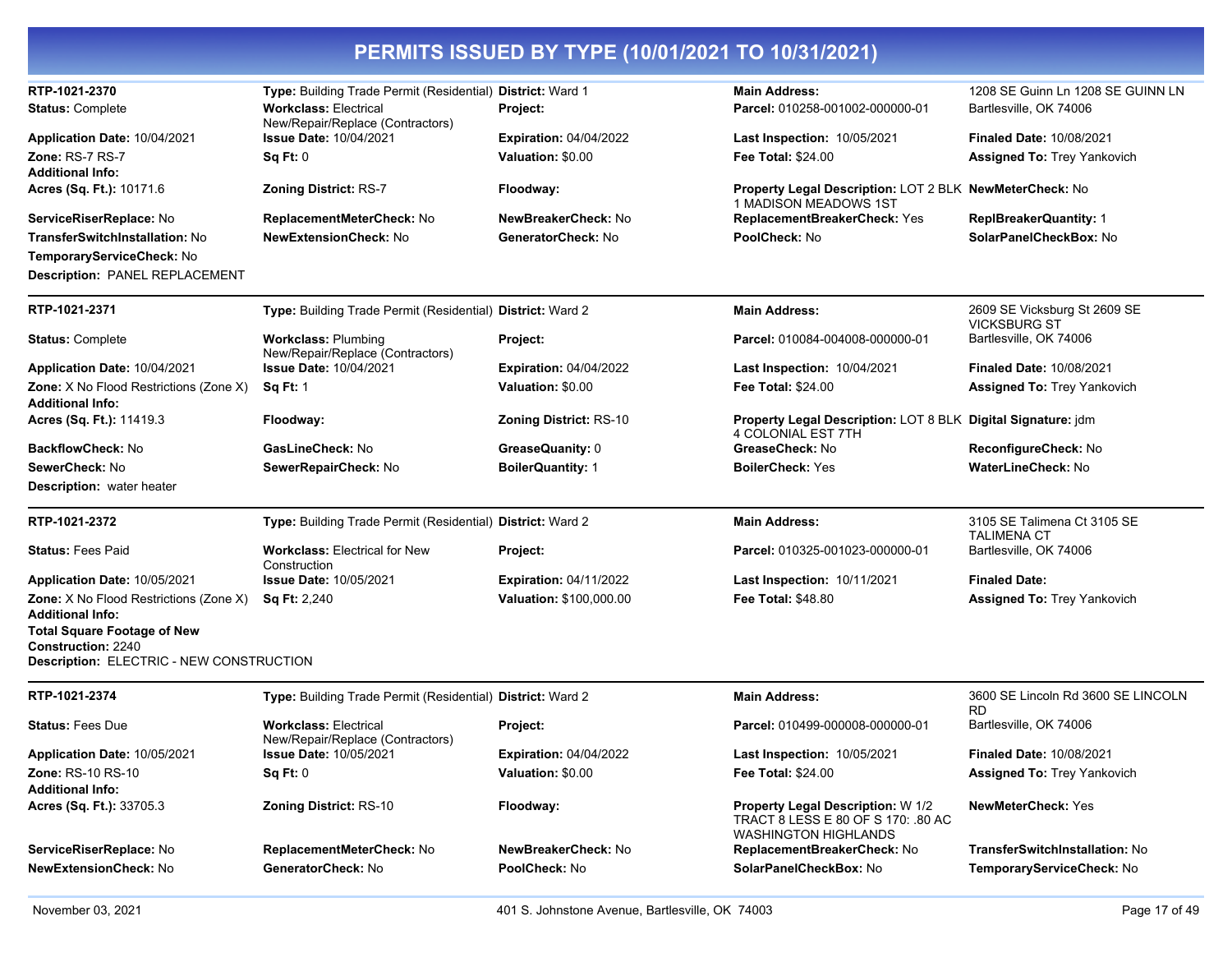# PERMITS ISSUED BY TYPE (10/01/2021 TO 10/31/2021)

**RTP-1021-2370**
**Type:** Building Trade Permit (Residential)
**District:** Ward 1
**Main Address:** 1208 SE Guinn Ln 1208 SE GUINN LN Bartlesville, OK 74006
**Status:** Complete
**Workclass:** Electrical New/Repair/Replace (Contractors)
**Project:**
**Parcel:** 010258-001002-000000-01
**Application Date:** 10/04/2021
**Issue Date:** 10/04/2021
**Expiration:** 04/04/2022
**Last Inspection:** 10/05/2021
**Finaled Date:** 10/08/2021
**Zone:** RS-7 RS-7
**Sq Ft:** 0
**Valuation:** $0.00
**Fee Total:** $24.00
**Assigned To:** Trey Yankovich
**Additional Info:**
**Acres (Sq. Ft.):** 10171.6
**Zoning District:** RS-7
**Floodway:**
**Property Legal Description:** LOT 2 BLK 1 MADISON MEADOWS 1ST
**NewMeterCheck:** No
**ServiceRiserReplace:** No
**ReplacementMeterCheck:** No
**NewBreakerCheck:** No
**ReplacementBreakerCheck:** Yes
**ReplBreakerQuantity:** 1
**TransferSwitchInstallation:** No
**NewExtensionCheck:** No
**GeneratorCheck:** No
**PoolCheck:** No
**SolarPanelCheckBox:** No
**TemporaryServiceCheck:** No
**Description:** PANEL REPLACEMENT

---

**RTP-1021-2371**
**Type:** Building Trade Permit (Residential)
**District:** Ward 2
**Main Address:** 2609 SE Vicksburg St 2609 SE VICKSBURG ST Bartlesville, OK 74006
**Status:** Complete
**Workclass:** Plumbing New/Repair/Replace (Contractors)
**Project:**
**Parcel:** 010084-004008-000000-01
**Application Date:** 10/04/2021
**Issue Date:** 10/04/2021
**Expiration:** 04/04/2022
**Last Inspection:** 10/04/2021
**Finaled Date:** 10/08/2021
**Zone:** X No Flood Restrictions (Zone X)
**Sq Ft:** 1
**Valuation:** $0.00
**Fee Total:** $24.00
**Assigned To:** Trey Yankovich
**Additional Info:**
**Acres (Sq. Ft.):** 11419.3
**Floodway:**
**Zoning District:** RS-10
**Property Legal Description:** LOT 8 BLK 4 COLONIAL EST 7TH
**Digital Signature:** jdm
**BackflowCheck:** No
**GasLineCheck:** No
**GreaseQuanity:** 0
**GreaseCheck:** No
**ReconfigureCheck:** No
**SewerCheck:** No
**SewerRepairCheck:** No
**BoilerQuantity:** 1
**BoilerCheck:** Yes
**WaterLineCheck:** No
**Description:** water heater

---

**RTP-1021-2372**
**Type:** Building Trade Permit (Residential)
**District:** Ward 2
**Main Address:** 3105 SE Talimena Ct 3105 SE TALIMENA CT Bartlesville, OK 74006
**Status:** Fees Paid
**Workclass:** Electrical for New Construction
**Project:**
**Parcel:** 010325-001023-000000-01
**Application Date:** 10/05/2021
**Issue Date:** 10/05/2021
**Expiration:** 04/11/2022
**Last Inspection:** 10/11/2021
**Finaled Date:**
**Zone:** X No Flood Restrictions (Zone X)
**Sq Ft:** 2,240
**Valuation:** $100,000.00
**Fee Total:** $48.80
**Assigned To:** Trey Yankovich
**Additional Info:**
**Total Square Footage of New Construction:** 2240
**Description:** ELECTRIC - NEW CONSTRUCTION

---

**RTP-1021-2374**
**Type:** Building Trade Permit (Residential)
**District:** Ward 2
**Main Address:** 3600 SE Lincoln Rd 3600 SE LINCOLN RD Bartlesville, OK 74006
**Status:** Fees Due
**Workclass:** Electrical New/Repair/Replace (Contractors)
**Project:**
**Parcel:** 010499-000008-000000-01
**Application Date:** 10/05/2021
**Issue Date:** 10/05/2021
**Expiration:** 04/04/2022
**Last Inspection:** 10/05/2021
**Finaled Date:** 10/08/2021
**Zone:** RS-10 RS-10
**Sq Ft:** 0
**Valuation:** $0.00
**Fee Total:** $24.00
**Assigned To:** Trey Yankovich
**Additional Info:**
**Acres (Sq. Ft.):** 33705.3
**Zoning District:** RS-10
**Floodway:**
**Property Legal Description:** W 1/2 TRACT 8 LESS E 80 OF S 170: .80 AC WASHINGTON HIGHLANDS
**NewMeterCheck:** Yes
**ServiceRiserReplace:** No
**ReplacementMeterCheck:** No
**NewBreakerCheck:** No
**ReplacementBreakerCheck:** No
**TransferSwitchInstallation:** No
**NewExtensionCheck:** No
**GeneratorCheck:** No
**PoolCheck:** No
**SolarPanelCheckBox:** No
**TemporaryServiceCheck:** No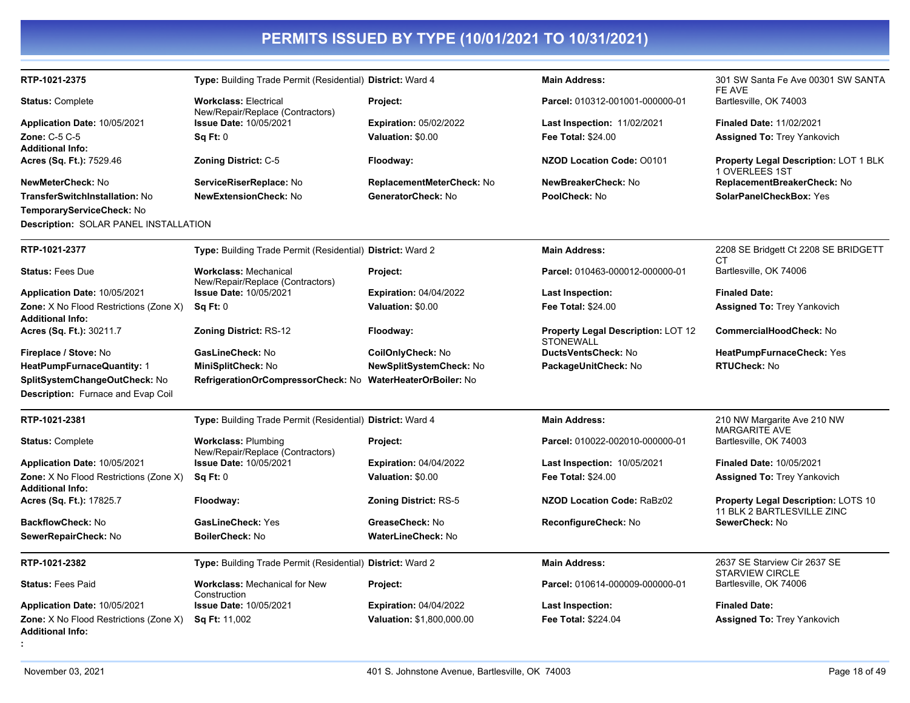# PERMITS ISSUED BY TYPE (10/01/2021 TO 10/31/2021)

**RTP-1021-2375** | **Type:** Building Trade Permit (Residential) | **District:** Ward 4 | **Main Address:** 301 SW Santa Fe Ave 00301 SW SANTA FE AVE Bartlesville, OK 74003

**Status:** Complete
**Workclass:** Electrical New/Repair/Replace (Contractors)
**Project:**
**Parcel:** 010312-001001-000000-01
**Application Date:** 10/05/2021
**Issue Date:** 10/05/2021
**Expiration:** 05/02/2022
**Last Inspection:** 11/02/2021
**Finaled Date:** 11/02/2021
**Zone:** C-5 C-5
**Sq Ft:** 0
**Valuation:** $0.00
**Fee Total:** $24.00
**Assigned To:** Trey Yankovich
**Additional Info:**
**Acres (Sq. Ft.):** 7529.46
**Zoning District:** C-5
**Floodway:**
**NZOD Location Code:** O0101
**Property Legal Description:** LOT 1 BLK 1 OVERLEES 1ST
**NewMeterCheck:** No
**ServiceRiserReplace:** No
**ReplacementMeterCheck:** No
**NewBreakerCheck:** No
**ReplacementBreakerCheck:** No
**TransferSwitchInstallation:** No
**NewExtensionCheck:** No
**GeneratorCheck:** No
**PoolCheck:** No
**SolarPanelCheckBox:** Yes
**TemporaryServiceCheck:** No
**Description:** SOLAR PANEL INSTALLATION

---

**RTP-1021-2377** | **Type:** Building Trade Permit (Residential) | **District:** Ward 2 | **Main Address:** 2208 SE Bridgett Ct 2208 SE BRIDGETT CT Bartlesville, OK 74006

**Status:** Fees Due
**Workclass:** Mechanical New/Repair/Replace (Contractors)
**Project:**
**Parcel:** 010463-000012-000000-01
**Application Date:** 10/05/2021
**Issue Date:** 10/05/2021
**Expiration:** 04/04/2022
**Last Inspection:**
**Finaled Date:**
**Zone:** X No Flood Restrictions (Zone X)
**Sq Ft:** 0
**Valuation:** $0.00
**Fee Total:** $24.00
**Assigned To:** Trey Yankovich
**Additional Info:**
**Acres (Sq. Ft.):** 30211.7
**Zoning District:** RS-12
**Floodway:**
**Property Legal Description:** LOT 12 STONEWALL
**CommercialHoodCheck:** No
**Fireplace / Stove:** No
**GasLineCheck:** No
**CoilOnlyCheck:** No
**DuctsVentsCheck:** No
**HeatPumpFurnaceCheck:** Yes
**HeatPumpFurnaceQuantity:** 1
**MiniSplitCheck:** No
**NewSplitSystemCheck:** No
**PackageUnitCheck:** No
**RTUCheck:** No
**SplitSystemChangeOutCheck:** No
**RefrigerationOrCompressorCheck:** No
**WaterHeaterOrBoiler:** No
**Description:** Furnace and Evap Coil

---

**RTP-1021-2381** | **Type:** Building Trade Permit (Residential) | **District:** Ward 4 | **Main Address:** 210 NW Margarite Ave 210 NW MARGARITE AVE Bartlesville, OK 74003

**Status:** Complete
**Workclass:** Plumbing New/Repair/Replace (Contractors)
**Project:**
**Parcel:** 010022-002010-000000-01
**Application Date:** 10/05/2021
**Issue Date:** 10/05/2021
**Expiration:** 04/04/2022
**Last Inspection:** 10/05/2021
**Finaled Date:** 10/05/2021
**Zone:** X No Flood Restrictions (Zone X)
**Sq Ft:** 0
**Valuation:** $0.00
**Fee Total:** $24.00
**Assigned To:** Trey Yankovich
**Additional Info:**
**Acres (Sq. Ft.):** 17825.7
**Floodway:**
**Zoning District:** RS-5
**NZOD Location Code:** RaBz02
**Property Legal Description:** LOTS 10 11 BLK 2 BARTLESVILLE ZINC
**BackflowCheck:** No
**GasLineCheck:** Yes
**GreaseCheck:** No
**ReconfigureCheck:** No
**SewerCheck:** No
**SewerRepairCheck:** No
**BoilerCheck:** No
**WaterLineCheck:** No

---

**RTP-1021-2382** | **Type:** Building Trade Permit (Residential) | **District:** Ward 2 | **Main Address:** 2637 SE Starview Cir 2637 SE STARVIEW CIRCLE Bartlesville, OK 74006

**Status:** Fees Paid
**Workclass:** Mechanical for New Construction
**Project:**
**Parcel:** 010614-000009-000000-01
**Application Date:** 10/05/2021
**Issue Date:** 10/05/2021
**Expiration:** 04/04/2022
**Last Inspection:**
**Finaled Date:**
**Zone:** X No Flood Restrictions (Zone X)
**Sq Ft:** 11,002
**Valuation:** $1,800,000.00
**Fee Total:** $224.04
**Assigned To:** Trey Yankovich
**Additional Info:**
**:**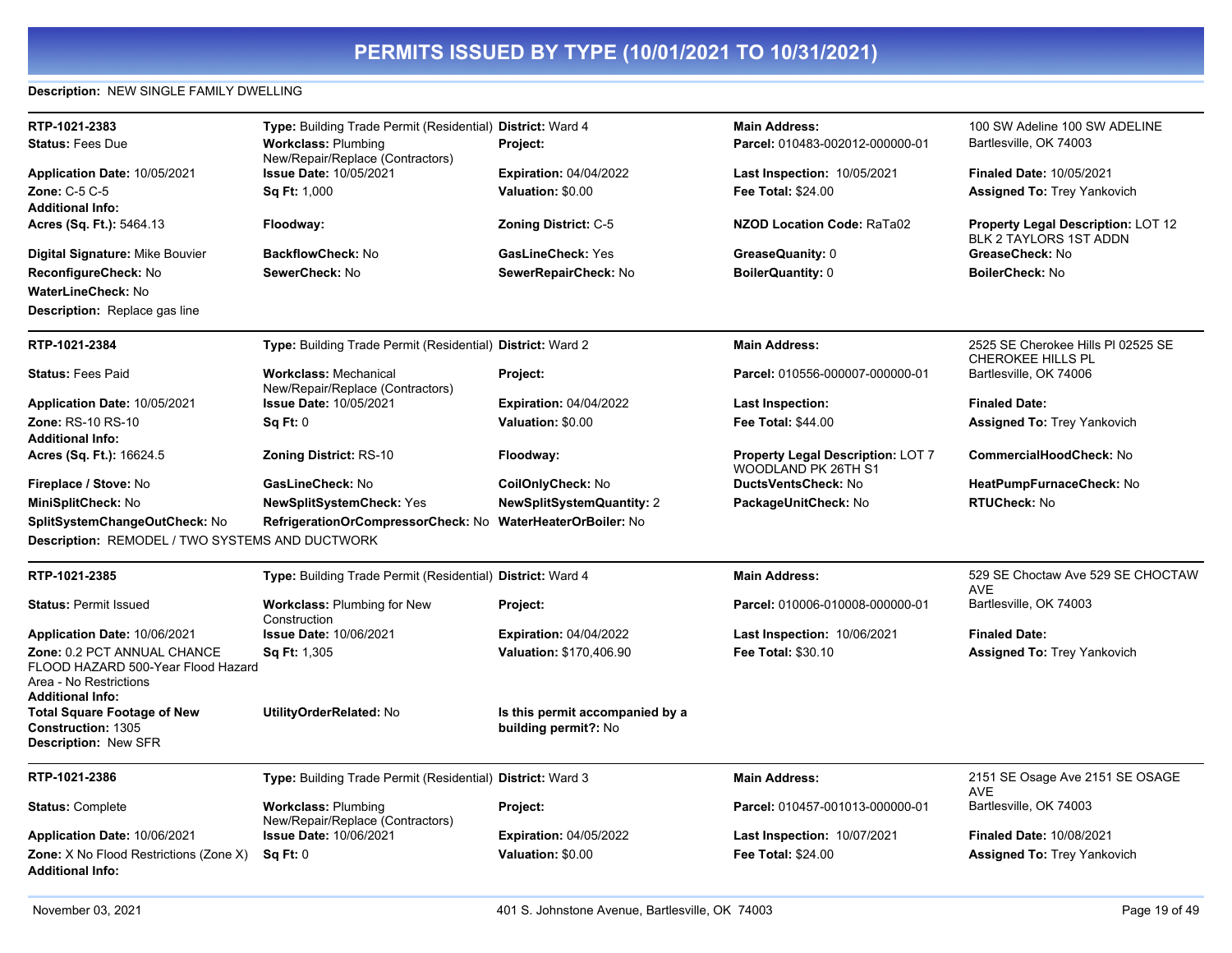# PERMITS ISSUED BY TYPE (10/01/2021 TO 10/31/2021)

**Description:** NEW SINGLE FAMILY DWELLING

---

**RTP-1021-2383** | **Type:** Building Trade Permit (Residential) | **District:** Ward 4 | **Main Address:** 100 SW Adeline 100 SW ADELINE Bartlesville, OK 74003

**Status:** Fees Due | **Workclass:** Plumbing New/Repair/Replace (Contractors) | **Project:** | **Parcel:** 010483-002012-000000-01

**Application Date:** 10/05/2021 | **Issue Date:** 10/05/2021 | **Expiration:** 04/04/2022 | **Last Inspection:** 10/05/2021 | **Finaled Date:** 10/05/2021

**Zone:** C-5 C-5 | **Sq Ft:** 1,000 | **Valuation:** $0.00 | **Fee Total:** $24.00 | **Assigned To:** Trey Yankovich

**Additional Info:**

**Acres (Sq. Ft.):** 5464.13 | **Floodway:** | **Zoning District:** C-5 | **NZOD Location Code:** RaTa02 | **Property Legal Description:** LOT 12 BLK 2 TAYLORS 1ST ADDN

**Digital Signature:** Mike Bouvier | **BackflowCheck:** No | **GasLineCheck:** Yes | **GreaseQuanity:** 0 | **GreaseCheck:** No

**ReconfigureCheck:** No | **SewerCheck:** No | **SewerRepairCheck:** No | **BoilerQuantity:** 0 | **BoilerCheck:** No

**WaterLineCheck:** No

**Description:** Replace gas line

---

**RTP-1021-2384** | **Type:** Building Trade Permit (Residential) | **District:** Ward 2 | **Main Address:** 2525 SE Cherokee Hills Pl 02525 SE CHEROKEE HILLS PL Bartlesville, OK 74006

**Status:** Fees Paid | **Workclass:** Mechanical New/Repair/Replace (Contractors) | **Project:** | **Parcel:** 010556-000007-000000-01

**Application Date:** 10/05/2021 | **Issue Date:** 10/05/2021 | **Expiration:** 04/04/2022 | **Last Inspection:** | **Finaled Date:**

**Zone:** RS-10 RS-10 | **Sq Ft:** 0 | **Valuation:** $0.00 | **Fee Total:** $44.00 | **Assigned To:** Trey Yankovich

**Additional Info:**

**Acres (Sq. Ft.):** 16624.5 | **Zoning District:** RS-10 | **Floodway:** | **Property Legal Description:** LOT 7 WOODLAND PK 26TH S1 | **CommercialHoodCheck:** No

**Fireplace / Stove:** No | **GasLineCheck:** No | **CoilOnlyCheck:** No | **DuctsVentsCheck:** No | **HeatPumpFurnaceCheck:** No

**MiniSplitCheck:** No | **NewSplitSystemCheck:** Yes | **NewSplitSystemQuantity:** 2 | **PackageUnitCheck:** No | **RTUCheck:** No

**SplitSystemChangeOutCheck:** No | **RefrigerationOrCompressorCheck:** No | **WaterHeaterOrBoiler:** No

**Description:** REMODEL / TWO SYSTEMS AND DUCTWORK

---

**RTP-1021-2385** | **Type:** Building Trade Permit (Residential) | **District:** Ward 4 | **Main Address:** 529 SE Choctaw Ave 529 SE CHOCTAW AVE Bartlesville, OK 74003

**Status:** Permit Issued | **Workclass:** Plumbing for New Construction | **Project:** | **Parcel:** 010006-010008-000000-01

**Application Date:** 10/06/2021 | **Issue Date:** 10/06/2021 | **Expiration:** 04/04/2022 | **Last Inspection:** 10/06/2021 | **Finaled Date:**

**Zone:** 0.2 PCT ANNUAL CHANCE FLOOD HAZARD 500-Year Flood Hazard Area - No Restrictions | **Sq Ft:** 1,305 | **Valuation:** $170,406.90 | **Fee Total:** $30.10 | **Assigned To:** Trey Yankovich

**Additional Info:**

**Total Square Footage of New Construction:** 1305 | **UtilityOrderRelated:** No | **Is this permit accompanied by a building permit?:** No

**Description:** New SFR

---

**RTP-1021-2386** | **Type:** Building Trade Permit (Residential) | **District:** Ward 3 | **Main Address:** 2151 SE Osage Ave 2151 SE OSAGE AVE Bartlesville, OK 74003

**Status:** Complete | **Workclass:** Plumbing New/Repair/Replace (Contractors) | **Project:** | **Parcel:** 010457-001013-000000-01

**Application Date:** 10/06/2021 | **Issue Date:** 10/06/2021 | **Expiration:** 04/05/2022 | **Last Inspection:** 10/07/2021 | **Finaled Date:** 10/08/2021

**Zone:** X No Flood Restrictions (Zone X) | **Sq Ft:** 0 | **Valuation:** $0.00 | **Fee Total:** $24.00 | **Assigned To:** Trey Yankovich

**Additional Info:**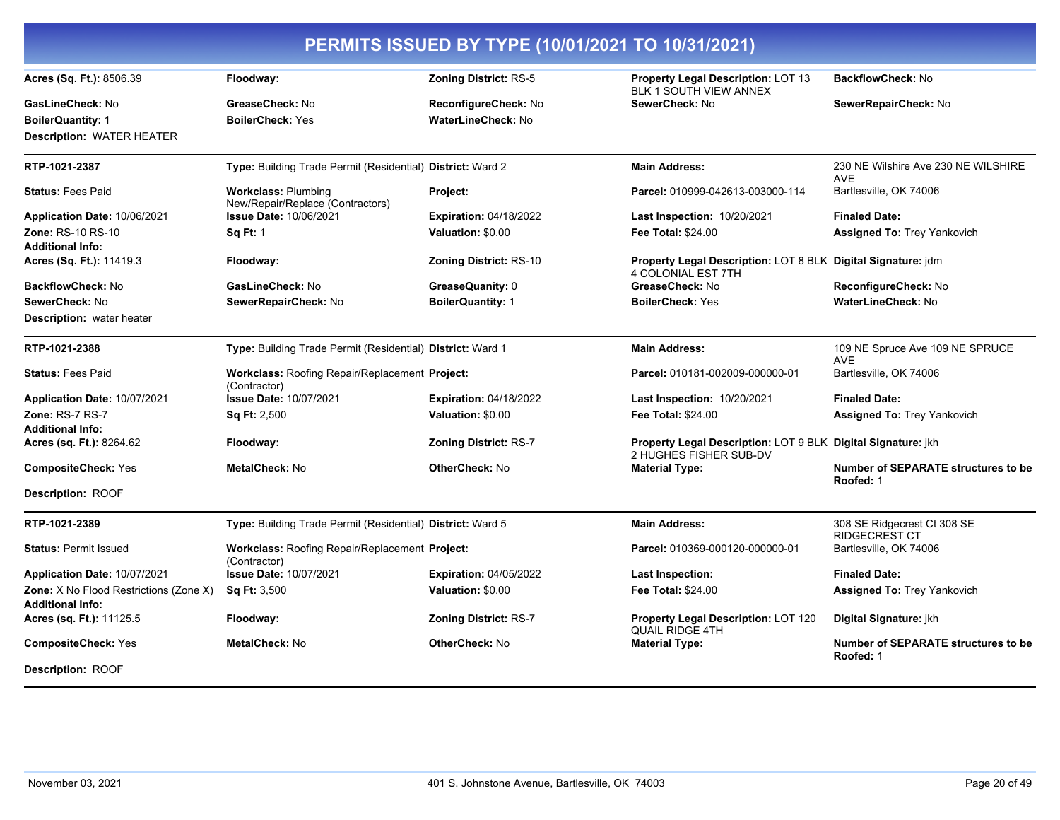# PERMITS ISSUED BY TYPE (10/01/2021 TO 10/31/2021)

| | | | | |
|---|---|---|---|---|
| **Acres (Sq. Ft.):** 8506.39 | **Floodway:** | **Zoning District:** RS-5 | **Property Legal Description:** LOT 13 BLK 1 SOUTH VIEW ANNEX | **BackflowCheck:** No |
| **GasLineCheck:** No | **GreaseCheck:** No | **ReconfigureCheck:** No | **SewerCheck:** No | **SewerRepairCheck:** No |
| **BoilerQuantity:** 1 | **BoilerCheck:** Yes | **WaterLineCheck:** No | | |
| **Description:** WATER HEATER | | | | |

---

| | | | | |
|---|---|---|---|---|
| **RTP-1021-2387** | **Type:** Building Trade Permit (Residential) | **District:** Ward 2 | **Main Address:** | 230 NE Wilshire Ave 230 NE WILSHIRE AVE |
| **Status:** Fees Paid | **Workclass:** Plumbing New/Repair/Replace (Contractors) | **Project:** | **Parcel:** 010999-042613-003000-114 | Bartlesville, OK 74006 |
| **Application Date:** 10/06/2021 | **Issue Date:** 10/06/2021 | **Expiration:** 04/18/2022 | **Last Inspection:** 10/20/2021 | **Finaled Date:** |
| **Zone:** RS-10 RS-10 | **Sq Ft:** 1 | **Valuation:** $0.00 | **Fee Total:** $24.00 | **Assigned To:** Trey Yankovich |
| **Additional Info:** | | | | |
| **Acres (Sq. Ft.):** 11419.3 | **Floodway:** | **Zoning District:** RS-10 | **Property Legal Description:** LOT 8 BLK 4 COLONIAL EST 7TH | **Digital Signature:** jdm |
| **BackflowCheck:** No | **GasLineCheck:** No | **GreaseQuanity:** 0 | **GreaseCheck:** No | **ReconfigureCheck:** No |
| **SewerCheck:** No | **SewerRepairCheck:** No | **BoilerQuantity:** 1 | **BoilerCheck:** Yes | **WaterLineCheck:** No |
| **Description:** water heater | | | | |

---

| | | | | |
|---|---|---|---|---|
| **RTP-1021-2388** | **Type:** Building Trade Permit (Residential) | **District:** Ward 1 | **Main Address:** | 109 NE Spruce Ave 109 NE SPRUCE AVE |
| **Status:** Fees Paid | **Workclass:** Roofing Repair/Replacement (Contractor) | **Project:** | **Parcel:** 010181-002009-000000-01 | Bartlesville, OK 74006 |
| **Application Date:** 10/07/2021 | **Issue Date:** 10/07/2021 | **Expiration:** 04/18/2022 | **Last Inspection:** 10/20/2021 | **Finaled Date:** |
| **Zone:** RS-7 RS-7 | **Sq Ft:** 2,500 | **Valuation:** $0.00 | **Fee Total:** $24.00 | **Assigned To:** Trey Yankovich |
| **Additional Info:** | | | | |
| **Acres (sq. Ft.):** 8264.62 | **Floodway:** | **Zoning District:** RS-7 | **Property Legal Description:** LOT 9 BLK 2 HUGHES FISHER SUB-DV | **Digital Signature:** jkh |
| **CompositeCheck:** Yes | **MetalCheck:** No | **OtherCheck:** No | **Material Type:** | **Number of SEPARATE structures to be Roofed:** 1 |
| **Description:** ROOF | | | | |

---

| | | | | |
|---|---|---|---|---|
| **RTP-1021-2389** | **Type:** Building Trade Permit (Residential) | **District:** Ward 5 | **Main Address:** | 308 SE Ridgecrest Ct 308 SE RIDGECREST CT |
| **Status:** Permit Issued | **Workclass:** Roofing Repair/Replacement (Contractor) | **Project:** | **Parcel:** 010369-000120-000000-01 | Bartlesville, OK 74006 |
| **Application Date:** 10/07/2021 | **Issue Date:** 10/07/2021 | **Expiration:** 04/05/2022 | **Last Inspection:** | **Finaled Date:** |
| **Zone:** X No Flood Restrictions (Zone X) | **Sq Ft:** 3,500 | **Valuation:** $0.00 | **Fee Total:** $24.00 | **Assigned To:** Trey Yankovich |
| **Additional Info:** | | | | |
| **Acres (sq. Ft.):** 11125.5 | **Floodway:** | **Zoning District:** RS-7 | **Property Legal Description:** LOT 120 QUAIL RIDGE 4TH | **Digital Signature:** jkh |
| **CompositeCheck:** Yes | **MetalCheck:** No | **OtherCheck:** No | **Material Type:** | **Number of SEPARATE structures to be Roofed:** 1 |
| **Description:** ROOF | | | | |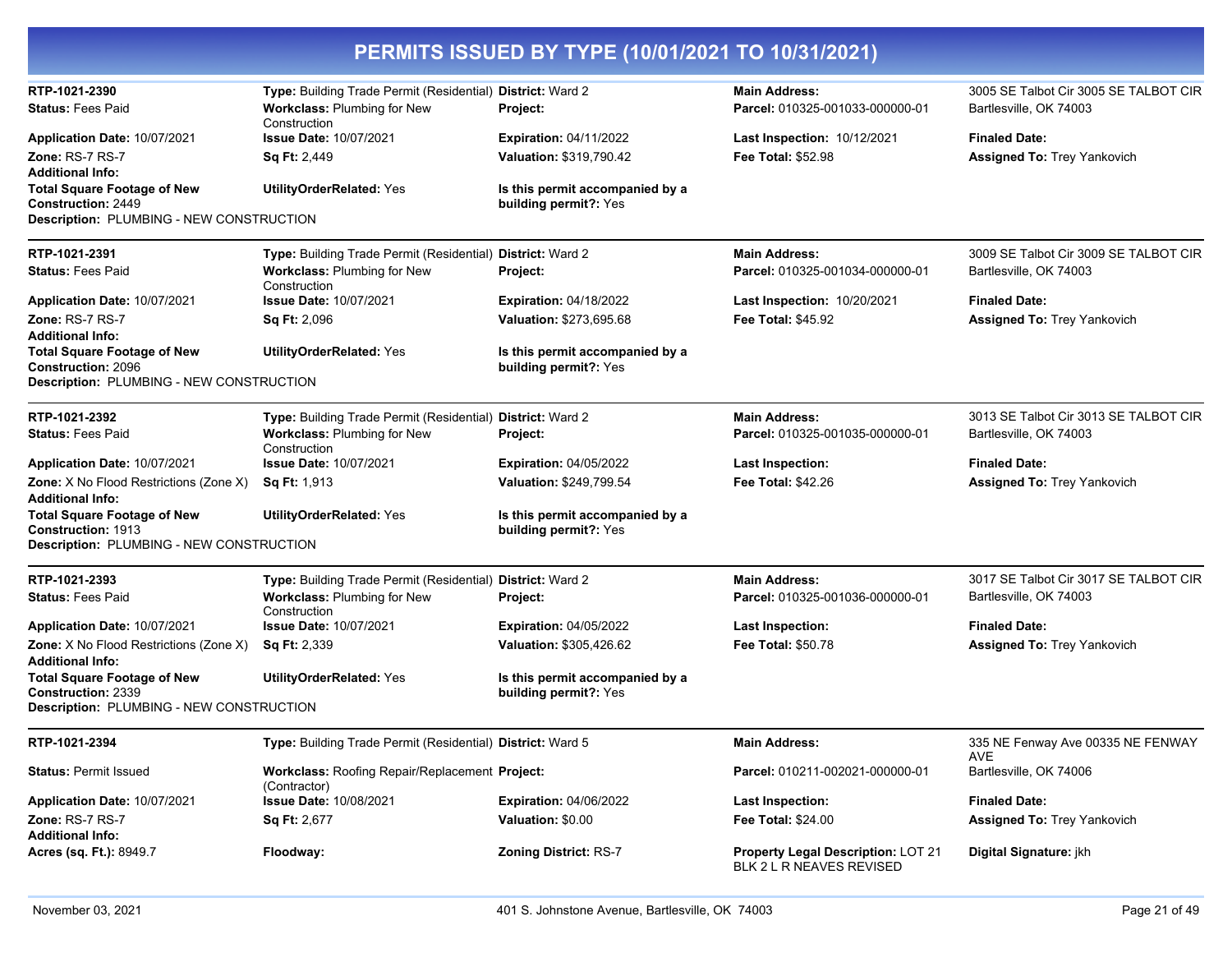# PERMITS ISSUED BY TYPE (10/01/2021 TO 10/31/2021)

**RTP-1021-2390**
**Type:** Building Trade Permit (Residential)
**District:** Ward 2
**Main Address:** 3005 SE Talbot Cir 3005 SE TALBOT CIR Bartlesville, OK 74003
**Status:** Fees Paid
**Workclass:** Plumbing for New Construction
**Project:**
**Parcel:** 010325-001033-000000-01
**Application Date:** 10/07/2021
**Issue Date:** 10/07/2021
**Expiration:** 04/11/2022
**Last Inspection:** 10/12/2021
**Finaled Date:**
**Zone:** RS-7 RS-7
**Sq Ft:** 2,449
**Valuation:** $319,790.42
**Fee Total:** $52.98
**Assigned To:** Trey Yankovich
**Additional Info:**
**Total Square Footage of New Construction:** 2449
**UtilityOrderRelated:** Yes
**Is this permit accompanied by a building permit?:** Yes
**Description:** PLUMBING - NEW CONSTRUCTION

---

**RTP-1021-2391**
**Type:** Building Trade Permit (Residential)
**District:** Ward 2
**Main Address:** 3009 SE Talbot Cir 3009 SE TALBOT CIR Bartlesville, OK 74003
**Status:** Fees Paid
**Workclass:** Plumbing for New Construction
**Project:**
**Parcel:** 010325-001034-000000-01
**Application Date:** 10/07/2021
**Issue Date:** 10/07/2021
**Expiration:** 04/18/2022
**Last Inspection:** 10/20/2021
**Finaled Date:**
**Zone:** RS-7 RS-7
**Sq Ft:** 2,096
**Valuation:** $273,695.68
**Fee Total:** $45.92
**Assigned To:** Trey Yankovich
**Additional Info:**
**Total Square Footage of New Construction:** 2096
**UtilityOrderRelated:** Yes
**Is this permit accompanied by a building permit?:** Yes
**Description:** PLUMBING - NEW CONSTRUCTION

---

**RTP-1021-2392**
**Type:** Building Trade Permit (Residential)
**District:** Ward 2
**Main Address:** 3013 SE Talbot Cir 3013 SE TALBOT CIR Bartlesville, OK 74003
**Status:** Fees Paid
**Workclass:** Plumbing for New Construction
**Project:**
**Parcel:** 010325-001035-000000-01
**Application Date:** 10/07/2021
**Issue Date:** 10/07/2021
**Expiration:** 04/05/2022
**Last Inspection:**
**Finaled Date:**
**Zone:** X No Flood Restrictions (Zone X)
**Sq Ft:** 1,913
**Valuation:** $249,799.54
**Fee Total:** $42.26
**Assigned To:** Trey Yankovich
**Additional Info:**
**Total Square Footage of New Construction:** 1913
**UtilityOrderRelated:** Yes
**Is this permit accompanied by a building permit?:** Yes
**Description:** PLUMBING - NEW CONSTRUCTION

---

**RTP-1021-2393**
**Type:** Building Trade Permit (Residential)
**District:** Ward 2
**Main Address:** 3017 SE Talbot Cir 3017 SE TALBOT CIR Bartlesville, OK 74003
**Status:** Fees Paid
**Workclass:** Plumbing for New Construction
**Project:**
**Parcel:** 010325-001036-000000-01
**Application Date:** 10/07/2021
**Issue Date:** 10/07/2021
**Expiration:** 04/05/2022
**Last Inspection:**
**Finaled Date:**
**Zone:** X No Flood Restrictions (Zone X)
**Sq Ft:** 2,339
**Valuation:** $305,426.62
**Fee Total:** $50.78
**Assigned To:** Trey Yankovich
**Additional Info:**
**Total Square Footage of New Construction:** 2339
**UtilityOrderRelated:** Yes
**Is this permit accompanied by a building permit?:** Yes
**Description:** PLUMBING - NEW CONSTRUCTION

---

**RTP-1021-2394**
**Type:** Building Trade Permit (Residential)
**District:** Ward 5
**Main Address:** 335 NE Fenway Ave 00335 NE FENWAY AVE Bartlesville, OK 74006
**Status:** Permit Issued
**Workclass:** Roofing Repair/Replacement (Contractor)
**Project:**
**Parcel:** 010211-002021-000000-01
**Application Date:** 10/07/2021
**Issue Date:** 10/08/2021
**Expiration:** 04/06/2022
**Last Inspection:**
**Finaled Date:**
**Zone:** RS-7 RS-7
**Sq Ft:** 2,677
**Valuation:** $0.00
**Fee Total:** $24.00
**Assigned To:** Trey Yankovich
**Additional Info:**
**Acres (sq. Ft.):** 8949.7
**Floodway:**
**Zoning District:** RS-7
**Property Legal Description:** LOT 21 BLK 2 L R NEAVES REVISED
**Digital Signature:** jkh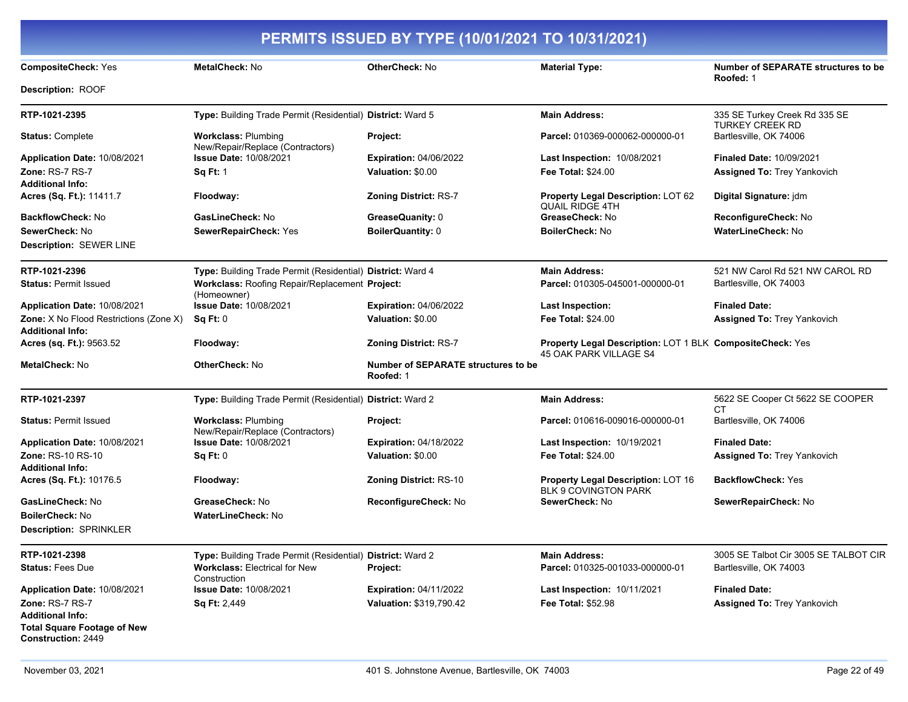# PERMITS ISSUED BY TYPE (10/01/2021 TO 10/31/2021)

**CompositeCheck:** Yes | **MetalCheck:** No | **OtherCheck:** No | **Material Type:** | **Number of SEPARATE structures to be Roofed:** 1

**Description:** ROOF

---

**RTP-1021-2395**

**Type:** Building Trade Permit (Residential) | **District:** Ward 5 | **Main Address:** 335 SE Turkey Creek Rd 335 SE TURKEY CREEK RD Bartlesville, OK 74006

**Status:** Complete | **Workclass:** Plumbing New/Repair/Replace (Contractors) | **Project:** | **Parcel:** 010369-000062-000000-01

**Application Date:** 10/08/2021 | **Issue Date:** 10/08/2021 | **Expiration:** 04/06/2022 | **Last Inspection:** 10/08/2021 | **Finaled Date:** 10/09/2021

**Zone:** RS-7 RS-7 | **Sq Ft:** 1 | **Valuation:** $0.00 | **Fee Total:** $24.00 | **Assigned To:** Trey Yankovich

**Additional Info:**

**Acres (Sq. Ft.):** 11411.7 | **Floodway:** | **Zoning District:** RS-7 | **Property Legal Description:** LOT 62 QUAIL RIDGE 4TH | **Digital Signature:** jdm

**BackflowCheck:** No | **GasLineCheck:** No | **GreaseQuanity:** 0 | **GreaseCheck:** No | **ReconfigureCheck:** No

**SewerCheck:** No | **SewerRepairCheck:** Yes | **BoilerQuantity:** 0 | **BoilerCheck:** No | **WaterLineCheck:** No

**Description:** SEWER LINE

---

**RTP-1021-2396**

**Type:** Building Trade Permit (Residential) | **District:** Ward 4 | **Main Address:** 521 NW Carol Rd 521 NW CAROL RD Bartlesville, OK 74003

**Status:** Permit Issued | **Workclass:** Roofing Repair/Replacement (Homeowner) | **Project:** | **Parcel:** 010305-045001-000000-01

**Application Date:** 10/08/2021 | **Issue Date:** 10/08/2021 | **Expiration:** 04/06/2022 | **Last Inspection:** | **Finaled Date:**

**Zone:** X No Flood Restrictions (Zone X) | **Sq Ft:** 0 | **Valuation:** $0.00 | **Fee Total:** $24.00 | **Assigned To:** Trey Yankovich

**Additional Info:**

**Acres (sq. Ft.):** 9563.52 | **Floodway:** | **Zoning District:** RS-7 | **Property Legal Description:** LOT 1 BLK 45 OAK PARK VILLAGE S4 | **CompositeCheck:** Yes

**MetalCheck:** No | **OtherCheck:** No | **Number of SEPARATE structures to be Roofed:** 1

---

**RTP-1021-2397**

**Type:** Building Trade Permit (Residential) | **District:** Ward 2 | **Main Address:** 5622 SE Cooper Ct 5622 SE COOPER CT Bartlesville, OK 74006

**Status:** Permit Issued | **Workclass:** Plumbing New/Repair/Replace (Contractors) | **Project:** | **Parcel:** 010616-009016-000000-01

**Application Date:** 10/08/2021 | **Issue Date:** 10/08/2021 | **Expiration:** 04/18/2022 | **Last Inspection:** 10/19/2021 | **Finaled Date:**

**Zone:** RS-10 RS-10 | **Sq Ft:** 0 | **Valuation:** $0.00 | **Fee Total:** $24.00 | **Assigned To:** Trey Yankovich

**Additional Info:**

**Acres (Sq. Ft.):** 10176.5 | **Floodway:** | **Zoning District:** RS-10 | **Property Legal Description:** LOT 16 BLK 9 COVINGTON PARK | **BackflowCheck:** Yes

**GasLineCheck:** No | **GreaseCheck:** No | **ReconfigureCheck:** No | **SewerCheck:** No | **SewerRepairCheck:** No

**BoilerCheck:** No | **WaterLineCheck:** No

**Description:** SPRINKLER

---

**RTP-1021-2398**

**Type:** Building Trade Permit (Residential) | **District:** Ward 2 | **Main Address:** 3005 SE Talbot Cir 3005 SE TALBOT CIR Bartlesville, OK 74003

**Status:** Fees Due | **Workclass:** Electrical for New Construction | **Project:** | **Parcel:** 010325-001033-000000-01

**Application Date:** 10/08/2021 | **Issue Date:** 10/08/2021 | **Expiration:** 04/11/2022 | **Last Inspection:** 10/11/2021 | **Finaled Date:**

**Zone:** RS-7 RS-7 | **Sq Ft:** 2,449 | **Valuation:** $319,790.42 | **Fee Total:** $52.98 | **Assigned To:** Trey Yankovich

**Additional Info:**

**Total Square Footage of New Construction:** 2449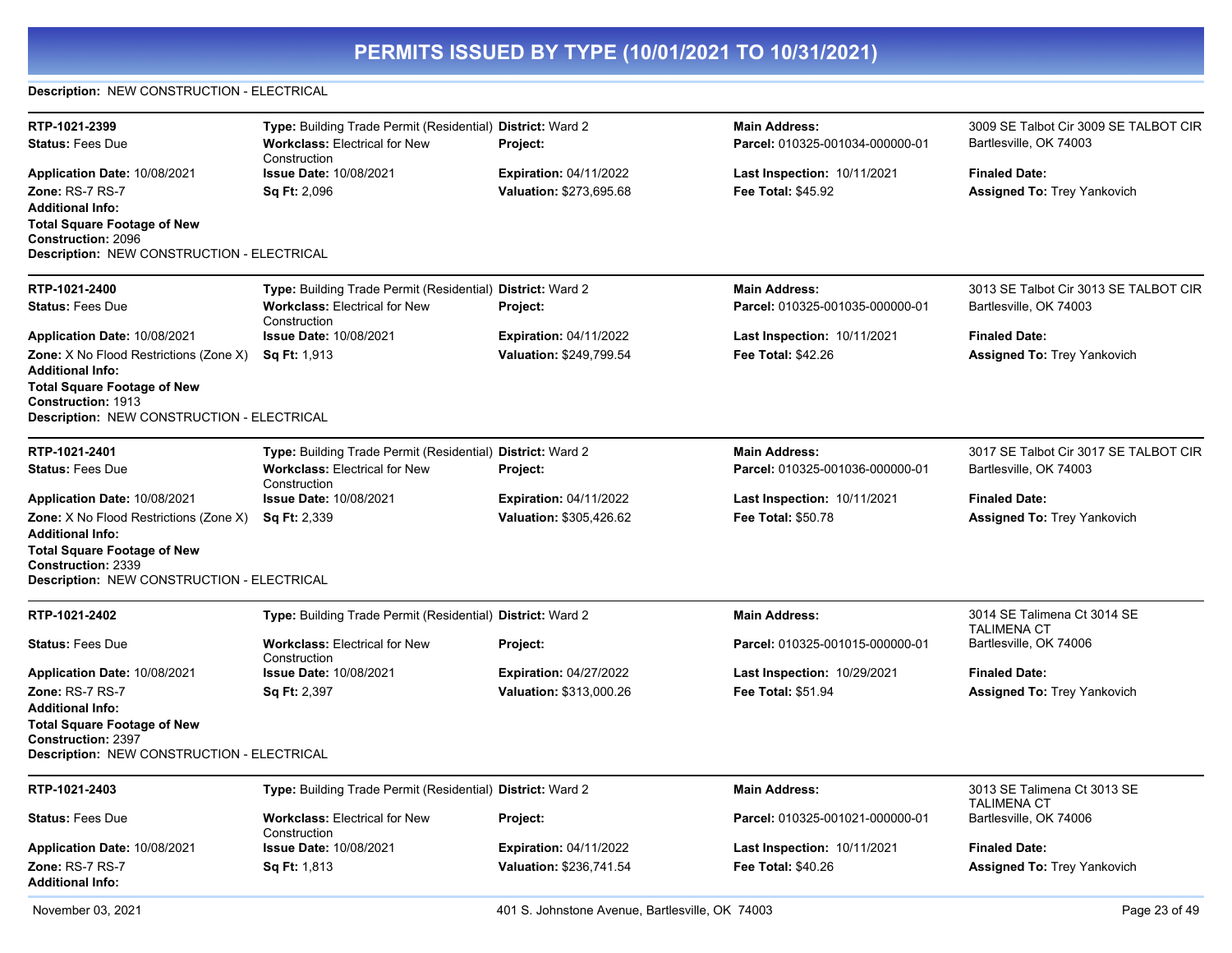# PERMITS ISSUED BY TYPE (10/01/2021 TO 10/31/2021)

**Description:** NEW CONSTRUCTION - ELECTRICAL

---

**RTP-1021-2399**
**Type:** Building Trade Permit (Residential)
**District:** Ward 2
**Main Address:** 3009 SE Talbot Cir 3009 SE TALBOT CIR Bartlesville, OK 74003
**Status:** Fees Due
**Workclass:** Electrical for New Construction
**Project:**
**Parcel:** 010325-001034-000000-01
**Application Date:** 10/08/2021
**Issue Date:** 10/08/2021
**Expiration:** 04/11/2022
**Last Inspection:** 10/11/2021
**Finaled Date:**
**Zone:** RS-7 RS-7
**Sq Ft:** 2,096
**Valuation:** $273,695.68
**Fee Total:** $45.92
**Assigned To:** Trey Yankovich
**Additional Info:**
**Total Square Footage of New Construction:** 2096
**Description:** NEW CONSTRUCTION - ELECTRICAL

---

**RTP-1021-2400**
**Type:** Building Trade Permit (Residential)
**District:** Ward 2
**Main Address:** 3013 SE Talbot Cir 3013 SE TALBOT CIR Bartlesville, OK 74003
**Status:** Fees Due
**Workclass:** Electrical for New Construction
**Project:**
**Parcel:** 010325-001035-000000-01
**Application Date:** 10/08/2021
**Issue Date:** 10/08/2021
**Expiration:** 04/11/2022
**Last Inspection:** 10/11/2021
**Finaled Date:**
**Zone:** X No Flood Restrictions (Zone X)
**Sq Ft:** 1,913
**Valuation:** $249,799.54
**Fee Total:** $42.26
**Assigned To:** Trey Yankovich
**Additional Info:**
**Total Square Footage of New Construction:** 1913
**Description:** NEW CONSTRUCTION - ELECTRICAL

---

**RTP-1021-2401**
**Type:** Building Trade Permit (Residential)
**District:** Ward 2
**Main Address:** 3017 SE Talbot Cir 3017 SE TALBOT CIR Bartlesville, OK 74003
**Status:** Fees Due
**Workclass:** Electrical for New Construction
**Project:**
**Parcel:** 010325-001036-000000-01
**Application Date:** 10/08/2021
**Issue Date:** 10/08/2021
**Expiration:** 04/11/2022
**Last Inspection:** 10/11/2021
**Finaled Date:**
**Zone:** X No Flood Restrictions (Zone X)
**Sq Ft:** 2,339
**Valuation:** $305,426.62
**Fee Total:** $50.78
**Assigned To:** Trey Yankovich
**Additional Info:**
**Total Square Footage of New Construction:** 2339
**Description:** NEW CONSTRUCTION - ELECTRICAL

---

**RTP-1021-2402**
**Type:** Building Trade Permit (Residential)
**District:** Ward 2
**Main Address:** 3014 SE Talimena Ct 3014 SE TALIMENA CT Bartlesville, OK 74006
**Status:** Fees Due
**Workclass:** Electrical for New Construction
**Project:**
**Parcel:** 010325-001015-000000-01
**Application Date:** 10/08/2021
**Issue Date:** 10/08/2021
**Expiration:** 04/27/2022
**Last Inspection:** 10/29/2021
**Finaled Date:**
**Zone:** RS-7 RS-7
**Sq Ft:** 2,397
**Valuation:** $313,000.26
**Fee Total:** $51.94
**Assigned To:** Trey Yankovich
**Additional Info:**
**Total Square Footage of New Construction:** 2397
**Description:** NEW CONSTRUCTION - ELECTRICAL

---

**RTP-1021-2403**
**Type:** Building Trade Permit (Residential)
**District:** Ward 2
**Main Address:** 3013 SE Talimena Ct 3013 SE TALIMENA CT Bartlesville, OK 74006
**Status:** Fees Due
**Workclass:** Electrical for New Construction
**Project:**
**Parcel:** 010325-001021-000000-01
**Application Date:** 10/08/2021
**Issue Date:** 10/08/2021
**Expiration:** 04/11/2022
**Last Inspection:** 10/11/2021
**Finaled Date:**
**Zone:** RS-7 RS-7
**Sq Ft:** 1,813
**Valuation:** $236,741.54
**Fee Total:** $40.26
**Assigned To:** Trey Yankovich
**Additional Info:**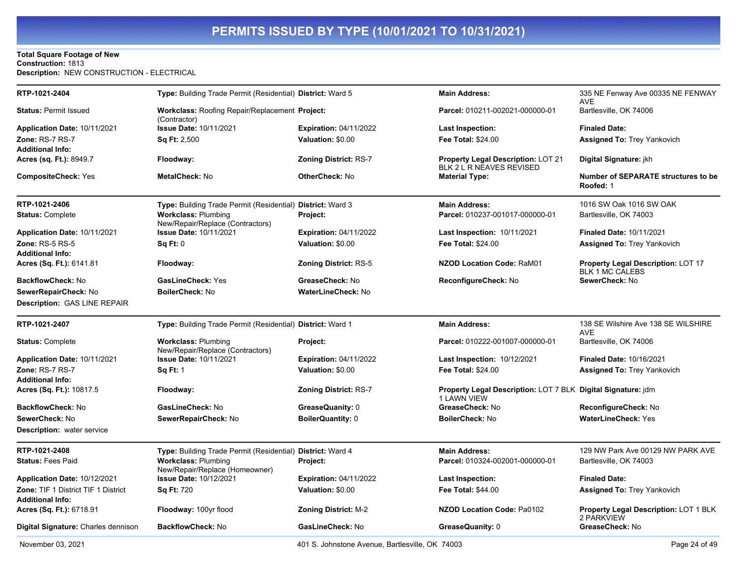# PERMITS ISSUED BY TYPE (10/01/2021 TO 10/31/2021)

**Total Square Footage of New Construction:** 1813
**Description:** NEW CONSTRUCTION - ELECTRICAL

---

| RTP-1021-2404 | **Type:** Building Trade Permit (Residential) | **District:** Ward 5 | **Main Address:** | 335 NE Fenway Ave 00335 NE FENWAY AVE |
|---|---|---|---|---|
| **Status:** Permit Issued | **Workclass:** Roofing Repair/Replacement (Contractor) | **Project:** | **Parcel:** 010211-002021-000000-01 | Bartlesville, OK 74006 |
| **Application Date:** 10/11/2021 | **Issue Date:** 10/11/2021 | **Expiration:** 04/11/2022 | **Last Inspection:** | **Finaled Date:** |
| **Zone:** RS-7 RS-7 | **Sq Ft:** 2,500 | **Valuation:** $0.00 | **Fee Total:** $24.00 | **Assigned To:** Trey Yankovich |
| **Additional Info:** | | | | |
| **Acres (sq. Ft.):** 8949.7 | **Floodway:** | **Zoning District:** RS-7 | **Property Legal Description:** LOT 21 BLK 2 L R NEAVES REVISED | **Digital Signature:** jkh |
| **CompositeCheck:** Yes | **MetalCheck:** No | **OtherCheck:** No | **Material Type:** | **Number of SEPARATE structures to be Roofed:** 1 |

---

| RTP-1021-2406 | **Type:** Building Trade Permit (Residential) | **District:** Ward 3 | **Main Address:** | 1016 SW Oak 1016 SW OAK |
|---|---|---|---|---|
| **Status:** Complete | **Workclass:** Plumbing New/Repair/Replace (Contractors) | **Project:** | **Parcel:** 010237-001017-000000-01 | Bartlesville, OK 74003 |
| **Application Date:** 10/11/2021 | **Issue Date:** 10/11/2021 | **Expiration:** 04/11/2022 | **Last Inspection:** 10/11/2021 | **Finaled Date:** 10/11/2021 |
| **Zone:** RS-5 RS-5 | **Sq Ft:** 0 | **Valuation:** $0.00 | **Fee Total:** $24.00 | **Assigned To:** Trey Yankovich |
| **Additional Info:** | | | | |
| **Acres (Sq. Ft.):** 6141.81 | **Floodway:** | **Zoning District:** RS-5 | **NZOD Location Code:** RaM01 | **Property Legal Description:** LOT 17 BLK 1 MC CALEBS |
| **BackflowCheck:** No | **GasLineCheck:** Yes | **GreaseCheck:** No | **ReconfigureCheck:** No | **SewerCheck:** No |
| **SewerRepairCheck:** No | **BoilerCheck:** No | **WaterLineCheck:** No | | |

**Description:** GAS LINE REPAIR

---

| RTP-1021-2407 | **Type:** Building Trade Permit (Residential) | **District:** Ward 1 | **Main Address:** | 138 SE Wilshire Ave 138 SE WILSHIRE AVE |
|---|---|---|---|---|
| **Status:** Complete | **Workclass:** Plumbing New/Repair/Replace (Contractors) | **Project:** | **Parcel:** 010222-001007-000000-01 | Bartlesville, OK 74006 |
| **Application Date:** 10/11/2021 | **Issue Date:** 10/11/2021 | **Expiration:** 04/11/2022 | **Last Inspection:** 10/12/2021 | **Finaled Date:** 10/16/2021 |
| **Zone:** RS-7 RS-7 | **Sq Ft:** 1 | **Valuation:** $0.00 | **Fee Total:** $24.00 | **Assigned To:** Trey Yankovich |
| **Additional Info:** | | | | |
| **Acres (Sq. Ft.):** 10817.5 | **Floodway:** | **Zoning District:** RS-7 | **Property Legal Description:** LOT 7 BLK 1 LAWN VIEW | **Digital Signature:** jdm |
| **BackflowCheck:** No | **GasLineCheck:** No | **GreaseQuanity:** 0 | **GreaseCheck:** No | **ReconfigureCheck:** No |
| **SewerCheck:** No | **SewerRepairCheck:** No | **BoilerQuantity:** 0 | **BoilerCheck:** No | **WaterLineCheck:** Yes |

**Description:** water service

---

| RTP-1021-2408 | **Type:** Building Trade Permit (Residential) | **District:** Ward 4 | **Main Address:** | 129 NW Park Ave 00129 NW PARK AVE |
|---|---|---|---|---|
| **Status:** Fees Paid | **Workclass:** Plumbing New/Repair/Replace (Homeowner) | **Project:** | **Parcel:** 010324-002001-000000-01 | Bartlesville, OK 74003 |
| **Application Date:** 10/12/2021 | **Issue Date:** 10/12/2021 | **Expiration:** 04/11/2022 | **Last Inspection:** | **Finaled Date:** |
| **Zone:** TIF 1 District TIF 1 District | **Sq Ft:** 720 | **Valuation:** $0.00 | **Fee Total:** $44.00 | **Assigned To:** Trey Yankovich |
| **Additional Info:** | | | | |
| **Acres (Sq. Ft.):** 6718.91 | **Floodway:** 100yr flood | **Zoning District:** M-2 | **NZOD Location Code:** Pa0102 | **Property Legal Description:** LOT 1 BLK 2 PARKVIEW |
| **Digital Signature:** Charles dennison | **BackflowCheck:** No | **GasLineCheck:** No | **GreaseQuanity:** 0 | **GreaseCheck:** No |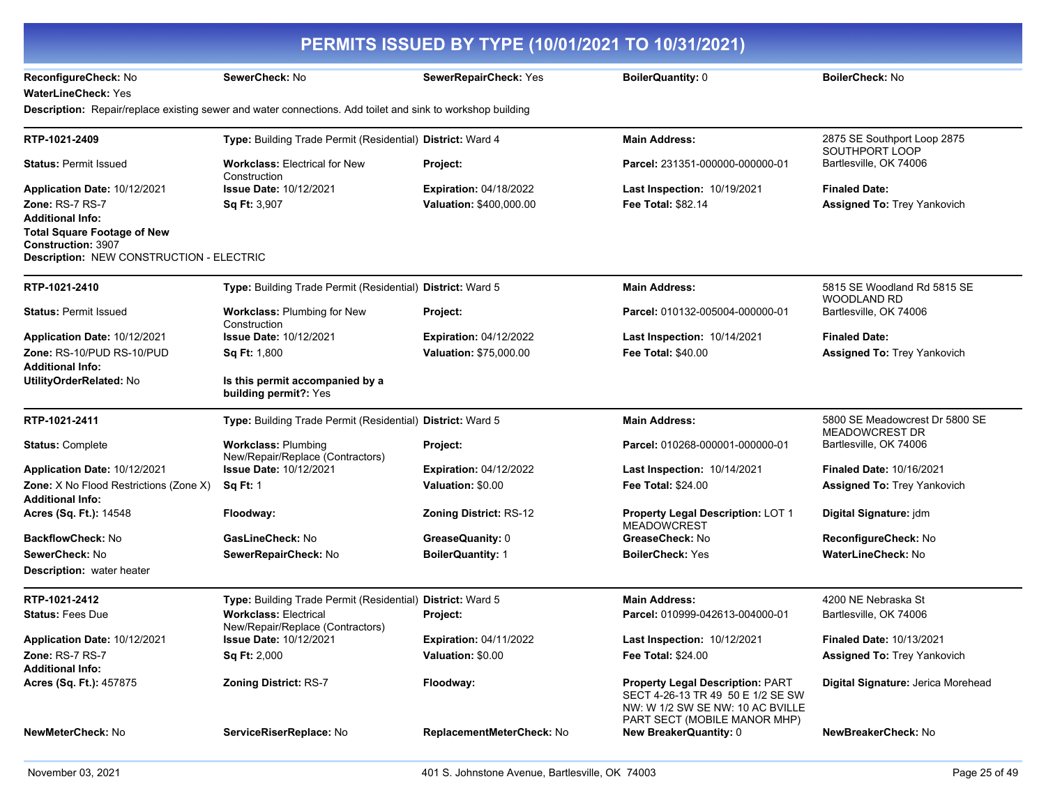# PERMITS ISSUED BY TYPE (10/01/2021 TO 10/31/2021)

**ReconfigureCheck:** No | **SewerCheck:** No | **SewerRepairCheck:** Yes | **BoilerQuantity:** 0 | **BoilerCheck:** No
**WaterLineCheck:** Yes

**Description:** Repair/replace existing sewer and water connections. Add toilet and sink to workshop building

---

**RTP-1021-2409** | **Type:** Building Trade Permit (Residential) | **District:** Ward 4 | **Main Address:** 2875 SE Southport Loop 2875 SOUTHPORT LOOP Bartlesville, OK 74006

**Status:** Permit Issued | **Workclass:** Electrical for New Construction | **Project:** | **Parcel:** 231351-000000-000000-01

**Application Date:** 10/12/2021 | **Issue Date:** 10/12/2021 | **Expiration:** 04/18/2022 | **Last Inspection:** 10/19/2021 | **Finaled Date:**

**Zone:** RS-7 RS-7 | **Sq Ft:** 3,907 | **Valuation:** $400,000.00 | **Fee Total:** $82.14 | **Assigned To:** Trey Yankovich

**Additional Info:**
**Total Square Footage of New Construction:** 3907

**Description:** NEW CONSTRUCTION - ELECTRIC

---

**RTP-1021-2410** | **Type:** Building Trade Permit (Residential) | **District:** Ward 5 | **Main Address:** 5815 SE Woodland Rd 5815 SE WOODLAND RD Bartlesville, OK 74006

**Status:** Permit Issued | **Workclass:** Plumbing for New Construction | **Project:** | **Parcel:** 010132-005004-000000-01

**Application Date:** 10/12/2021 | **Issue Date:** 10/12/2021 | **Expiration:** 04/12/2022 | **Last Inspection:** 10/14/2021 | **Finaled Date:**

**Zone:** RS-10/PUD RS-10/PUD | **Sq Ft:** 1,800 | **Valuation:** $75,000.00 | **Fee Total:** $40.00 | **Assigned To:** Trey Yankovich

**Additional Info:**
**UtilityOrderRelated:** No | **Is this permit accompanied by a building permit?:** Yes

---

**RTP-1021-2411** | **Type:** Building Trade Permit (Residential) | **District:** Ward 5 | **Main Address:** 5800 SE Meadowcrest Dr 5800 SE MEADOWCREST DR Bartlesville, OK 74006

**Status:** Complete | **Workclass:** Plumbing New/Repair/Replace (Contractors) | **Project:** | **Parcel:** 010268-000001-000000-01

**Application Date:** 10/12/2021 | **Issue Date:** 10/12/2021 | **Expiration:** 04/12/2022 | **Last Inspection:** 10/14/2021 | **Finaled Date:** 10/16/2021

**Zone:** X No Flood Restrictions (Zone X) | **Sq Ft:** 1 | **Valuation:** $0.00 | **Fee Total:** $24.00 | **Assigned To:** Trey Yankovich

**Additional Info:**
**Acres (Sq. Ft.):** 14548 | **Floodway:** | **Zoning District:** RS-12 | **Property Legal Description:** LOT 1 MEADOWCREST | **Digital Signature:** jdm
**BackflowCheck:** No | **GasLineCheck:** No | **GreaseQuanity:** 0 | **GreaseCheck:** No | **ReconfigureCheck:** No
**SewerCheck:** No | **SewerRepairCheck:** No | **BoilerQuantity:** 1 | **BoilerCheck:** Yes | **WaterLineCheck:** No

**Description:** water heater

---

**RTP-1021-2412** | **Type:** Building Trade Permit (Residential) | **District:** Ward 5 | **Main Address:** 4200 NE Nebraska St Bartlesville, OK 74006

**Status:** Fees Due | **Workclass:** Electrical New/Repair/Replace (Contractors) | **Project:** | **Parcel:** 010999-042613-004000-01

**Application Date:** 10/12/2021 | **Issue Date:** 10/12/2021 | **Expiration:** 04/11/2022 | **Last Inspection:** 10/12/2021 | **Finaled Date:** 10/13/2021

**Zone:** RS-7 RS-7 | **Sq Ft:** 2,000 | **Valuation:** $0.00 | **Fee Total:** $24.00 | **Assigned To:** Trey Yankovich

**Additional Info:**
**Acres (Sq. Ft.):** 457875 | **Zoning District:** RS-7 | **Floodway:** | **Property Legal Description:** PART SECT 4-26-13 TR 49 50 E 1/2 SE SW NW: W 1/2 SW SE NW: 10 AC BVILLE PART SECT (MOBILE MANOR MHP) | **Digital Signature:** Jerica Morehead
**NewMeterCheck:** No | **ServiceRiserReplace:** No | **ReplacementMeterCheck:** No | **New BreakerQuantity:** 0 | **NewBreakerCheck:** No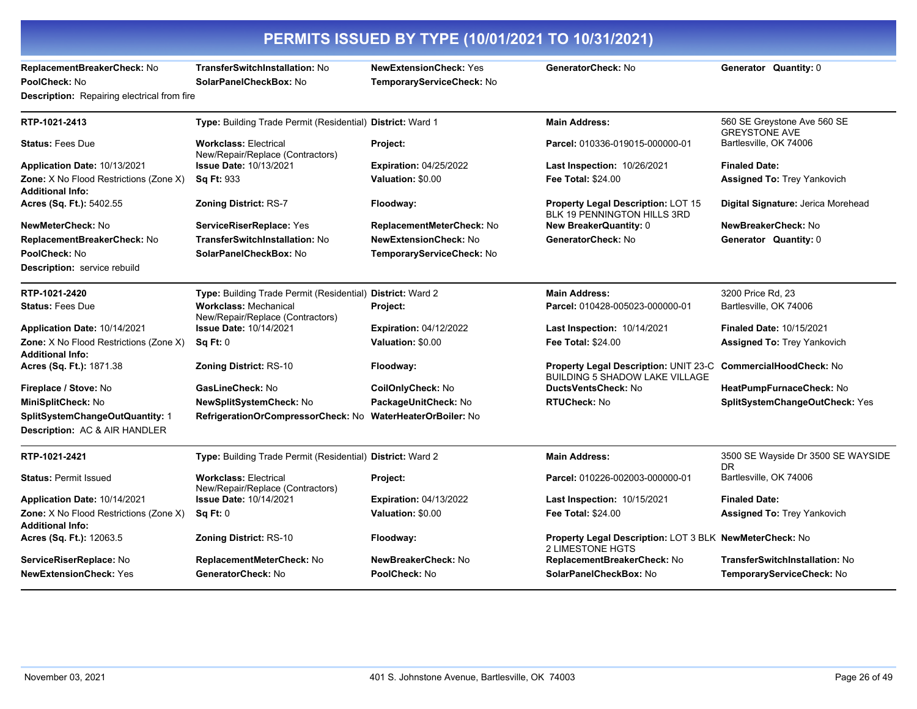# PERMITS ISSUED BY TYPE (10/01/2021 TO 10/31/2021)

| | | | | |
|---|---|---|---|---|
| **ReplacementBreakerCheck:** No | **TransferSwitchInstallation:** No | **NewExtensionCheck:** Yes | **GeneratorCheck:** No | **Generator Quantity:** 0 |
| **PoolCheck:** No | **SolarPanelCheckBox:** No | **TemporaryServiceCheck:** No | | |

**Description:** Repairing electrical from fire

---

| | | | | |
|---|---|---|---|---|
| **RTP-1021-2413** | **Type:** Building Trade Permit (Residential) | **District:** Ward 1 | **Main Address:** | 560 SE Greystone Ave 560 SE GREYSTONE AVE |
| **Status:** Fees Due | **Workclass:** Electrical New/Repair/Replace (Contractors) | **Project:** | **Parcel:** 010336-019015-000000-01 | Bartlesville, OK 74006 |
| **Application Date:** 10/13/2021 | **Issue Date:** 10/13/2021 | **Expiration:** 04/25/2022 | **Last Inspection:** 10/26/2021 | **Finaled Date:** |
| **Zone:** X No Flood Restrictions (Zone X) | **Sq Ft:** 933 | **Valuation:** $0.00 | **Fee Total:** $24.00 | **Assigned To:** Trey Yankovich |
| **Additional Info:** | | | | |
| **Acres (Sq. Ft.):** 5402.55 | **Zoning District:** RS-7 | **Floodway:** | **Property Legal Description:** LOT 15 BLK 19 PENNINGTON HILLS 3RD | **Digital Signature:** Jerica Morehead |
| **NewMeterCheck:** No | **ServiceRiserReplace:** Yes | **ReplacementMeterCheck:** No | **New BreakerQuantity:** 0 | **NewBreakerCheck:** No |
| **ReplacementBreakerCheck:** No | **TransferSwitchInstallation:** No | **NewExtensionCheck:** No | **GeneratorCheck:** No | **Generator Quantity:** 0 |
| **PoolCheck:** No | **SolarPanelCheckBox:** No | **TemporaryServiceCheck:** No | | |

**Description:** service rebuild

---

| | | | | |
|---|---|---|---|---|
| **RTP-1021-2420** | **Type:** Building Trade Permit (Residential) | **District:** Ward 2 | **Main Address:** | 3200 Price Rd, 23 |
| **Status:** Fees Due | **Workclass:** Mechanical New/Repair/Replace (Contractors) | **Project:** | **Parcel:** 010428-005023-000000-01 | Bartlesville, OK 74006 |
| **Application Date:** 10/14/2021 | **Issue Date:** 10/14/2021 | **Expiration:** 04/12/2022 | **Last Inspection:** 10/14/2021 | **Finaled Date:** 10/15/2021 |
| **Zone:** X No Flood Restrictions (Zone X) | **Sq Ft:** 0 | **Valuation:** $0.00 | **Fee Total:** $24.00 | **Assigned To:** Trey Yankovich |
| **Additional Info:** | | | | |
| **Acres (Sq. Ft.):** 1871.38 | **Zoning District:** RS-10 | **Floodway:** | **Property Legal Description:** UNIT 23-C BUILDING 5 SHADOW LAKE VILLAGE | **CommercialHoodCheck:** No |
| **Fireplace / Stove:** No | **GasLineCheck:** No | **CoilOnlyCheck:** No | **DuctsVentsCheck:** No | **HeatPumpFurnaceCheck:** No |
| **MiniSplitCheck:** No | **NewSplitSystemCheck:** No | **PackageUnitCheck:** No | **RTUCheck:** No | **SplitSystemChangeOutCheck:** Yes |
| **SplitSystemChangeOutQuantity:** 1 | **RefrigerationOrCompressorCheck:** No | **WaterHeaterOrBoiler:** No | | |

**Description:** AC & AIR HANDLER

---

| | | | | |
|---|---|---|---|---|
| **RTP-1021-2421** | **Type:** Building Trade Permit (Residential) | **District:** Ward 2 | **Main Address:** | 3500 SE Wayside Dr 3500 SE WAYSIDE DR |
| **Status:** Permit Issued | **Workclass:** Electrical New/Repair/Replace (Contractors) | **Project:** | **Parcel:** 010226-002003-000000-01 | Bartlesville, OK 74006 |
| **Application Date:** 10/14/2021 | **Issue Date:** 10/14/2021 | **Expiration:** 04/13/2022 | **Last Inspection:** 10/15/2021 | **Finaled Date:** |
| **Zone:** X No Flood Restrictions (Zone X) | **Sq Ft:** 0 | **Valuation:** $0.00 | **Fee Total:** $24.00 | **Assigned To:** Trey Yankovich |
| **Additional Info:** | | | | |
| **Acres (Sq. Ft.):** 12063.5 | **Zoning District:** RS-10 | **Floodway:** | **Property Legal Description:** LOT 3 BLK 2 LIMESTONE HGTS | **NewMeterCheck:** No |
| **ServiceRiserReplace:** No | **ReplacementMeterCheck:** No | **NewBreakerCheck:** No | **ReplacementBreakerCheck:** No | **TransferSwitchInstallation:** No |
| **NewExtensionCheck:** Yes | **GeneratorCheck:** No | **PoolCheck:** No | **SolarPanelCheckBox:** No | **TemporaryServiceCheck:** No |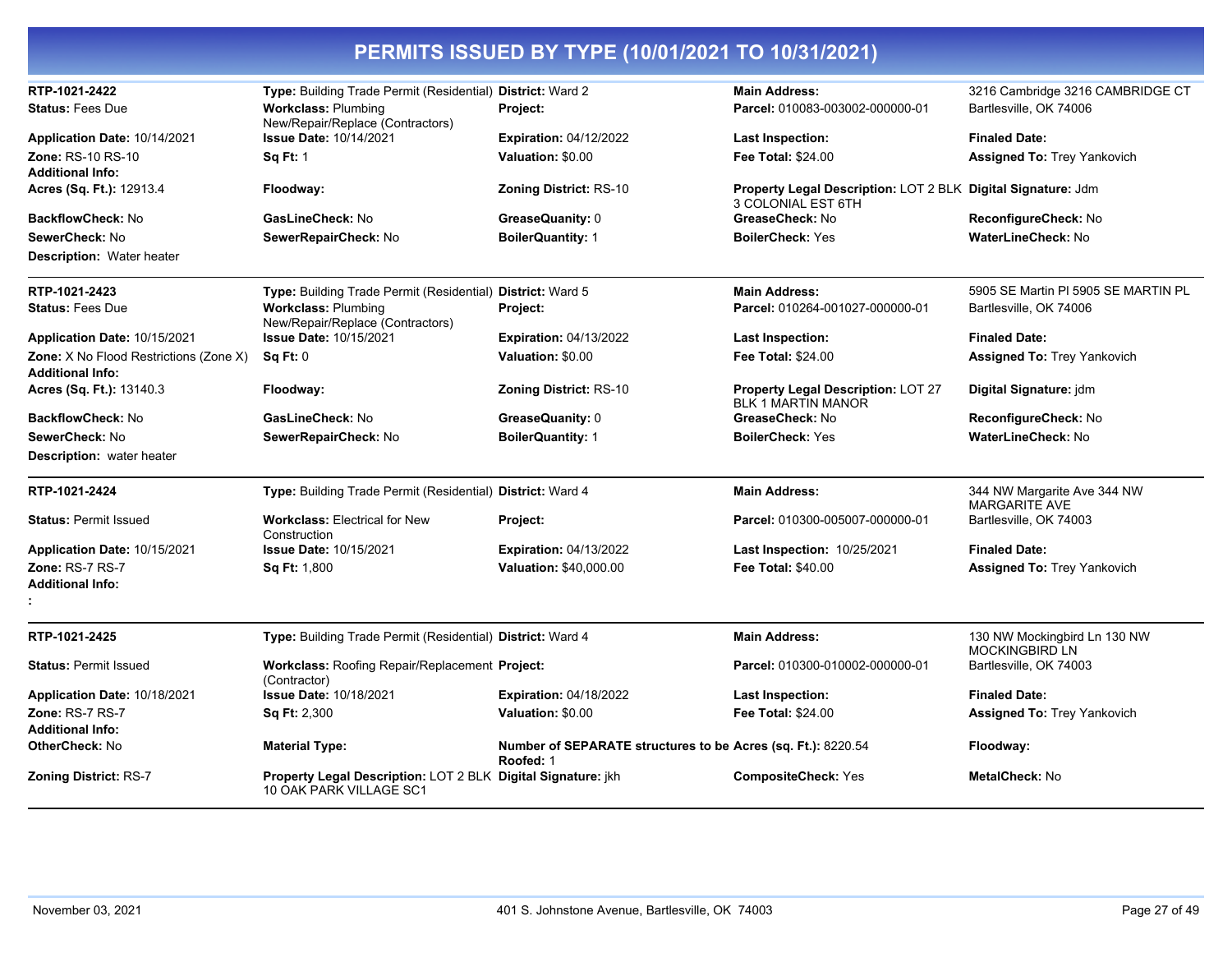# PERMITS ISSUED BY TYPE (10/01/2021 TO 10/31/2021)

| | | | | |
|---|---|---|---|---|
| **RTP-1021-2422** | **Type:** Building Trade Permit (Residential) | **District:** Ward 2 | **Main Address:** | 3216 Cambridge 3216 CAMBRIDGE CT |
| **Status:** Fees Due | **Workclass:** Plumbing New/Repair/Replace (Contractors) | **Project:** | **Parcel:** 010083-003002-000000-01 | Bartlesville, OK 74006 |
| **Application Date:** 10/14/2021 | **Issue Date:** 10/14/2021 | **Expiration:** 04/12/2022 | **Last Inspection:** | **Finaled Date:** |
| **Zone:** RS-10 RS-10 | **Sq Ft:** 1 | **Valuation:** $0.00 | **Fee Total:** $24.00 | **Assigned To:** Trey Yankovich |
| **Additional Info:** | | | | |
| **Acres (Sq. Ft.):** 12913.4 | **Floodway:** | **Zoning District:** RS-10 | **Property Legal Description:** LOT 2 BLK 3 COLONIAL EST 6TH | **Digital Signature:** Jdm |
| **BackflowCheck:** No | **GasLineCheck:** No | **GreaseQuanity:** 0 | **GreaseCheck:** No | **ReconfigureCheck:** No |
| **SewerCheck:** No | **SewerRepairCheck:** No | **BoilerQuantity:** 1 | **BoilerCheck:** Yes | **WaterLineCheck:** No |
| **Description:** Water heater | | | | |

| | | | | |
|---|---|---|---|---|
| **RTP-1021-2423** | **Type:** Building Trade Permit (Residential) | **District:** Ward 5 | **Main Address:** | 5905 SE Martin Pl 5905 SE MARTIN PL |
| **Status:** Fees Due | **Workclass:** Plumbing New/Repair/Replace (Contractors) | **Project:** | **Parcel:** 010264-001027-000000-01 | Bartlesville, OK 74006 |
| **Application Date:** 10/15/2021 | **Issue Date:** 10/15/2021 | **Expiration:** 04/13/2022 | **Last Inspection:** | **Finaled Date:** |
| **Zone:** X No Flood Restrictions (Zone X) | **Sq Ft:** 0 | **Valuation:** $0.00 | **Fee Total:** $24.00 | **Assigned To:** Trey Yankovich |
| **Additional Info:** | | | | |
| **Acres (Sq. Ft.):** 13140.3 | **Floodway:** | **Zoning District:** RS-10 | **Property Legal Description:** LOT 27 BLK 1 MARTIN MANOR | **Digital Signature:** jdm |
| **BackflowCheck:** No | **GasLineCheck:** No | **GreaseQuanity:** 0 | **GreaseCheck:** No | **ReconfigureCheck:** No |
| **SewerCheck:** No | **SewerRepairCheck:** No | **BoilerQuantity:** 1 | **BoilerCheck:** Yes | **WaterLineCheck:** No |
| **Description:** water heater | | | | |

| | | | | |
|---|---|---|---|---|
| **RTP-1021-2424** | **Type:** Building Trade Permit (Residential) | **District:** Ward 4 | **Main Address:** | 344 NW Margarite Ave 344 NW MARGARITE AVE |
| **Status:** Permit Issued | **Workclass:** Electrical for New Construction | **Project:** | **Parcel:** 010300-005007-000000-01 | Bartlesville, OK 74003 |
| **Application Date:** 10/15/2021 | **Issue Date:** 10/15/2021 | **Expiration:** 04/13/2022 | **Last Inspection:** 10/25/2021 | **Finaled Date:** |
| **Zone:** RS-7 RS-7 | **Sq Ft:** 1,800 | **Valuation:** $40,000.00 | **Fee Total:** $40.00 | **Assigned To:** Trey Yankovich |
| **Additional Info:** | | | | |
| **:** | | | | |

| | | | | |
|---|---|---|---|---|
| **RTP-1021-2425** | **Type:** Building Trade Permit (Residential) | **District:** Ward 4 | **Main Address:** | 130 NW Mockingbird Ln 130 NW MOCKINGBIRD LN |
| **Status:** Permit Issued | **Workclass:** Roofing Repair/Replacement (Contractor) | **Project:** | **Parcel:** 010300-010002-000000-01 | Bartlesville, OK 74003 |
| **Application Date:** 10/18/2021 | **Issue Date:** 10/18/2021 | **Expiration:** 04/18/2022 | **Last Inspection:** | **Finaled Date:** |
| **Zone:** RS-7 RS-7 | **Sq Ft:** 2,300 | **Valuation:** $0.00 | **Fee Total:** $24.00 | **Assigned To:** Trey Yankovich |
| **Additional Info:** | | | | |
| **OtherCheck:** No | **Material Type:** | **Number of SEPARATE structures to be Roofed:** 1 | **Acres (sq. Ft.):** 8220.54 | **Floodway:** |
| **Zoning District:** RS-7 | **Property Legal Description:** LOT 2 BLK 10 OAK PARK VILLAGE SC1 | **Digital Signature:** jkh | **CompositeCheck:** Yes | **MetalCheck:** No |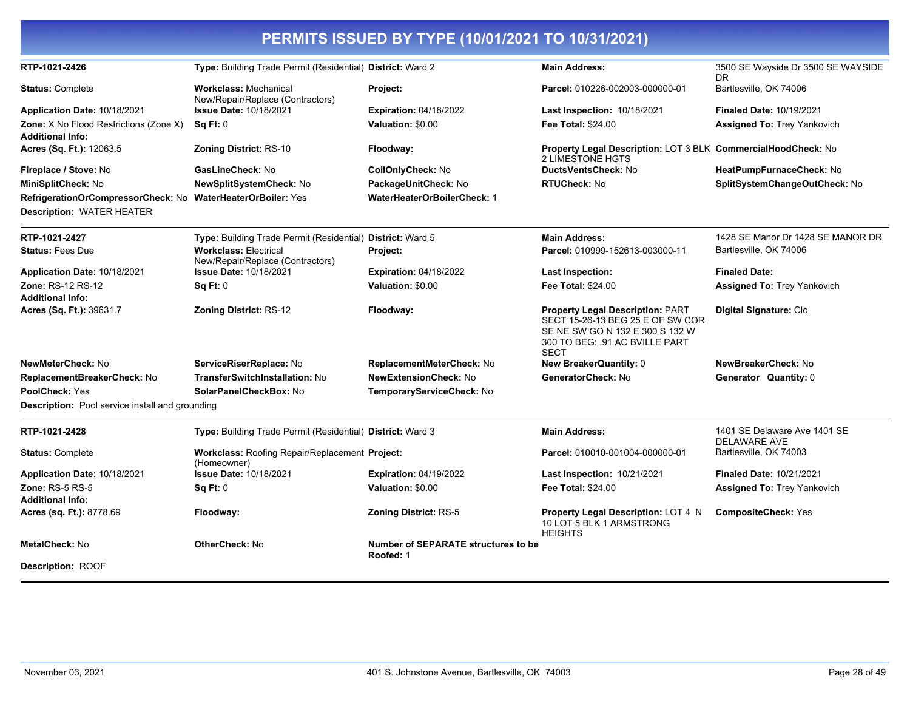# PERMITS ISSUED BY TYPE (10/01/2021 TO 10/31/2021)

| | | | | |
|---|---|---|---|---|
| **RTP-1021-2426** | **Type:** Building Trade Permit (Residential) | **District:** Ward 2 | **Main Address:** | 3500 SE Wayside Dr 3500 SE WAYSIDE DR |
| **Status:** Complete | **Workclass:** Mechanical New/Repair/Replace (Contractors) | **Project:** | **Parcel:** 010226-002003-000000-01 | Bartlesville, OK 74006 |
| **Application Date:** 10/18/2021 | **Issue Date:** 10/18/2021 | **Expiration:** 04/18/2022 | **Last Inspection:** 10/18/2021 | **Finaled Date:** 10/19/2021 |
| **Zone:** X No Flood Restrictions (Zone X) | **Sq Ft:** 0 | **Valuation:** $0.00 | **Fee Total:** $24.00 | **Assigned To:** Trey Yankovich |
| **Additional Info:** | | | | |
| **Acres (Sq. Ft.):** 12063.5 | **Zoning District:** RS-10 | **Floodway:** | **Property Legal Description:** LOT 3 BLK 2 LIMESTONE HGTS | **CommercialHoodCheck:** No |
| **Fireplace / Stove:** No | **GasLineCheck:** No | **CoilOnlyCheck:** No | **DuctsVentsCheck:** No | **HeatPumpFurnaceCheck:** No |
| **MiniSplitCheck:** No | **NewSplitSystemCheck:** No | **PackageUnitCheck:** No | **RTUCheck:** No | **SplitSystemChangeOutCheck:** No |
| **RefrigerationOrCompressorCheck:** No | **WaterHeaterOrBoiler:** Yes | **WaterHeaterOrBoilerCheck:** 1 | | |

**Description:** WATER HEATER

| | | | | |
|---|---|---|---|---|
| **RTP-1021-2427** | **Type:** Building Trade Permit (Residential) | **District:** Ward 5 | **Main Address:** | 1428 SE Manor Dr 1428 SE MANOR DR |
| **Status:** Fees Due | **Workclass:** Electrical New/Repair/Replace (Contractors) | **Project:** | **Parcel:** 010999-152613-003000-11 | Bartlesville, OK 74006 |
| **Application Date:** 10/18/2021 | **Issue Date:** 10/18/2021 | **Expiration:** 04/18/2022 | **Last Inspection:** | **Finaled Date:** |
| **Zone:** RS-12 RS-12 | **Sq Ft:** 0 | **Valuation:** $0.00 | **Fee Total:** $24.00 | **Assigned To:** Trey Yankovich |
| **Additional Info:** | | | | |
| **Acres (Sq. Ft.):** 39631.7 | **Zoning District:** RS-12 | **Floodway:** | **Property Legal Description:** PART SECT 15-26-13 BEG 25 E OF SW COR SE NE SW GO N 132 E 300 S 132 W 300 TO BEG: .91 AC BVILLE PART SECT | **Digital Signature:** Clc |
| **NewMeterCheck:** No | **ServiceRiserReplace:** No | **ReplacementMeterCheck:** No | **New BreakerQuantity:** 0 | **NewBreakerCheck:** No |
| **ReplacementBreakerCheck:** No | **TransferSwitchInstallation:** No | **NewExtensionCheck:** No | **GeneratorCheck:** No | **Generator Quantity:** 0 |
| **PoolCheck:** Yes | **SolarPanelCheckBox:** No | **TemporaryServiceCheck:** No | | |

**Description:** Pool service install and grounding

| | | | | |
|---|---|---|---|---|
| **RTP-1021-2428** | **Type:** Building Trade Permit (Residential) | **District:** Ward 3 | **Main Address:** | 1401 SE Delaware Ave 1401 SE DELAWARE AVE |
| **Status:** Complete | **Workclass:** Roofing Repair/Replacement (Homeowner) | **Project:** | **Parcel:** 010010-001004-000000-01 | Bartlesville, OK 74003 |
| **Application Date:** 10/18/2021 | **Issue Date:** 10/18/2021 | **Expiration:** 04/19/2022 | **Last Inspection:** 10/21/2021 | **Finaled Date:** 10/21/2021 |
| **Zone:** RS-5 RS-5 | **Sq Ft:** 0 | **Valuation:** $0.00 | **Fee Total:** $24.00 | **Assigned To:** Trey Yankovich |
| **Additional Info:** | | | | |
| **Acres (sq. Ft.):** 8778.69 | **Floodway:** | **Zoning District:** RS-5 | **Property Legal Description:** LOT 4 N 10 LOT 5 BLK 1 ARMSTRONG HEIGHTS | **CompositeCheck:** Yes |
| **MetalCheck:** No | **OtherCheck:** No | **Number of SEPARATE structures to be Roofed:** 1 | | |

**Description:** ROOF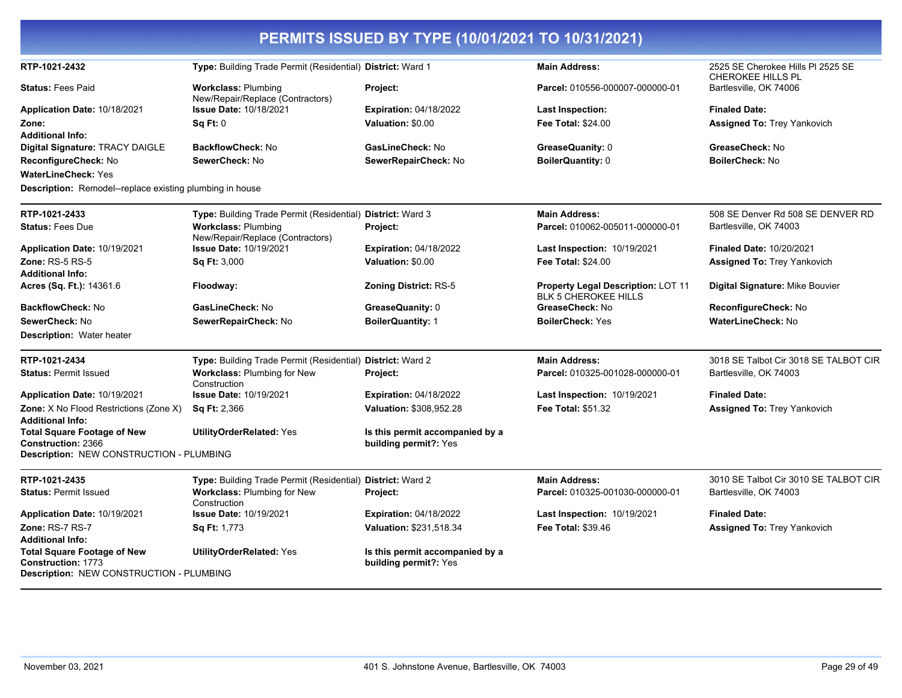# PERMITS ISSUED BY TYPE (10/01/2021 TO 10/31/2021)

**RTP-1021-2432** | **Type:** Building Trade Permit (Residential) | **District:** Ward 1 | **Main Address:** 2525 SE Cherokee Hills Pl 2525 SE CHEROKEE HILLS PL Bartlesville, OK 74006

**Status:** Fees Paid | **Workclass:** Plumbing New/Repair/Replace (Contractors) | **Project:** | **Parcel:** 010556-000007-000000-01

**Application Date:** 10/18/2021 | **Issue Date:** 10/18/2021 | **Expiration:** 04/18/2022 | **Last Inspection:** | **Finaled Date:**

**Zone:** | **Sq Ft:** 0 | **Valuation:** $0.00 | **Fee Total:** $24.00 | **Assigned To:** Trey Yankovich

**Additional Info:**

**Digital Signature:** TRACY DAIGLE | **BackflowCheck:** No | **GasLineCheck:** No | **GreaseQuanity:** 0 | **GreaseCheck:** No

**ReconfigureCheck:** No | **SewerCheck:** No | **SewerRepairCheck:** No | **BoilerQuantity:** 0 | **BoilerCheck:** No

**WaterLineCheck:** Yes

**Description:** Remodel--replace existing plumbing in house

---

**RTP-1021-2433** | **Type:** Building Trade Permit (Residential) | **District:** Ward 3 | **Main Address:** 508 SE Denver Rd 508 SE DENVER RD Bartlesville, OK 74003

**Status:** Fees Due | **Workclass:** Plumbing New/Repair/Replace (Contractors) | **Project:** | **Parcel:** 010062-005011-000000-01

**Application Date:** 10/19/2021 | **Issue Date:** 10/19/2021 | **Expiration:** 04/18/2022 | **Last Inspection:** 10/19/2021 | **Finaled Date:** 10/20/2021

**Zone:** RS-5 RS-5 | **Sq Ft:** 3,000 | **Valuation:** $0.00 | **Fee Total:** $24.00 | **Assigned To:** Trey Yankovich

**Additional Info:**

**Acres (Sq. Ft.):** 14361.6 | **Floodway:** | **Zoning District:** RS-5 | **Property Legal Description:** LOT 11 BLK 5 CHEROKEE HILLS | **Digital Signature:** Mike Bouvier

**BackflowCheck:** No | **GasLineCheck:** No | **GreaseQuanity:** 0 | **GreaseCheck:** No | **ReconfigureCheck:** No

**SewerCheck:** No | **SewerRepairCheck:** No | **BoilerQuantity:** 1 | **BoilerCheck:** Yes | **WaterLineCheck:** No

**Description:** Water heater

---

**RTP-1021-2434** | **Type:** Building Trade Permit (Residential) | **District:** Ward 2 | **Main Address:** 3018 SE Talbot Cir 3018 SE TALBOT CIR Bartlesville, OK 74003

**Status:** Permit Issued | **Workclass:** Plumbing for New Construction | **Project:** | **Parcel:** 010325-001028-000000-01

**Application Date:** 10/19/2021 | **Issue Date:** 10/19/2021 | **Expiration:** 04/18/2022 | **Last Inspection:** 10/19/2021 | **Finaled Date:**

**Zone:** X No Flood Restrictions (Zone X) | **Sq Ft:** 2,366 | **Valuation:** $308,952.28 | **Fee Total:** $51.32 | **Assigned To:** Trey Yankovich

**Additional Info:**

**Total Square Footage of New Construction:** 2366 | **UtilityOrderRelated:** Yes | **Is this permit accompanied by a building permit?:** Yes

**Description:** NEW CONSTRUCTION - PLUMBING

---

**RTP-1021-2435** | **Type:** Building Trade Permit (Residential) | **District:** Ward 2 | **Main Address:** 3010 SE Talbot Cir 3010 SE TALBOT CIR Bartlesville, OK 74003

**Status:** Permit Issued | **Workclass:** Plumbing for New Construction | **Project:** | **Parcel:** 010325-001030-000000-01

**Application Date:** 10/19/2021 | **Issue Date:** 10/19/2021 | **Expiration:** 04/18/2022 | **Last Inspection:** 10/19/2021 | **Finaled Date:**

**Zone:** RS-7 RS-7 | **Sq Ft:** 1,773 | **Valuation:** $231,518.34 | **Fee Total:** $39.46 | **Assigned To:** Trey Yankovich

**Additional Info:**

**Total Square Footage of New Construction:** 1773 | **UtilityOrderRelated:** Yes | **Is this permit accompanied by a building permit?:** Yes

**Description:** NEW CONSTRUCTION - PLUMBING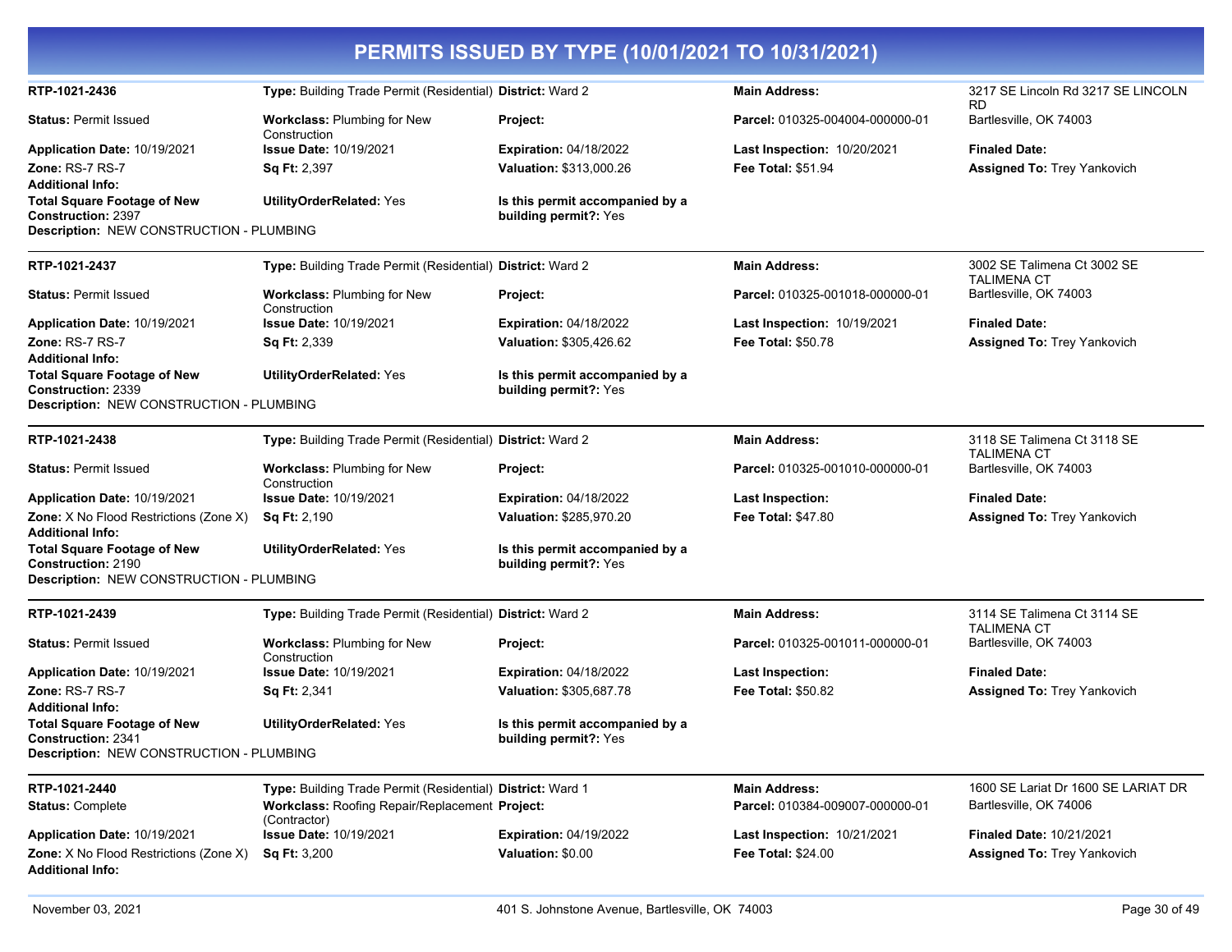## PERMITS ISSUED BY TYPE (10/01/2021 TO 10/31/2021)

**RTP-1021-2436**
**Type:** Building Trade Permit (Residential)
**District:** Ward 2
**Main Address:** 3217 SE Lincoln Rd 3217 SE LINCOLN RD Bartlesville, OK 74003
**Status:** Permit Issued
**Workclass:** Plumbing for New Construction
**Project:**
**Parcel:** 010325-004004-000000-01
**Application Date:** 10/19/2021
**Issue Date:** 10/19/2021
**Expiration:** 04/18/2022
**Last Inspection:** 10/20/2021
**Finaled Date:**
**Zone:** RS-7 RS-7
**Sq Ft:** 2,397
**Valuation:** $313,000.26
**Fee Total:** $51.94
**Assigned To:** Trey Yankovich
**Additional Info:**
**Total Square Footage of New Construction:** 2397
**UtilityOrderRelated:** Yes
**Is this permit accompanied by a building permit?:** Yes
**Description:** NEW CONSTRUCTION - PLUMBING

---

**RTP-1021-2437**
**Type:** Building Trade Permit (Residential)
**District:** Ward 2
**Main Address:** 3002 SE Talimena Ct 3002 SE TALIMENA CT Bartlesville, OK 74003
**Status:** Permit Issued
**Workclass:** Plumbing for New Construction
**Project:**
**Parcel:** 010325-001018-000000-01
**Application Date:** 10/19/2021
**Issue Date:** 10/19/2021
**Expiration:** 04/18/2022
**Last Inspection:** 10/19/2021
**Finaled Date:**
**Zone:** RS-7 RS-7
**Sq Ft:** 2,339
**Valuation:** $305,426.62
**Fee Total:** $50.78
**Assigned To:** Trey Yankovich
**Additional Info:**
**Total Square Footage of New Construction:** 2339
**UtilityOrderRelated:** Yes
**Is this permit accompanied by a building permit?:** Yes
**Description:** NEW CONSTRUCTION - PLUMBING

---

**RTP-1021-2438**
**Type:** Building Trade Permit (Residential)
**District:** Ward 2
**Main Address:** 3118 SE Talimena Ct 3118 SE TALIMENA CT Bartlesville, OK 74003
**Status:** Permit Issued
**Workclass:** Plumbing for New Construction
**Project:**
**Parcel:** 010325-001010-000000-01
**Application Date:** 10/19/2021
**Issue Date:** 10/19/2021
**Expiration:** 04/18/2022
**Last Inspection:**
**Finaled Date:**
**Zone:** X No Flood Restrictions (Zone X)
**Sq Ft:** 2,190
**Valuation:** $285,970.20
**Fee Total:** $47.80
**Assigned To:** Trey Yankovich
**Additional Info:**
**Total Square Footage of New Construction:** 2190
**UtilityOrderRelated:** Yes
**Is this permit accompanied by a building permit?:** Yes
**Description:** NEW CONSTRUCTION - PLUMBING

---

**RTP-1021-2439**
**Type:** Building Trade Permit (Residential)
**District:** Ward 2
**Main Address:** 3114 SE Talimena Ct 3114 SE TALIMENA CT Bartlesville, OK 74003
**Status:** Permit Issued
**Workclass:** Plumbing for New Construction
**Project:**
**Parcel:** 010325-001011-000000-01
**Application Date:** 10/19/2021
**Issue Date:** 10/19/2021
**Expiration:** 04/18/2022
**Last Inspection:**
**Finaled Date:**
**Zone:** RS-7 RS-7
**Sq Ft:** 2,341
**Valuation:** $305,687.78
**Fee Total:** $50.82
**Assigned To:** Trey Yankovich
**Additional Info:**
**Total Square Footage of New Construction:** 2341
**UtilityOrderRelated:** Yes
**Is this permit accompanied by a building permit?:** Yes
**Description:** NEW CONSTRUCTION - PLUMBING

---

**RTP-1021-2440**
**Type:** Building Trade Permit (Residential)
**District:** Ward 1
**Main Address:** 1600 SE Lariat Dr 1600 SE LARIAT DR Bartlesville, OK 74006
**Status:** Complete
**Workclass:** Roofing Repair/Replacement (Contractor)
**Project:**
**Parcel:** 010384-009007-000000-01
**Application Date:** 10/19/2021
**Issue Date:** 10/19/2021
**Expiration:** 04/19/2022
**Last Inspection:** 10/21/2021
**Finaled Date:** 10/21/2021
**Zone:** X No Flood Restrictions (Zone X)
**Sq Ft:** 3,200
**Valuation:** $0.00
**Fee Total:** $24.00
**Assigned To:** Trey Yankovich
**Additional Info:**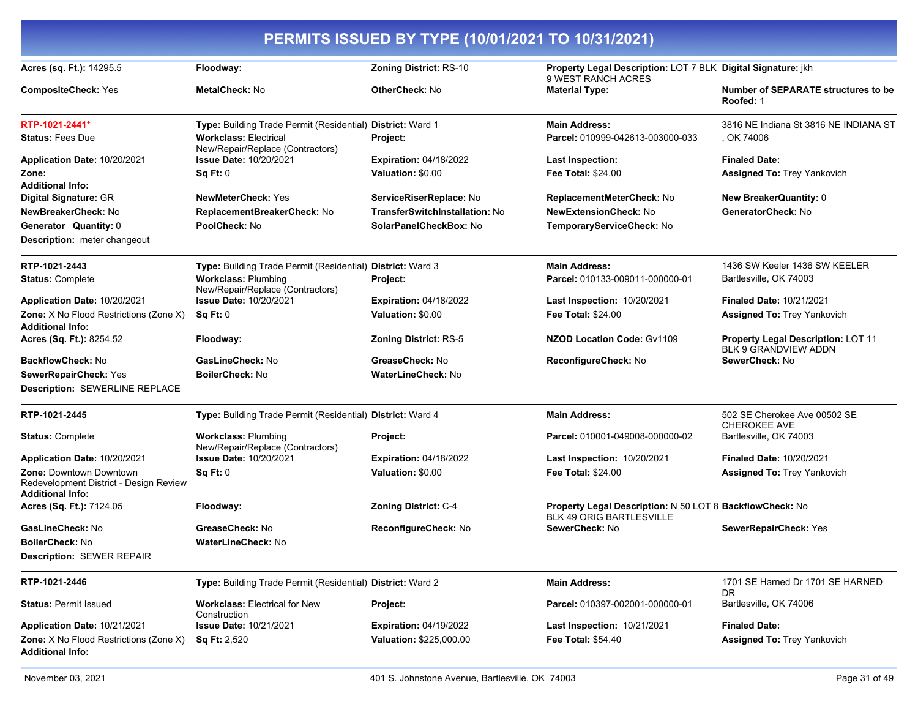# PERMITS ISSUED BY TYPE (10/01/2021 TO 10/31/2021)

| | | | | |
|---|---|---|---|---|
| **Acres (sq. Ft.):** 14295.5 | **Floodway:** | **Zoning District:** RS-10 | **Property Legal Description:** LOT 7 BLK 9 WEST RANCH ACRES | **Digital Signature:** jkh |
| **CompositeCheck:** Yes | **MetalCheck:** No | **OtherCheck:** No | **Material Type:** | **Number of SEPARATE structures to be Roofed:** 1 |

---

| | | | | |
|---|---|---|---|---|
| **RTP-1021-2441*** | **Type:** Building Trade Permit (Residential) | **District:** Ward 1 | **Main Address:** | 3816 NE Indiana St 3816 NE INDIANA ST , OK 74006 |
| **Status:** Fees Due | **Workclass:** Electrical New/Repair/Replace (Contractors) | **Project:** | **Parcel:** 010999-042613-003000-033 | |
| **Application Date:** 10/20/2021 | **Issue Date:** 10/20/2021 | **Expiration:** 04/18/2022 | **Last Inspection:** | **Finaled Date:** |
| **Zone:** | **Sq Ft:** 0 | **Valuation:** $0.00 | **Fee Total:** $24.00 | **Assigned To:** Trey Yankovich |
| **Additional Info:** | | | | |
| **Digital Signature:** GR | **NewMeterCheck:** Yes | **ServiceRiserReplace:** No | **ReplacementMeterCheck:** No | **New BreakerQuantity:** 0 |
| **NewBreakerCheck:** No | **ReplacementBreakerCheck:** No | **TransferSwitchInstallation:** No | **NewExtensionCheck:** No | **GeneratorCheck:** No |
| **Generator Quantity:** 0 | **PoolCheck:** No | **SolarPanelCheckBox:** No | **TemporaryServiceCheck:** No | |
| **Description:** meter changeout | | | | |

---

| | | | | |
|---|---|---|---|---|
| **RTP-1021-2443** | **Type:** Building Trade Permit (Residential) | **District:** Ward 3 | **Main Address:** | 1436 SW Keeler 1436 SW KEELER Bartlesville, OK 74003 |
| **Status:** Complete | **Workclass:** Plumbing New/Repair/Replace (Contractors) | **Project:** | **Parcel:** 010133-009011-000000-01 | |
| **Application Date:** 10/20/2021 | **Issue Date:** 10/20/2021 | **Expiration:** 04/18/2022 | **Last Inspection:** 10/20/2021 | **Finaled Date:** 10/21/2021 |
| **Zone:** X No Flood Restrictions (Zone X) | **Sq Ft:** 0 | **Valuation:** $0.00 | **Fee Total:** $24.00 | **Assigned To:** Trey Yankovich |
| **Additional Info:** | | | | |
| **Acres (Sq. Ft.):** 8254.52 | **Floodway:** | **Zoning District:** RS-5 | **NZOD Location Code:** Gv1109 | **Property Legal Description:** LOT 11 BLK 9 GRANDVIEW ADDN |
| **BackflowCheck:** No | **GasLineCheck:** No | **GreaseCheck:** No | **ReconfigureCheck:** No | **SewerCheck:** No |
| **SewerRepairCheck:** Yes | **BoilerCheck:** No | **WaterLineCheck:** No | | |
| **Description:** SEWERLINE REPLACE | | | | |

---

| | | | | |
|---|---|---|---|---|
| **RTP-1021-2445** | **Type:** Building Trade Permit (Residential) | **District:** Ward 4 | **Main Address:** | 502 SE Cherokee Ave 00502 SE CHEROKEE AVE Bartlesville, OK 74003 |
| **Status:** Complete | **Workclass:** Plumbing New/Repair/Replace (Contractors) | **Project:** | **Parcel:** 010001-049008-000000-02 | |
| **Application Date:** 10/20/2021 | **Issue Date:** 10/20/2021 | **Expiration:** 04/18/2022 | **Last Inspection:** 10/20/2021 | **Finaled Date:** 10/20/2021 |
| **Zone:** Downtown Downtown Redevelopment District - Design Review | **Sq Ft:** 0 | **Valuation:** $0.00 | **Fee Total:** $24.00 | **Assigned To:** Trey Yankovich |
| **Additional Info:** | | | | |
| **Acres (Sq. Ft.):** 7124.05 | **Floodway:** | **Zoning District:** C-4 | **Property Legal Description:** N 50 LOT 8 BLK 49 ORIG BARTLESVILLE | **BackflowCheck:** No |
| **GasLineCheck:** No | **GreaseCheck:** No | **ReconfigureCheck:** No | **SewerCheck:** No | **SewerRepairCheck:** Yes |
| **BoilerCheck:** No | **WaterLineCheck:** No | | | |
| **Description:** SEWER REPAIR | | | | |

---

| | | | | |
|---|---|---|---|---|
| **RTP-1021-2446** | **Type:** Building Trade Permit (Residential) | **District:** Ward 2 | **Main Address:** | 1701 SE Harned Dr 1701 SE HARNED DR Bartlesville, OK 74006 |
| **Status:** Permit Issued | **Workclass:** Electrical for New Construction | **Project:** | **Parcel:** 010397-002001-000000-01 | |
| **Application Date:** 10/21/2021 | **Issue Date:** 10/21/2021 | **Expiration:** 04/19/2022 | **Last Inspection:** 10/21/2021 | **Finaled Date:** |
| **Zone:** X No Flood Restrictions (Zone X) | **Sq Ft:** 2,520 | **Valuation:** $225,000.00 | **Fee Total:** $54.40 | **Assigned To:** Trey Yankovich |
| **Additional Info:** | | | | |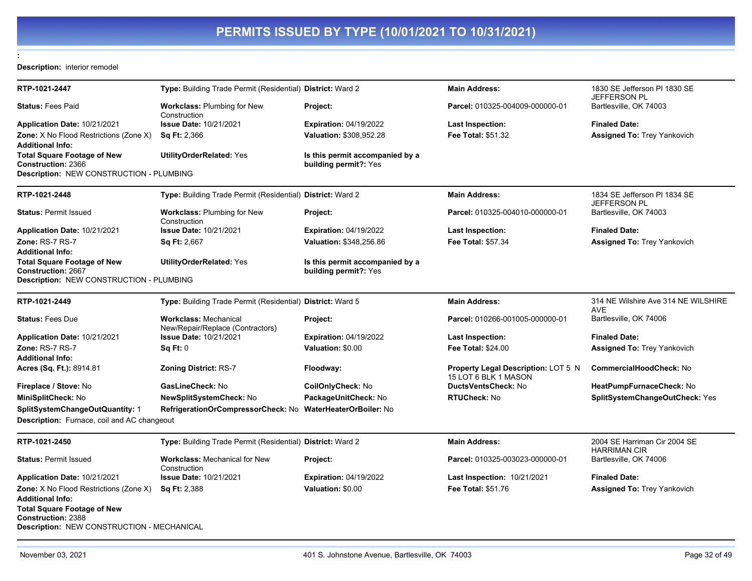# PERMITS ISSUED BY TYPE (10/01/2021 TO 10/31/2021)

:

**Description:** interior remodel

---

**RTP-1021-2447** | **Type:** Building Trade Permit (Residential) | **District:** Ward 2 | **Main Address:** 1830 SE Jefferson Pl 1830 SE JEFFERSON PL Bartlesville, OK 74003

**Status:** Fees Paid | **Workclass:** Plumbing for New Construction | **Project:** | **Parcel:** 010325-004009-000000-01

**Application Date:** 10/21/2021 | **Issue Date:** 10/21/2021 | **Expiration:** 04/19/2022 | **Last Inspection:** | **Finaled Date:**

**Zone:** X No Flood Restrictions (Zone X) | **Sq Ft:** 2,366 | **Valuation:** $308,952.28 | **Fee Total:** $51.32 | **Assigned To:** Trey Yankovich

**Additional Info:**

**Total Square Footage of New Construction:** 2366 | **UtilityOrderRelated:** Yes | **Is this permit accompanied by a building permit?:** Yes

**Description:** NEW CONSTRUCTION - PLUMBING

---

**RTP-1021-2448** | **Type:** Building Trade Permit (Residential) | **District:** Ward 2 | **Main Address:** 1834 SE Jefferson Pl 1834 SE JEFFERSON PL Bartlesville, OK 74003

**Status:** Permit Issued | **Workclass:** Plumbing for New Construction | **Project:** | **Parcel:** 010325-004010-000000-01

**Application Date:** 10/21/2021 | **Issue Date:** 10/21/2021 | **Expiration:** 04/19/2022 | **Last Inspection:** | **Finaled Date:**

**Zone:** RS-7 RS-7 | **Sq Ft:** 2,667 | **Valuation:** $348,256.86 | **Fee Total:** $57.34 | **Assigned To:** Trey Yankovich

**Additional Info:**

**Total Square Footage of New Construction:** 2667 | **UtilityOrderRelated:** Yes | **Is this permit accompanied by a building permit?:** Yes

**Description:** NEW CONSTRUCTION - PLUMBING

---

**RTP-1021-2449** | **Type:** Building Trade Permit (Residential) | **District:** Ward 5 | **Main Address:** 314 NE Wilshire Ave 314 NE WILSHIRE AVE Bartlesville, OK 74006

**Status:** Fees Due | **Workclass:** Mechanical New/Repair/Replace (Contractors) | **Project:** | **Parcel:** 010266-001005-000000-01

**Application Date:** 10/21/2021 | **Issue Date:** 10/21/2021 | **Expiration:** 04/19/2022 | **Last Inspection:** | **Finaled Date:**

**Zone:** RS-7 RS-7 | **Sq Ft:** 0 | **Valuation:** $0.00 | **Fee Total:** $24.00 | **Assigned To:** Trey Yankovich

**Additional Info:**

**Acres (Sq. Ft.):** 8914.81 | **Zoning District:** RS-7 | **Floodway:** | **Property Legal Description:** LOT 5 N 15 LOT 6 BLK 1 MASON | **CommercialHoodCheck:** No

**Fireplace / Stove:** No | **GasLineCheck:** No | **CoilOnlyCheck:** No | **DuctsVentsCheck:** No | **HeatPumpFurnaceCheck:** No

**MiniSplitCheck:** No | **NewSplitSystemCheck:** No | **PackageUnitCheck:** No | **RTUCheck:** No | **SplitSystemChangeOutCheck:** Yes

**SplitSystemChangeOutQuantity:** 1 | **RefrigerationOrCompressorCheck:** No | **WaterHeaterOrBoiler:** No

**Description:** Furnace, coil and AC changeout

---

**RTP-1021-2450** | **Type:** Building Trade Permit (Residential) | **District:** Ward 2 | **Main Address:** 2004 SE Harriman Cir 2004 SE HARRIMAN CIR Bartlesville, OK 74006

**Status:** Permit Issued | **Workclass:** Mechanical for New Construction | **Project:** | **Parcel:** 010325-003023-000000-01

**Application Date:** 10/21/2021 | **Issue Date:** 10/21/2021 | **Expiration:** 04/19/2022 | **Last Inspection:** 10/21/2021 | **Finaled Date:**

**Zone:** X No Flood Restrictions (Zone X) | **Sq Ft:** 2,388 | **Valuation:** $0.00 | **Fee Total:** $51.76 | **Assigned To:** Trey Yankovich

**Additional Info:**

**Total Square Footage of New Construction:** 2388

**Description:** NEW CONSTRUCTION - MECHANICAL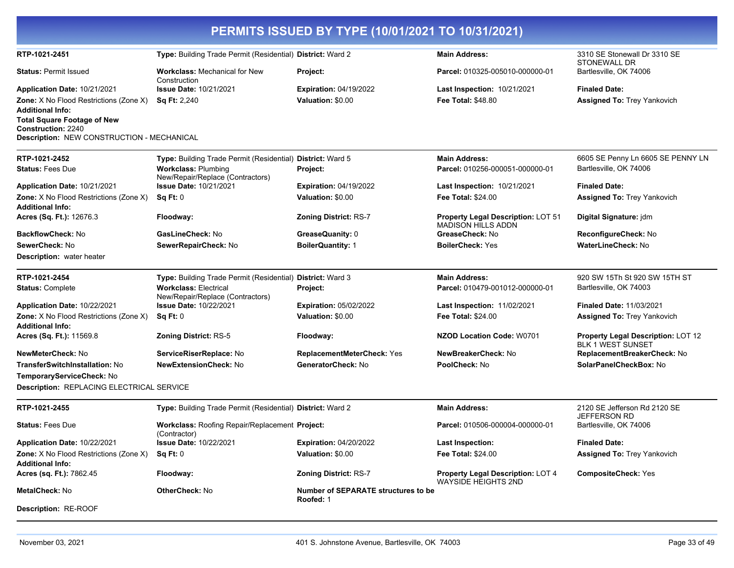# PERMITS ISSUED BY TYPE (10/01/2021 TO 10/31/2021)

| | | | | |
|---|---|---|---|---|
| **RTP-1021-2451** | **Type:** Building Trade Permit (Residential) | **District:** Ward 2 | **Main Address:** | 3310 SE Stonewall Dr 3310 SE STONEWALL DR |
| **Status:** Permit Issued | **Workclass:** Mechanical for New Construction | **Project:** | **Parcel:** 010325-005010-000000-01 | Bartlesville, OK 74006 |
| **Application Date:** 10/21/2021 | **Issue Date:** 10/21/2021 | **Expiration:** 04/19/2022 | **Last Inspection:** 10/21/2021 | **Finaled Date:** |
| **Zone:** X No Flood Restrictions (Zone X) | **Sq Ft:** 2,240 | **Valuation:** $0.00 | **Fee Total:** $48.80 | **Assigned To:** Trey Yankovich |

**Additional Info:**

**Total Square Footage of New Construction:** 2240

**Description:** NEW CONSTRUCTION - MECHANICAL

---

| | | | | |
|---|---|---|---|---|
| **RTP-1021-2452** | **Type:** Building Trade Permit (Residential) | **District:** Ward 5 | **Main Address:** | 6605 SE Penny Ln 6605 SE PENNY LN |
| **Status:** Fees Due | **Workclass:** Plumbing New/Repair/Replace (Contractors) | **Project:** | **Parcel:** 010256-000051-000000-01 | Bartlesville, OK 74006 |
| **Application Date:** 10/21/2021 | **Issue Date:** 10/21/2021 | **Expiration:** 04/19/2022 | **Last Inspection:** 10/21/2021 | **Finaled Date:** |
| **Zone:** X No Flood Restrictions (Zone X) | **Sq Ft:** 0 | **Valuation:** $0.00 | **Fee Total:** $24.00 | **Assigned To:** Trey Yankovich |

**Additional Info:**

| | | | | |
|---|---|---|---|---|
| **Acres (Sq. Ft.):** 12676.3 | **Floodway:** | **Zoning District:** RS-7 | **Property Legal Description:** LOT 51 MADISON HILLS ADDN | **Digital Signature:** jdm |
| **BackflowCheck:** No | **GasLineCheck:** No | **GreaseQuanity:** 0 | **GreaseCheck:** No | **ReconfigureCheck:** No |
| **SewerCheck:** No | **SewerRepairCheck:** No | **BoilerQuantity:** 1 | **BoilerCheck:** Yes | **WaterLineCheck:** No |

**Description:** water heater

---

| | | | | |
|---|---|---|---|---|
| **RTP-1021-2454** | **Type:** Building Trade Permit (Residential) | **District:** Ward 3 | **Main Address:** | 920 SW 15Th St 920 SW 15TH ST |
| **Status:** Complete | **Workclass:** Electrical New/Repair/Replace (Contractors) | **Project:** | **Parcel:** 010479-001012-000000-01 | Bartlesville, OK 74003 |
| **Application Date:** 10/22/2021 | **Issue Date:** 10/22/2021 | **Expiration:** 05/02/2022 | **Last Inspection:** 11/02/2021 | **Finaled Date:** 11/03/2021 |
| **Zone:** X No Flood Restrictions (Zone X) | **Sq Ft:** 0 | **Valuation:** $0.00 | **Fee Total:** $24.00 | **Assigned To:** Trey Yankovich |

**Additional Info:**

| | | | | |
|---|---|---|---|---|
| **Acres (Sq. Ft.):** 11569.8 | **Zoning District:** RS-5 | **Floodway:** | **NZOD Location Code:** W0701 | **Property Legal Description:** LOT 12 BLK 1 WEST SUNSET |
| **NewMeterCheck:** No | **ServiceRiserReplace:** No | **ReplacementMeterCheck:** Yes | **NewBreakerCheck:** No | **ReplacementBreakerCheck:** No |
| **TransferSwitchInstallation:** No | **NewExtensionCheck:** No | **GeneratorCheck:** No | **PoolCheck:** No | **SolarPanelCheckBox:** No |
| **TemporaryServiceCheck:** No | | | | |

**Description:** REPLACING ELECTRICAL SERVICE

---

| | | | | |
|---|---|---|---|---|
| **RTP-1021-2455** | **Type:** Building Trade Permit (Residential) | **District:** Ward 2 | **Main Address:** | 2120 SE Jefferson Rd 2120 SE JEFFERSON RD |
| **Status:** Fees Due | **Workclass:** Roofing Repair/Replacement (Contractor) | **Project:** | **Parcel:** 010506-000004-000000-01 | Bartlesville, OK 74006 |
| **Application Date:** 10/22/2021 | **Issue Date:** 10/22/2021 | **Expiration:** 04/20/2022 | **Last Inspection:** | **Finaled Date:** |
| **Zone:** X No Flood Restrictions (Zone X) | **Sq Ft:** 0 | **Valuation:** $0.00 | **Fee Total:** $24.00 | **Assigned To:** Trey Yankovich |

**Additional Info:**

| | | | | |
|---|---|---|---|---|
| **Acres (sq. Ft.):** 7862.45 | **Floodway:** | **Zoning District:** RS-7 | **Property Legal Description:** LOT 4 WAYSIDE HEIGHTS 2ND | **CompositeCheck:** Yes |
| **MetalCheck:** No | **OtherCheck:** No | **Number of SEPARATE structures to be Roofed:** 1 | | |

**Description:** RE-ROOF

---

November 03, 2021 | 401 S. Johnstone Avenue, Bartlesville, OK 74003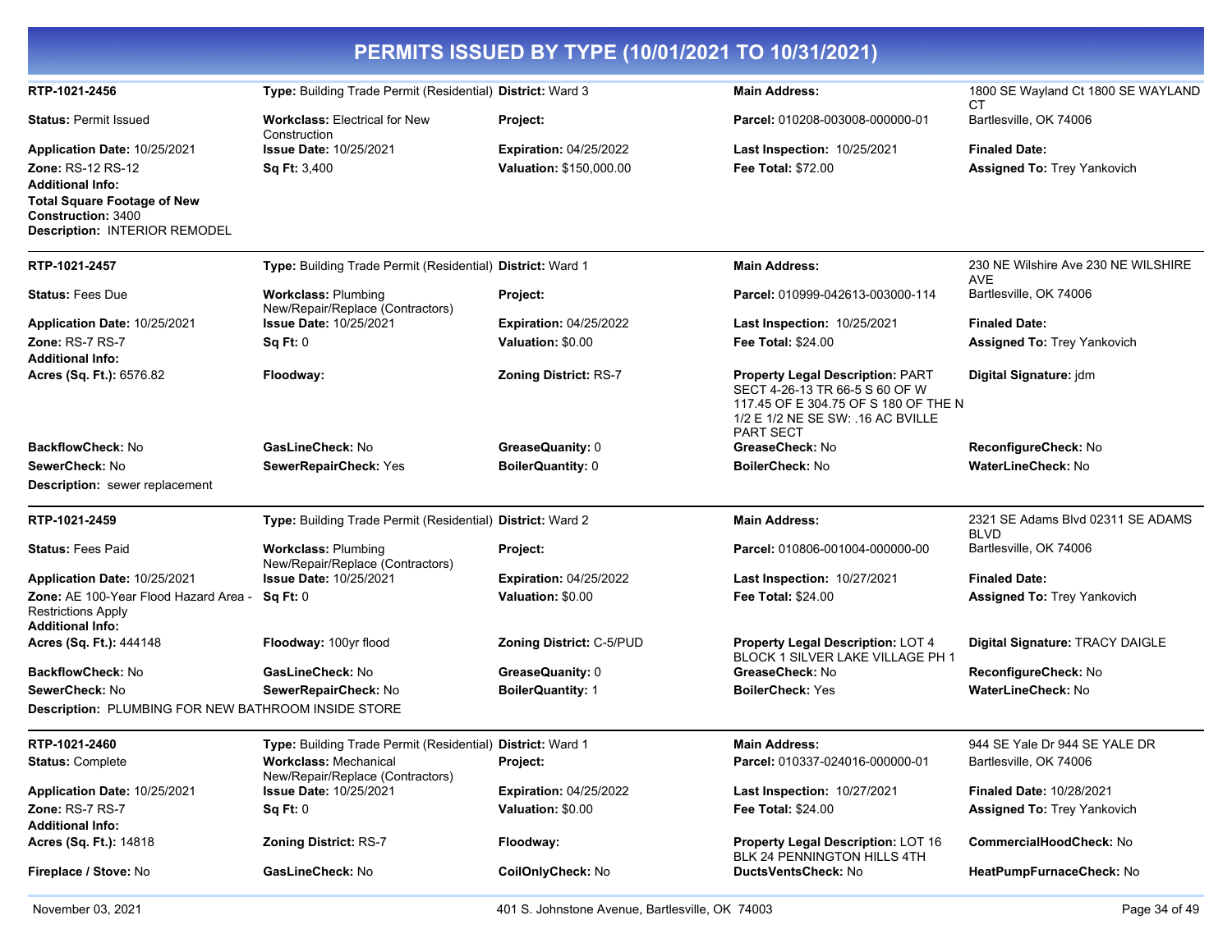# PERMITS ISSUED BY TYPE (10/01/2021 TO 10/31/2021)

| | | | | |
|---|---|---|---|---|
| **RTP-1021-2456** | **Type:** Building Trade Permit (Residential) | **District:** Ward 3 | **Main Address:** | 1800 SE Wayland Ct 1800 SE WAYLAND CT |
| **Status:** Permit Issued | **Workclass:** Electrical for New Construction | **Project:** | **Parcel:** 010208-003008-000000-01 | Bartlesville, OK 74006 |
| **Application Date:** 10/25/2021 | **Issue Date:** 10/25/2021 | **Expiration:** 04/25/2022 | **Last Inspection:** 10/25/2021 | **Finaled Date:** |
| **Zone:** RS-12 RS-12 | **Sq Ft:** 3,400 | **Valuation:** $150,000.00 | **Fee Total:** $72.00 | **Assigned To:** Trey Yankovich |

**Additional Info:**
**Total Square Footage of New Construction:** 3400
**Description:** INTERIOR REMODEL

---

| | | | | |
|---|---|---|---|---|
| **RTP-1021-2457** | **Type:** Building Trade Permit (Residential) | **District:** Ward 1 | **Main Address:** | 230 NE Wilshire Ave 230 NE WILSHIRE AVE |
| **Status:** Fees Due | **Workclass:** Plumbing New/Repair/Replace (Contractors) | **Project:** | **Parcel:** 010999-042613-003000-114 | Bartlesville, OK 74006 |
| **Application Date:** 10/25/2021 | **Issue Date:** 10/25/2021 | **Expiration:** 04/25/2022 | **Last Inspection:** 10/25/2021 | **Finaled Date:** |
| **Zone:** RS-7 RS-7 | **Sq Ft:** 0 | **Valuation:** $0.00 | **Fee Total:** $24.00 | **Assigned To:** Trey Yankovich |
| **Additional Info:** | | | | |
| **Acres (Sq. Ft.):** 6576.82 | **Floodway:** | **Zoning District:** RS-7 | **Property Legal Description:** PART SECT 4-26-13 TR 66-5 S 60 OF W 117.45 OF E 304.75 OF S 180 OF THE N 1/2 E 1/2 NE SE SW: .16 AC BVILLE PART SECT | **Digital Signature:** jdm |
| **BackflowCheck:** No | **GasLineCheck:** No | **GreaseQuanity:** 0 | **GreaseCheck:** No | **ReconfigureCheck:** No |
| **SewerCheck:** No | **SewerRepairCheck:** Yes | **BoilerQuantity:** 0 | **BoilerCheck:** No | **WaterLineCheck:** No |

**Description:** sewer replacement

---

| | | | | |
|---|---|---|---|---|
| **RTP-1021-2459** | **Type:** Building Trade Permit (Residential) | **District:** Ward 2 | **Main Address:** | 2321 SE Adams Blvd 02311 SE ADAMS BLVD |
| **Status:** Fees Paid | **Workclass:** Plumbing New/Repair/Replace (Contractors) | **Project:** | **Parcel:** 010806-001004-000000-00 | Bartlesville, OK 74006 |
| **Application Date:** 10/25/2021 | **Issue Date:** 10/25/2021 | **Expiration:** 04/25/2022 | **Last Inspection:** 10/27/2021 | **Finaled Date:** |
| **Zone:** AE 100-Year Flood Hazard Area - Restrictions Apply | **Sq Ft:** 0 | **Valuation:** $0.00 | **Fee Total:** $24.00 | **Assigned To:** Trey Yankovich |
| **Additional Info:** | | | | |
| **Acres (Sq. Ft.):** 444148 | **Floodway:** 100yr flood | **Zoning District:** C-5/PUD | **Property Legal Description:** LOT 4 BLOCK 1 SILVER LAKE VILLAGE PH 1 | **Digital Signature:** TRACY DAIGLE |
| **BackflowCheck:** No | **GasLineCheck:** No | **GreaseQuanity:** 0 | **GreaseCheck:** No | **ReconfigureCheck:** No |
| **SewerCheck:** No | **SewerRepairCheck:** No | **BoilerQuantity:** 1 | **BoilerCheck:** Yes | **WaterLineCheck:** No |

**Description:** PLUMBING FOR NEW BATHROOM INSIDE STORE

---

| | | | | |
|---|---|---|---|---|
| **RTP-1021-2460** | **Type:** Building Trade Permit (Residential) | **District:** Ward 1 | **Main Address:** | 944 SE Yale Dr 944 SE YALE DR |
| **Status:** Complete | **Workclass:** Mechanical New/Repair/Replace (Contractors) | **Project:** | **Parcel:** 010337-024016-000000-01 | Bartlesville, OK 74006 |
| **Application Date:** 10/25/2021 | **Issue Date:** 10/25/2021 | **Expiration:** 04/25/2022 | **Last Inspection:** 10/27/2021 | **Finaled Date:** 10/28/2021 |
| **Zone:** RS-7 RS-7 | **Sq Ft:** 0 | **Valuation:** $0.00 | **Fee Total:** $24.00 | **Assigned To:** Trey Yankovich |
| **Additional Info:** | | | | |
| **Acres (Sq. Ft.):** 14818 | **Zoning District:** RS-7 | **Floodway:** | **Property Legal Description:** LOT 16 BLK 24 PENNINGTON HILLS 4TH | **CommercialHoodCheck:** No |
| **Fireplace / Stove:** No | **GasLineCheck:** No | **CoilOnlyCheck:** No | **DuctsVentsCheck:** No | **HeatPumpFurnaceCheck:** No |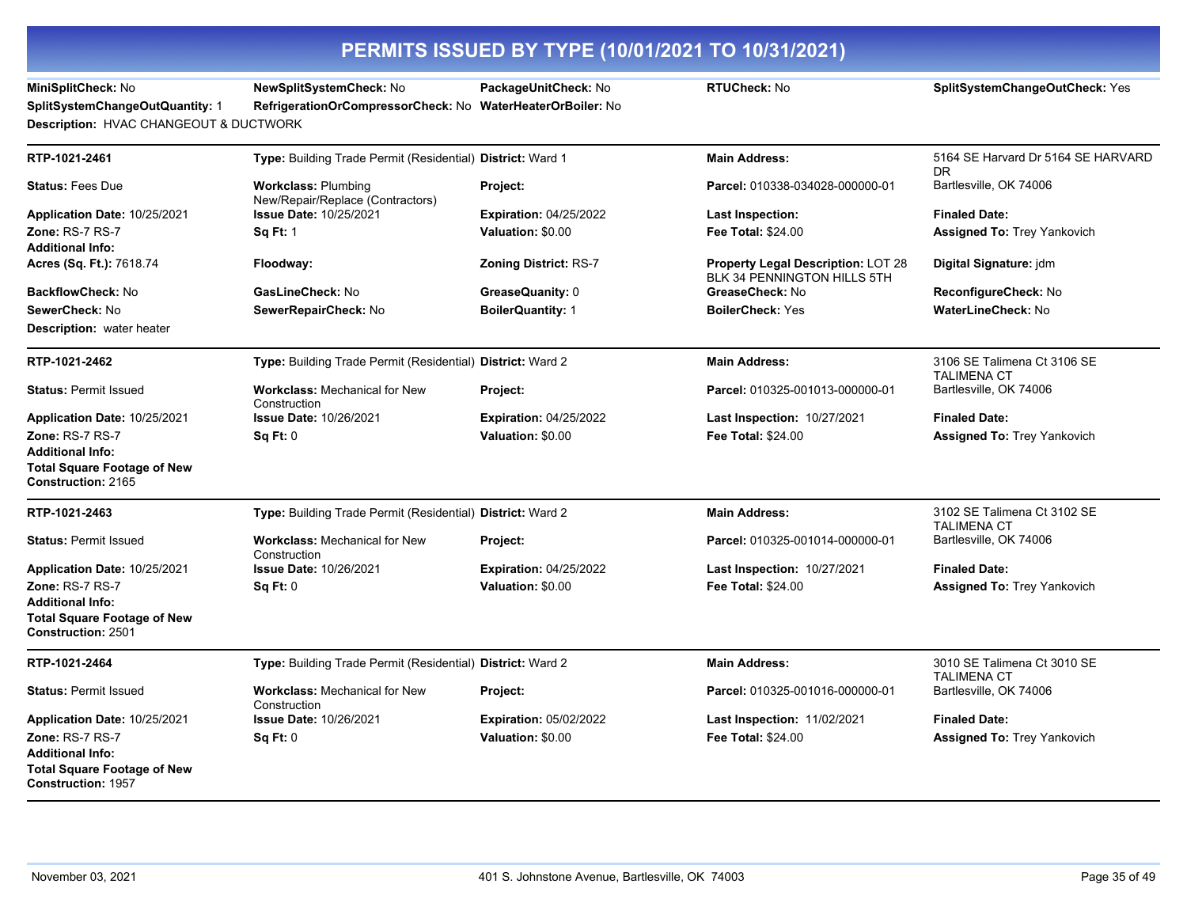## PERMITS ISSUED BY TYPE (10/01/2021 TO 10/31/2021)

**MiniSplitCheck:** No **NewSplitSystemCheck:** No **PackageUnitCheck:** No **RTUCheck:** No **SplitSystemChangeOutCheck:** Yes
**SplitSystemChangeOutQuantity:** 1 **RefrigerationOrCompressorCheck:** No **WaterHeaterOrBoiler:** No
**Description:** HVAC CHANGEOUT & DUCTWORK

---

**RTP-1021-2461** | **Type:** Building Trade Permit (Residential) | **District:** Ward 1 | **Main Address:** 5164 SE Harvard Dr 5164 SE HARVARD DR Bartlesville, OK 74006

**Status:** Fees Due | **Workclass:** Plumbing New/Repair/Replace (Contractors) | **Project:** | **Parcel:** 010338-034028-000000-01

**Application Date:** 10/25/2021 | **Issue Date:** 10/25/2021 | **Expiration:** 04/25/2022 | **Last Inspection:** | **Finaled Date:**

**Zone:** RS-7 RS-7 | **Sq Ft:** 1 | **Valuation:** $0.00 | **Fee Total:** $24.00 | **Assigned To:** Trey Yankovich

**Additional Info:**

**Acres (Sq. Ft.):** 7618.74 | **Floodway:** | **Zoning District:** RS-7 | **Property Legal Description:** LOT 28 BLK 34 PENNINGTON HILLS 5TH | **Digital Signature:** jdm

**BackflowCheck:** No | **GasLineCheck:** No | **GreaseQuanity:** 0 | **GreaseCheck:** No | **ReconfigureCheck:** No

**SewerCheck:** No | **SewerRepairCheck:** No | **BoilerQuantity:** 1 | **BoilerCheck:** Yes | **WaterLineCheck:** No

**Description:** water heater

---

**RTP-1021-2462** | **Type:** Building Trade Permit (Residential) | **District:** Ward 2 | **Main Address:** 3106 SE Talimena Ct 3106 SE TALIMENA CT Bartlesville, OK 74006

**Status:** Permit Issued | **Workclass:** Mechanical for New Construction | **Project:** | **Parcel:** 010325-001013-000000-01

**Application Date:** 10/25/2021 | **Issue Date:** 10/26/2021 | **Expiration:** 04/25/2022 | **Last Inspection:** 10/27/2021 | **Finaled Date:**

**Zone:** RS-7 RS-7 | **Sq Ft:** 0 | **Valuation:** $0.00 | **Fee Total:** $24.00 | **Assigned To:** Trey Yankovich

**Additional Info:**

**Total Square Footage of New Construction:** 2165

---

**RTP-1021-2463** | **Type:** Building Trade Permit (Residential) | **District:** Ward 2 | **Main Address:** 3102 SE Talimena Ct 3102 SE TALIMENA CT Bartlesville, OK 74006

**Status:** Permit Issued | **Workclass:** Mechanical for New Construction | **Project:** | **Parcel:** 010325-001014-000000-01

**Application Date:** 10/25/2021 | **Issue Date:** 10/26/2021 | **Expiration:** 04/25/2022 | **Last Inspection:** 10/27/2021 | **Finaled Date:**

**Zone:** RS-7 RS-7 | **Sq Ft:** 0 | **Valuation:** $0.00 | **Fee Total:** $24.00 | **Assigned To:** Trey Yankovich

**Additional Info:**

**Total Square Footage of New Construction:** 2501

---

**RTP-1021-2464** | **Type:** Building Trade Permit (Residential) | **District:** Ward 2 | **Main Address:** 3010 SE Talimena Ct 3010 SE TALIMENA CT Bartlesville, OK 74006

**Status:** Permit Issued | **Workclass:** Mechanical for New Construction | **Project:** | **Parcel:** 010325-001016-000000-01

**Application Date:** 10/25/2021 | **Issue Date:** 10/26/2021 | **Expiration:** 05/02/2022 | **Last Inspection:** 11/02/2021 | **Finaled Date:**

**Zone:** RS-7 RS-7 | **Sq Ft:** 0 | **Valuation:** $0.00 | **Fee Total:** $24.00 | **Assigned To:** Trey Yankovich

**Additional Info:**

**Total Square Footage of New Construction:** 1957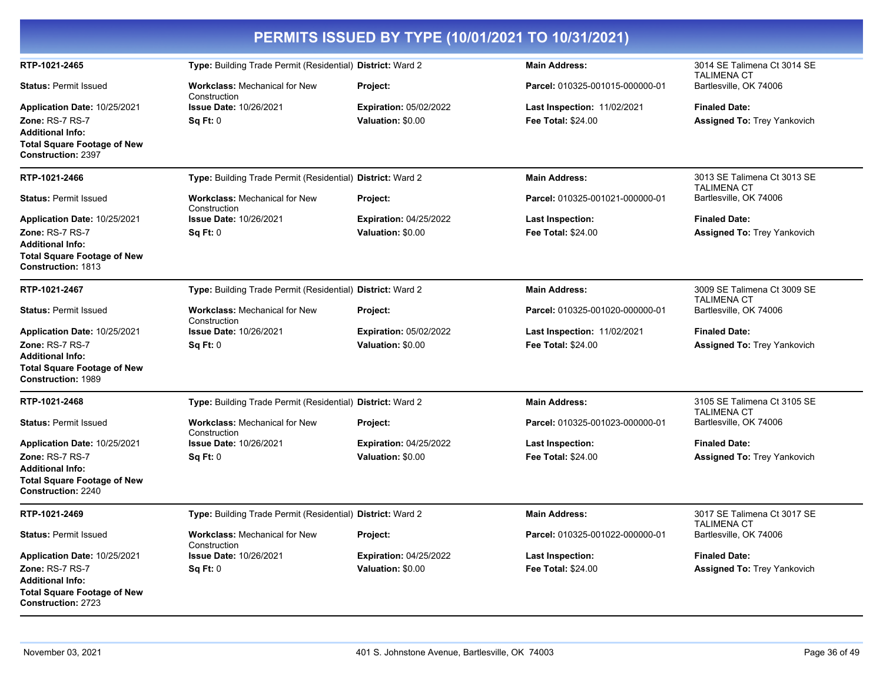# PERMITS ISSUED BY TYPE (10/01/2021 TO 10/31/2021)

**RTP-1021-2465**
**Type:** Building Trade Permit (Residential) **District:** Ward 2 **Main Address:** 3014 SE Talimena Ct 3014 SE TALIMENA CT Bartlesville, OK 74006
**Status:** Permit Issued **Workclass:** Mechanical for New Construction **Project:** **Parcel:** 010325-001015-000000-01
**Application Date:** 10/25/2021 **Issue Date:** 10/26/2021 **Expiration:** 05/02/2022 **Last Inspection:** 11/02/2021 **Finaled Date:**
**Zone:** RS-7 RS-7 **Sq Ft:** 0 **Valuation:** $0.00 **Fee Total:** $24.00 **Assigned To:** Trey Yankovich
**Additional Info:**
**Total Square Footage of New Construction:** 2397

---

**RTP-1021-2466**
**Type:** Building Trade Permit (Residential) **District:** Ward 2 **Main Address:** 3013 SE Talimena Ct 3013 SE TALIMENA CT Bartlesville, OK 74006
**Status:** Permit Issued **Workclass:** Mechanical for New Construction **Project:** **Parcel:** 010325-001021-000000-01
**Application Date:** 10/25/2021 **Issue Date:** 10/26/2021 **Expiration:** 04/25/2022 **Last Inspection:** **Finaled Date:**
**Zone:** RS-7 RS-7 **Sq Ft:** 0 **Valuation:** $0.00 **Fee Total:** $24.00 **Assigned To:** Trey Yankovich
**Additional Info:**
**Total Square Footage of New Construction:** 1813

---

**RTP-1021-2467**
**Type:** Building Trade Permit (Residential) **District:** Ward 2 **Main Address:** 3009 SE Talimena Ct 3009 SE TALIMENA CT Bartlesville, OK 74006
**Status:** Permit Issued **Workclass:** Mechanical for New Construction **Project:** **Parcel:** 010325-001020-000000-01
**Application Date:** 10/25/2021 **Issue Date:** 10/26/2021 **Expiration:** 05/02/2022 **Last Inspection:** 11/02/2021 **Finaled Date:**
**Zone:** RS-7 RS-7 **Sq Ft:** 0 **Valuation:** $0.00 **Fee Total:** $24.00 **Assigned To:** Trey Yankovich
**Additional Info:**
**Total Square Footage of New Construction:** 1989

---

**RTP-1021-2468**
**Type:** Building Trade Permit (Residential) **District:** Ward 2 **Main Address:** 3105 SE Talimena Ct 3105 SE TALIMENA CT Bartlesville, OK 74006
**Status:** Permit Issued **Workclass:** Mechanical for New Construction **Project:** **Parcel:** 010325-001023-000000-01
**Application Date:** 10/25/2021 **Issue Date:** 10/26/2021 **Expiration:** 04/25/2022 **Last Inspection:** **Finaled Date:**
**Zone:** RS-7 RS-7 **Sq Ft:** 0 **Valuation:** $0.00 **Fee Total:** $24.00 **Assigned To:** Trey Yankovich
**Additional Info:**
**Total Square Footage of New Construction:** 2240

---

**RTP-1021-2469**
**Type:** Building Trade Permit (Residential) **District:** Ward 2 **Main Address:** 3017 SE Talimena Ct 3017 SE TALIMENA CT Bartlesville, OK 74006
**Status:** Permit Issued **Workclass:** Mechanical for New Construction **Project:** **Parcel:** 010325-001022-000000-01
**Application Date:** 10/25/2021 **Issue Date:** 10/26/2021 **Expiration:** 04/25/2022 **Last Inspection:** **Finaled Date:**
**Zone:** RS-7 RS-7 **Sq Ft:** 0 **Valuation:** $0.00 **Fee Total:** $24.00 **Assigned To:** Trey Yankovich
**Additional Info:**
**Total Square Footage of New Construction:** 2723

---

November 03, 2021 401 S. Johnstone Avenue, Bartlesville, OK 74003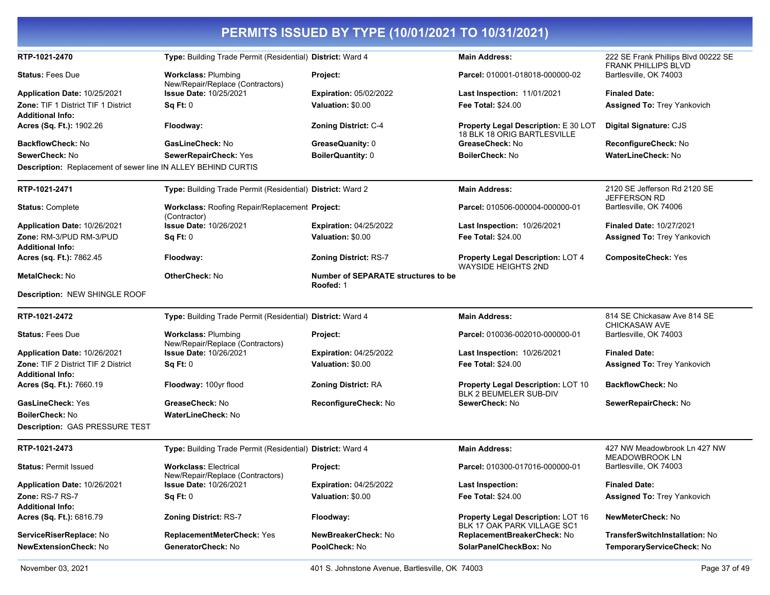# PERMITS ISSUED BY TYPE (10/01/2021 TO 10/31/2021)

| | | | | |
|---|---|---|---|---|
| **RTP-1021-2470** | **Type:** Building Trade Permit (Residential) | **District:** Ward 4 | **Main Address:** | 222 SE Frank Phillips Blvd 00222 SE FRANK PHILLIPS BLVD |
| **Status:** Fees Due | **Workclass:** Plumbing New/Repair/Replace (Contractors) | **Project:** | **Parcel:** 010001-018018-000000-02 | Bartlesville, OK 74003 |
| **Application Date:** 10/25/2021 | **Issue Date:** 10/25/2021 | **Expiration:** 05/02/2022 | **Last Inspection:** 11/01/2021 | **Finaled Date:** |
| **Zone:** TIF 1 District TIF 1 District | **Sq Ft:** 0 | **Valuation:** $0.00 | **Fee Total:** $24.00 | **Assigned To:** Trey Yankovich |
| **Additional Info:** | | | | |
| **Acres (Sq. Ft.):** 1902.26 | **Floodway:** | **Zoning District:** C-4 | **Property Legal Description:** E 30 LOT 18 BLK 18 ORIG BARTLESVILLE | **Digital Signature:** CJS |
| **BackflowCheck:** No | **GasLineCheck:** No | **GreaseQuanity:** 0 | **GreaseCheck:** No | **ReconfigureCheck:** No |
| **SewerCheck:** No | **SewerRepairCheck:** Yes | **BoilerQuantity:** 0 | **BoilerCheck:** No | **WaterLineCheck:** No |

**Description:** Replacement of sewer line IN ALLEY BEHIND CURTIS

| | | | | |
|---|---|---|---|---|
| **RTP-1021-2471** | **Type:** Building Trade Permit (Residential) | **District:** Ward 2 | **Main Address:** | 2120 SE Jefferson Rd 2120 SE JEFFERSON RD |
| **Status:** Complete | **Workclass:** Roofing Repair/Replacement (Contractor) | **Project:** | **Parcel:** 010506-000004-000000-01 | Bartlesville, OK 74006 |
| **Application Date:** 10/26/2021 | **Issue Date:** 10/26/2021 | **Expiration:** 04/25/2022 | **Last Inspection:** 10/26/2021 | **Finaled Date:** 10/27/2021 |
| **Zone:** RM-3/PUD RM-3/PUD | **Sq Ft:** 0 | **Valuation:** $0.00 | **Fee Total:** $24.00 | **Assigned To:** Trey Yankovich |
| **Additional Info:** | | | | |
| **Acres (sq. Ft.):** 7862.45 | **Floodway:** | **Zoning District:** RS-7 | **Property Legal Description:** LOT 4 WAYSIDE HEIGHTS 2ND | **CompositeCheck:** Yes |
| **MetalCheck:** No | **OtherCheck:** No | **Number of SEPARATE structures to be Roofed:** 1 | | |

**Description:** NEW SHINGLE ROOF

| | | | | |
|---|---|---|---|---|
| **RTP-1021-2472** | **Type:** Building Trade Permit (Residential) | **District:** Ward 4 | **Main Address:** | 814 SE Chickasaw Ave 814 SE CHICKASAW AVE |
| **Status:** Fees Due | **Workclass:** Plumbing New/Repair/Replace (Contractors) | **Project:** | **Parcel:** 010036-002010-000000-01 | Bartlesville, OK 74003 |
| **Application Date:** 10/26/2021 | **Issue Date:** 10/26/2021 | **Expiration:** 04/25/2022 | **Last Inspection:** 10/26/2021 | **Finaled Date:** |
| **Zone:** TIF 2 District TIF 2 District | **Sq Ft:** 0 | **Valuation:** $0.00 | **Fee Total:** $24.00 | **Assigned To:** Trey Yankovich |
| **Additional Info:** | | | | |
| **Acres (Sq. Ft.):** 7660.19 | **Floodway:** 100yr flood | **Zoning District:** RA | **Property Legal Description:** LOT 10 BLK 2 BEUMELER SUB-DIV | **BackflowCheck:** No |
| **GasLineCheck:** Yes | **GreaseCheck:** No | **ReconfigureCheck:** No | **SewerCheck:** No | **SewerRepairCheck:** No |
| **BoilerCheck:** No | **WaterLineCheck:** No | | | |

**Description:** GAS PRESSURE TEST

| | | | | |
|---|---|---|---|---|
| **RTP-1021-2473** | **Type:** Building Trade Permit (Residential) | **District:** Ward 4 | **Main Address:** | 427 NW Meadowbrook Ln 427 NW MEADOWBROOK LN |
| **Status:** Permit Issued | **Workclass:** Electrical New/Repair/Replace (Contractors) | **Project:** | **Parcel:** 010300-017016-000000-01 | Bartlesville, OK 74003 |
| **Application Date:** 10/26/2021 | **Issue Date:** 10/26/2021 | **Expiration:** 04/25/2022 | **Last Inspection:** | **Finaled Date:** |
| **Zone:** RS-7 RS-7 | **Sq Ft:** 0 | **Valuation:** $0.00 | **Fee Total:** $24.00 | **Assigned To:** Trey Yankovich |
| **Additional Info:** | | | | |
| **Acres (Sq. Ft.):** 6816.79 | **Zoning District:** RS-7 | **Floodway:** | **Property Legal Description:** LOT 16 BLK 17 OAK PARK VILLAGE SC1 | **NewMeterCheck:** No |
| **ServiceRiserReplace:** No | **ReplacementMeterCheck:** Yes | **NewBreakerCheck:** No | **ReplacementBreakerCheck:** No | **TransferSwitchInstallation:** No |
| **NewExtensionCheck:** No | **GeneratorCheck:** No | **PoolCheck:** No | **SolarPanelCheckBox:** No | **TemporaryServiceCheck:** No |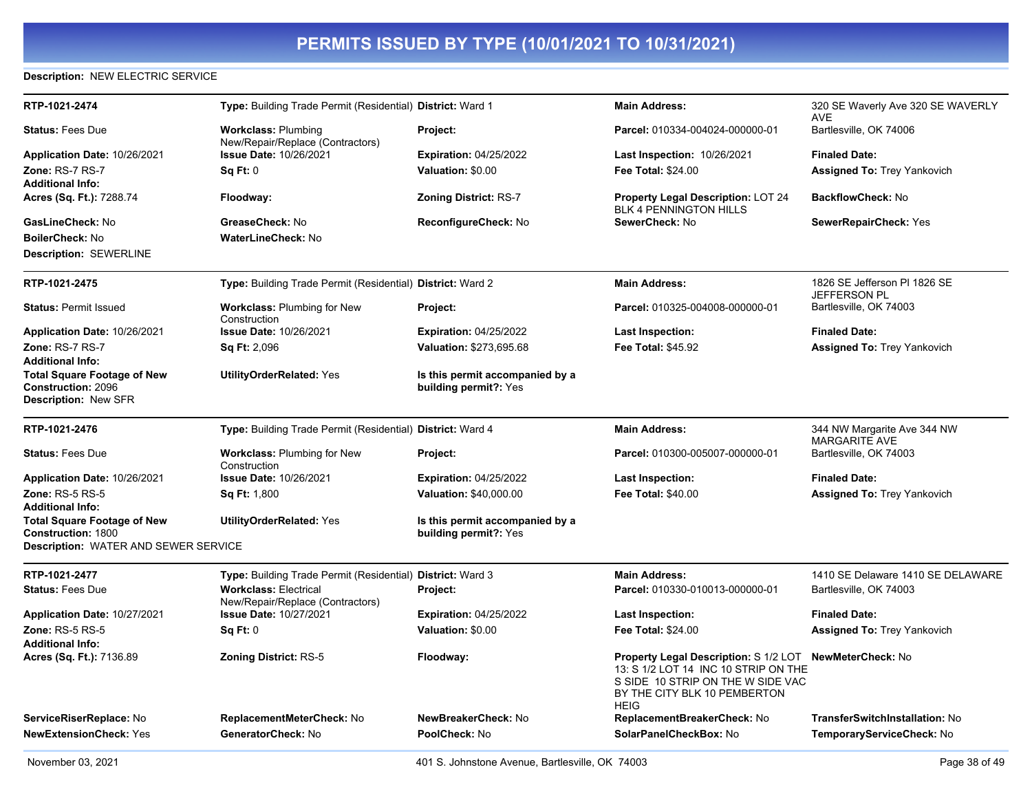# PERMITS ISSUED BY TYPE (10/01/2021 TO 10/31/2021)

**Description:** NEW ELECTRIC SERVICE

---

| **RTP-1021-2474** | **Type:** Building Trade Permit (Residential) | **District:** Ward 1 | **Main Address:** | 320 SE Waverly Ave 320 SE WAVERLY AVE |
|---|---|---|---|---|
| **Status:** Fees Due | **Workclass:** Plumbing New/Repair/Replace (Contractors) | **Project:** | **Parcel:** 010334-004024-000000-01 | Bartlesville, OK 74006 |
| **Application Date:** 10/26/2021 | **Issue Date:** 10/26/2021 | **Expiration:** 04/25/2022 | **Last Inspection:** 10/26/2021 | **Finaled Date:** |
| **Zone:** RS-7 RS-7 | **Sq Ft:** 0 | **Valuation:** $0.00 | **Fee Total:** $24.00 | **Assigned To:** Trey Yankovich |
| **Additional Info:** | | | | |
| **Acres (Sq. Ft.):** 7288.74 | **Floodway:** | **Zoning District:** RS-7 | **Property Legal Description:** LOT 24 BLK 4 PENNINGTON HILLS | **BackflowCheck:** No |
| **GasLineCheck:** No | **GreaseCheck:** No | **ReconfigureCheck:** No | **SewerCheck:** No | **SewerRepairCheck:** Yes |
| **BoilerCheck:** No | **WaterLineCheck:** No | | | |

**Description:** SEWERLINE

---

| **RTP-1021-2475** | **Type:** Building Trade Permit (Residential) | **District:** Ward 2 | **Main Address:** | 1826 SE Jefferson Pl 1826 SE JEFFERSON PL |
|---|---|---|---|---|
| **Status:** Permit Issued | **Workclass:** Plumbing for New Construction | **Project:** | **Parcel:** 010325-004008-000000-01 | Bartlesville, OK 74003 |
| **Application Date:** 10/26/2021 | **Issue Date:** 10/26/2021 | **Expiration:** 04/25/2022 | **Last Inspection:** | **Finaled Date:** |
| **Zone:** RS-7 RS-7 | **Sq Ft:** 2,096 | **Valuation:** $273,695.68 | **Fee Total:** $45.92 | **Assigned To:** Trey Yankovich |
| **Additional Info:** | | | | |
| **Total Square Footage of New Construction:** 2096 | **UtilityOrderRelated:** Yes | **Is this permit accompanied by a building permit?:** Yes | | |

**Description:** New SFR

---

| **RTP-1021-2476** | **Type:** Building Trade Permit (Residential) | **District:** Ward 4 | **Main Address:** | 344 NW Margarite Ave 344 NW MARGARITE AVE |
|---|---|---|---|---|
| **Status:** Fees Due | **Workclass:** Plumbing for New Construction | **Project:** | **Parcel:** 010300-005007-000000-01 | Bartlesville, OK 74003 |
| **Application Date:** 10/26/2021 | **Issue Date:** 10/26/2021 | **Expiration:** 04/25/2022 | **Last Inspection:** | **Finaled Date:** |
| **Zone:** RS-5 RS-5 | **Sq Ft:** 1,800 | **Valuation:** $40,000.00 | **Fee Total:** $40.00 | **Assigned To:** Trey Yankovich |
| **Additional Info:** | | | | |
| **Total Square Footage of New Construction:** 1800 | **UtilityOrderRelated:** Yes | **Is this permit accompanied by a building permit?:** Yes | | |

**Description:** WATER AND SEWER SERVICE

---

| **RTP-1021-2477** | **Type:** Building Trade Permit (Residential) | **District:** Ward 3 | **Main Address:** | 1410 SE Delaware 1410 SE DELAWARE |
|---|---|---|---|---|
| **Status:** Fees Due | **Workclass:** Electrical New/Repair/Replace (Contractors) | **Project:** | **Parcel:** 010330-010013-000000-01 | Bartlesville, OK 74003 |
| **Application Date:** 10/27/2021 | **Issue Date:** 10/27/2021 | **Expiration:** 04/25/2022 | **Last Inspection:** | **Finaled Date:** |
| **Zone:** RS-5 RS-5 | **Sq Ft:** 0 | **Valuation:** $0.00 | **Fee Total:** $24.00 | **Assigned To:** Trey Yankovich |
| **Additional Info:** | | | | |
| **Acres (Sq. Ft.):** 7136.89 | **Zoning District:** RS-5 | **Floodway:** | **Property Legal Description:** S 1/2 LOT 13: S 1/2 LOT 14 INC 10 STRIP ON THE S SIDE 10 STRIP ON THE W SIDE VAC BY THE CITY BLK 10 PEMBERTON HEIG | **NewMeterCheck:** No |
| **ServiceRiserReplace:** No | **ReplacementMeterCheck:** No | **NewBreakerCheck:** No | **ReplacementBreakerCheck:** No | **TransferSwitchInstallation:** No |
| **NewExtensionCheck:** Yes | **GeneratorCheck:** No | **PoolCheck:** No | **SolarPanelCheckBox:** No | **TemporaryServiceCheck:** No |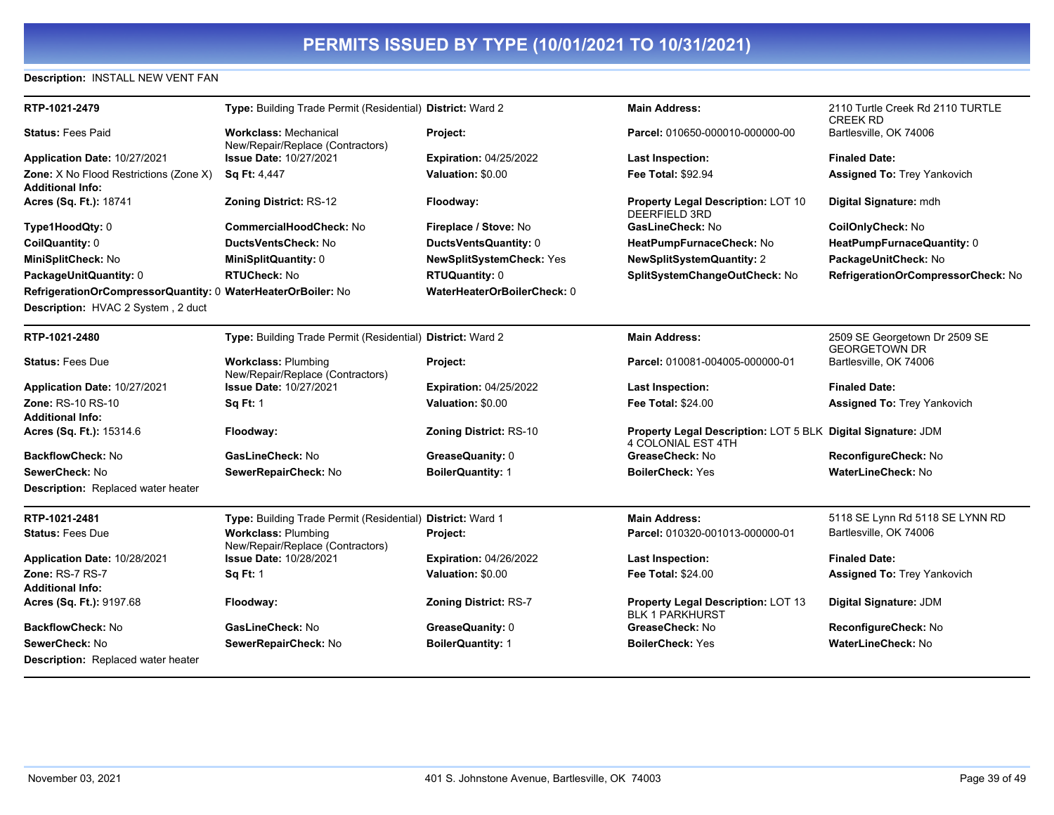# PERMITS ISSUED BY TYPE (10/01/2021 TO 10/31/2021)

**Description:** INSTALL NEW VENT FAN

| | | | | |
|---|---|---|---|---|
| **RTP-1021-2479** | **Type:** Building Trade Permit (Residential) | **District:** Ward 2 | **Main Address:** | 2110 Turtle Creek Rd 2110 TURTLE CREEK RD |
| **Status:** Fees Paid | **Workclass:** Mechanical New/Repair/Replace (Contractors) | **Project:** | **Parcel:** 010650-000010-000000-00 | Bartlesville, OK 74006 |
| **Application Date:** 10/27/2021 | **Issue Date:** 10/27/2021 | **Expiration:** 04/25/2022 | **Last Inspection:** | **Finaled Date:** |
| **Zone:** X No Flood Restrictions (Zone X) | **Sq Ft:** 4,447 | **Valuation:** $0.00 | **Fee Total:** $92.94 | **Assigned To:** Trey Yankovich |
| **Additional Info:** | | | | |
| **Acres (Sq. Ft.):** 18741 | **Zoning District:** RS-12 | **Floodway:** | **Property Legal Description:** LOT 10 DEERFIELD 3RD | **Digital Signature:** mdh |
| **Type1HoodQty:** 0 | **CommercialHoodCheck:** No | **Fireplace / Stove:** No | **GasLineCheck:** No | **CoilOnlyCheck:** No |
| **CoilQuantity:** 0 | **DuctsVentsCheck:** No | **DuctsVentsQuantity:** 0 | **HeatPumpFurnaceCheck:** No | **HeatPumpFurnaceQuantity:** 0 |
| **MiniSplitCheck:** No | **MiniSplitQuantity:** 0 | **NewSplitSystemCheck:** Yes | **NewSplitSystemQuantity:** 2 | **PackageUnitCheck:** No |
| **PackageUnitQuantity:** 0 | **RTUCheck:** No | **RTUQuantity:** 0 | **SplitSystemChangeOutCheck:** No | **RefrigerationOrCompressorCheck:** No |
| **RefrigerationOrCompressorQuantity:** 0 | **WaterHeaterOrBoiler:** No | **WaterHeaterOrBoilerCheck:** 0 | | |

**Description:** HVAC 2 System , 2 duct

| | | | | |
|---|---|---|---|---|
| **RTP-1021-2480** | **Type:** Building Trade Permit (Residential) | **District:** Ward 2 | **Main Address:** | 2509 SE Georgetown Dr 2509 SE GEORGETOWN DR |
| **Status:** Fees Due | **Workclass:** Plumbing New/Repair/Replace (Contractors) | **Project:** | **Parcel:** 010081-004005-000000-01 | Bartlesville, OK 74006 |
| **Application Date:** 10/27/2021 | **Issue Date:** 10/27/2021 | **Expiration:** 04/25/2022 | **Last Inspection:** | **Finaled Date:** |
| **Zone:** RS-10 RS-10 | **Sq Ft:** 1 | **Valuation:** $0.00 | **Fee Total:** $24.00 | **Assigned To:** Trey Yankovich |
| **Additional Info:** | | | | |
| **Acres (Sq. Ft.):** 15314.6 | **Floodway:** | **Zoning District:** RS-10 | **Property Legal Description:** LOT 5 BLK 4 COLONIAL EST 4TH | **Digital Signature:** JDM |
| **BackflowCheck:** No | **GasLineCheck:** No | **GreaseQuanity:** 0 | **GreaseCheck:** No | **ReconfigureCheck:** No |
| **SewerCheck:** No | **SewerRepairCheck:** No | **BoilerQuantity:** 1 | **BoilerCheck:** Yes | **WaterLineCheck:** No |

**Description:** Replaced water heater

| | | | | |
|---|---|---|---|---|
| **RTP-1021-2481** | **Type:** Building Trade Permit (Residential) | **District:** Ward 1 | **Main Address:** | 5118 SE Lynn Rd 5118 SE LYNN RD |
| **Status:** Fees Due | **Workclass:** Plumbing New/Repair/Replace (Contractors) | **Project:** | **Parcel:** 010320-001013-000000-01 | Bartlesville, OK 74006 |
| **Application Date:** 10/28/2021 | **Issue Date:** 10/28/2021 | **Expiration:** 04/26/2022 | **Last Inspection:** | **Finaled Date:** |
| **Zone:** RS-7 RS-7 | **Sq Ft:** 1 | **Valuation:** $0.00 | **Fee Total:** $24.00 | **Assigned To:** Trey Yankovich |
| **Additional Info:** | | | | |
| **Acres (Sq. Ft.):** 9197.68 | **Floodway:** | **Zoning District:** RS-7 | **Property Legal Description:** LOT 13 BLK 1 PARKHURST | **Digital Signature:** JDM |
| **BackflowCheck:** No | **GasLineCheck:** No | **GreaseQuanity:** 0 | **GreaseCheck:** No | **ReconfigureCheck:** No |
| **SewerCheck:** No | **SewerRepairCheck:** No | **BoilerQuantity:** 1 | **BoilerCheck:** Yes | **WaterLineCheck:** No |

**Description:** Replaced water heater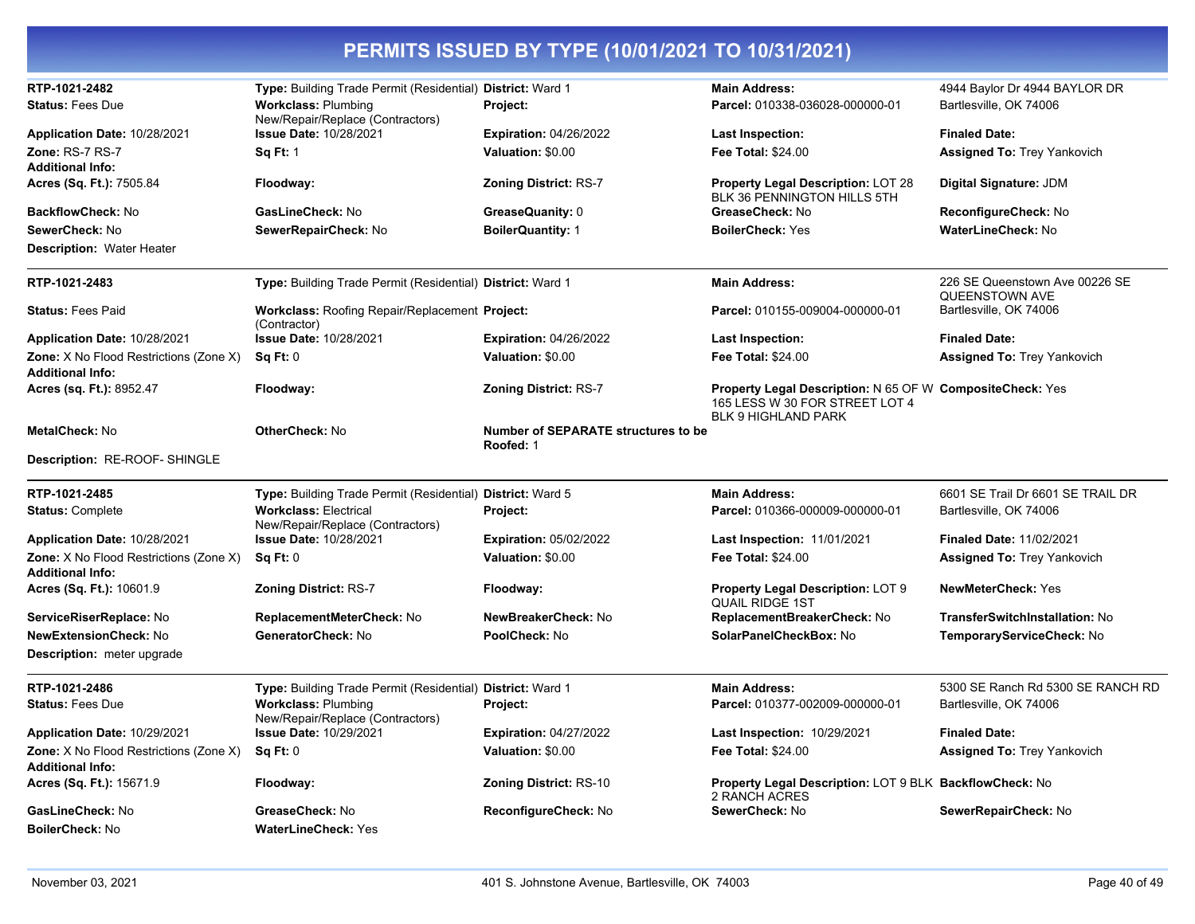# PERMITS ISSUED BY TYPE (10/01/2021 TO 10/31/2021)

| | | | | |
|---|---|---|---|---|
| **RTP-1021-2482** | **Type:** Building Trade Permit (Residential) | **District:** Ward 1 | **Main Address:** | 4944 Baylor Dr 4944 BAYLOR DR |
| **Status:** Fees Due | **Workclass:** Plumbing New/Repair/Replace (Contractors) | **Project:** | **Parcel:** 010338-036028-000000-01 | Bartlesville, OK 74006 |
| **Application Date:** 10/28/2021 | **Issue Date:** 10/28/2021 | **Expiration:** 04/26/2022 | **Last Inspection:** | **Finaled Date:** |
| **Zone:** RS-7 RS-7 | **Sq Ft:** 1 | **Valuation:** $0.00 | **Fee Total:** $24.00 | **Assigned To:** Trey Yankovich |
| **Additional Info:** | | | | |
| **Acres (Sq. Ft.):** 7505.84 | **Floodway:** | **Zoning District:** RS-7 | **Property Legal Description:** LOT 28 BLK 36 PENNINGTON HILLS 5TH | **Digital Signature:** JDM |
| **BackflowCheck:** No | **GasLineCheck:** No | **GreaseQuanity:** 0 | **GreaseCheck:** No | **ReconfigureCheck:** No |
| **SewerCheck:** No | **SewerRepairCheck:** No | **BoilerQuantity:** 1 | **BoilerCheck:** Yes | **WaterLineCheck:** No |
| **Description:** Water Heater | | | | |

| | | | | |
|---|---|---|---|---|
| **RTP-1021-2483** | **Type:** Building Trade Permit (Residential) | **District:** Ward 1 | **Main Address:** | 226 SE Queenstown Ave 00226 SE QUEENSTOWN AVE |
| **Status:** Fees Paid | **Workclass:** Roofing Repair/Replacement (Contractor) | **Project:** | **Parcel:** 010155-009004-000000-01 | Bartlesville, OK 74006 |
| **Application Date:** 10/28/2021 | **Issue Date:** 10/28/2021 | **Expiration:** 04/26/2022 | **Last Inspection:** | **Finaled Date:** |
| **Zone:** X No Flood Restrictions (Zone X) | **Sq Ft:** 0 | **Valuation:** $0.00 | **Fee Total:** $24.00 | **Assigned To:** Trey Yankovich |
| **Additional Info:** | | | | |
| **Acres (sq. Ft.):** 8952.47 | **Floodway:** | **Zoning District:** RS-7 | **Property Legal Description:** N 65 OF W 165 LESS W 30 FOR STREET LOT 4 BLK 9 HIGHLAND PARK | **CompositeCheck:** Yes |
| **MetalCheck:** No | **OtherCheck:** No | **Number of SEPARATE structures to be Roofed:** 1 | | |
| **Description:** RE-ROOF- SHINGLE | | | | |

| | | | | |
|---|---|---|---|---|
| **RTP-1021-2485** | **Type:** Building Trade Permit (Residential) | **District:** Ward 5 | **Main Address:** | 6601 SE Trail Dr 6601 SE TRAIL DR |
| **Status:** Complete | **Workclass:** Electrical New/Repair/Replace (Contractors) | **Project:** | **Parcel:** 010366-000009-000000-01 | Bartlesville, OK 74006 |
| **Application Date:** 10/28/2021 | **Issue Date:** 10/28/2021 | **Expiration:** 05/02/2022 | **Last Inspection:** 11/01/2021 | **Finaled Date:** 11/02/2021 |
| **Zone:** X No Flood Restrictions (Zone X) | **Sq Ft:** 0 | **Valuation:** $0.00 | **Fee Total:** $24.00 | **Assigned To:** Trey Yankovich |
| **Additional Info:** | | | | |
| **Acres (Sq. Ft.):** 10601.9 | **Zoning District:** RS-7 | **Floodway:** | **Property Legal Description:** LOT 9 QUAIL RIDGE 1ST | **NewMeterCheck:** Yes |
| **ServiceRiserReplace:** No | **ReplacementMeterCheck:** No | **NewBreakerCheck:** No | **ReplacementBreakerCheck:** No | **TransferSwitchInstallation:** No |
| **NewExtensionCheck:** No | **GeneratorCheck:** No | **PoolCheck:** No | **SolarPanelCheckBox:** No | **TemporaryServiceCheck:** No |
| **Description:** meter upgrade | | | | |

| | | | | |
|---|---|---|---|---|
| **RTP-1021-2486** | **Type:** Building Trade Permit (Residential) | **District:** Ward 1 | **Main Address:** | 5300 SE Ranch Rd 5300 SE RANCH RD |
| **Status:** Fees Due | **Workclass:** Plumbing New/Repair/Replace (Contractors) | **Project:** | **Parcel:** 010377-002009-000000-01 | Bartlesville, OK 74006 |
| **Application Date:** 10/29/2021 | **Issue Date:** 10/29/2021 | **Expiration:** 04/27/2022 | **Last Inspection:** 10/29/2021 | **Finaled Date:** |
| **Zone:** X No Flood Restrictions (Zone X) | **Sq Ft:** 0 | **Valuation:** $0.00 | **Fee Total:** $24.00 | **Assigned To:** Trey Yankovich |
| **Additional Info:** | | | | |
| **Acres (Sq. Ft.):** 15671.9 | **Floodway:** | **Zoning District:** RS-10 | **Property Legal Description:** LOT 9 BLK 2 RANCH ACRES | **BackflowCheck:** No |
| **GasLineCheck:** No | **GreaseCheck:** No | **ReconfigureCheck:** No | **SewerCheck:** No | **SewerRepairCheck:** No |
| **BoilerCheck:** No | **WaterLineCheck:** Yes | | | |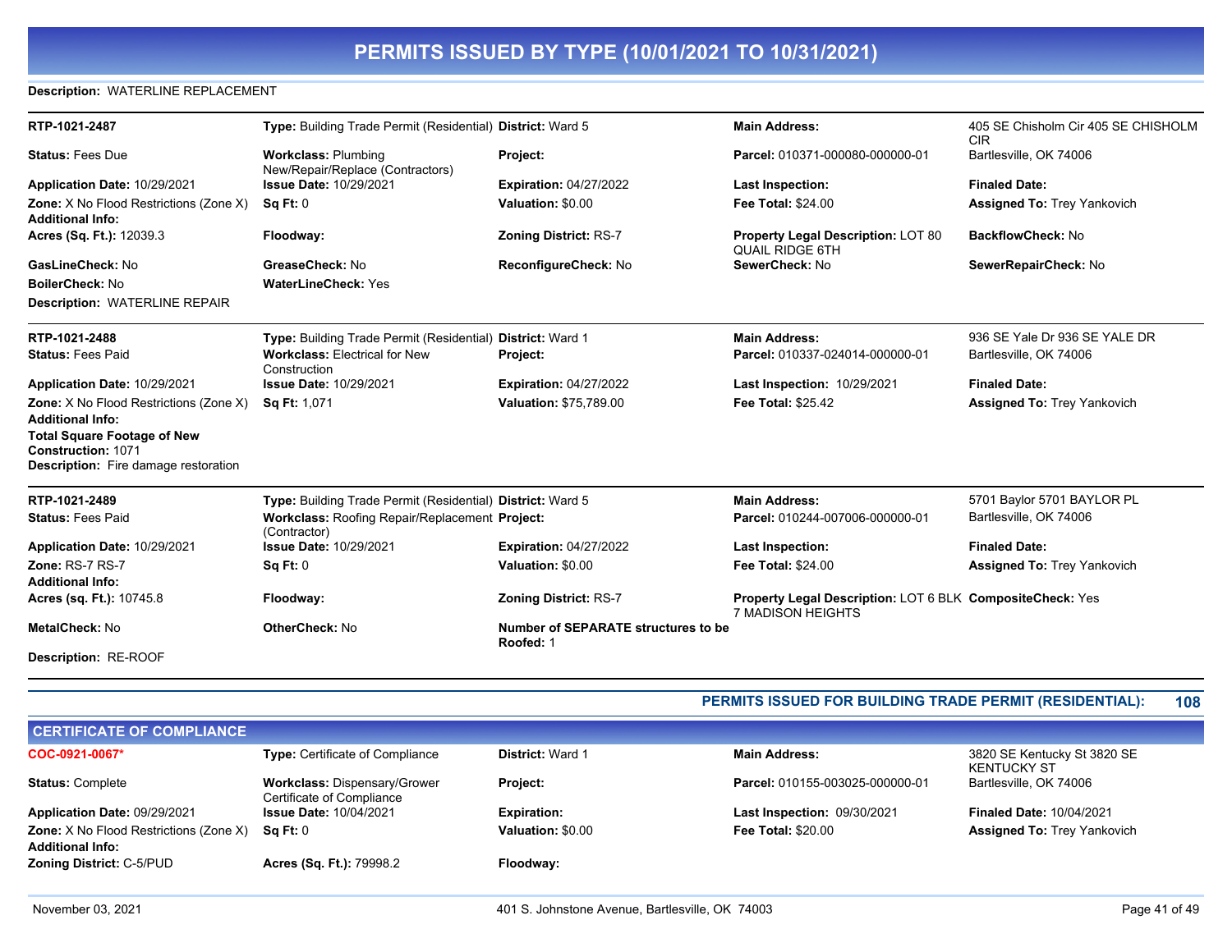# PERMITS ISSUED BY TYPE (10/01/2021 TO 10/31/2021)

**Description:** WATERLINE REPLACEMENT

| | | | | |
|---|---|---|---|---|
| **RTP-1021-2487** | **Type:** Building Trade Permit (Residential) | **District:** Ward 5 | **Main Address:** | 405 SE Chisholm Cir 405 SE CHISHOLM CIR |
| **Status:** Fees Due | **Workclass:** Plumbing New/Repair/Replace (Contractors) | **Project:** | **Parcel:** 010371-000080-000000-01 | Bartlesville, OK 74006 |
| **Application Date:** 10/29/2021 | **Issue Date:** 10/29/2021 | **Expiration:** 04/27/2022 | **Last Inspection:** | **Finaled Date:** |
| **Zone:** X No Flood Restrictions (Zone X) | **Sq Ft:** 0 | **Valuation:** $0.00 | **Fee Total:** $24.00 | **Assigned To:** Trey Yankovich |
| **Additional Info:** | | | | |
| **Acres (Sq. Ft.):** 12039.3 | **Floodway:** | **Zoning District:** RS-7 | **Property Legal Description:** LOT 80 QUAIL RIDGE 6TH | **BackflowCheck:** No |
| **GasLineCheck:** No | **GreaseCheck:** No | **ReconfigureCheck:** No | **SewerCheck:** No | **SewerRepairCheck:** No |
| **BoilerCheck:** No | **WaterLineCheck:** Yes | | | |

**Description:** WATERLINE REPAIR

| | | | | |
|---|---|---|---|---|
| **RTP-1021-2488** | **Type:** Building Trade Permit (Residential) | **District:** Ward 1 | **Main Address:** | 936 SE Yale Dr 936 SE YALE DR |
| **Status:** Fees Paid | **Workclass:** Electrical for New Construction | **Project:** | **Parcel:** 010337-024014-000000-01 | Bartlesville, OK 74006 |
| **Application Date:** 10/29/2021 | **Issue Date:** 10/29/2021 | **Expiration:** 04/27/2022 | **Last Inspection:** 10/29/2021 | **Finaled Date:** |
| **Zone:** X No Flood Restrictions (Zone X) | **Sq Ft:** 1,071 | **Valuation:** $75,789.00 | **Fee Total:** $25.42 | **Assigned To:** Trey Yankovich |
| **Additional Info:** | | | | |
| **Total Square Footage of New Construction:** 1071 | | | | |

**Description:** Fire damage restoration

| | | | | |
|---|---|---|---|---|
| **RTP-1021-2489** | **Type:** Building Trade Permit (Residential) | **District:** Ward 5 | **Main Address:** | 5701 Baylor 5701 BAYLOR PL |
| **Status:** Fees Paid | **Workclass:** Roofing Repair/Replacement (Contractor) | **Project:** | **Parcel:** 010244-007006-000000-01 | Bartlesville, OK 74006 |
| **Application Date:** 10/29/2021 | **Issue Date:** 10/29/2021 | **Expiration:** 04/27/2022 | **Last Inspection:** | **Finaled Date:** |
| **Zone:** RS-7 RS-7 | **Sq Ft:** 0 | **Valuation:** $0.00 | **Fee Total:** $24.00 | **Assigned To:** Trey Yankovich |
| **Additional Info:** | | | | |
| **Acres (sq. Ft.):** 10745.8 | **Floodway:** | **Zoning District:** RS-7 | **Property Legal Description:** LOT 6 BLK 7 MADISON HEIGHTS | **CompositeCheck:** Yes |
| **MetalCheck:** No | **OtherCheck:** No | **Number of SEPARATE structures to be Roofed:** 1 | | |

**Description:** RE-ROOF

**PERMITS ISSUED FOR BUILDING TRADE PERMIT (RESIDENTIAL): 108**

## CERTIFICATE OF COMPLIANCE

| | | | | |
|---|---|---|---|---|
| **COC-0921-0067*** | **Type:** Certificate of Compliance | **District:** Ward 1 | **Main Address:** | 3820 SE Kentucky St 3820 SE KENTUCKY ST |
| **Status:** Complete | **Workclass:** Dispensary/Grower Certificate of Compliance | **Project:** | **Parcel:** 010155-003025-000000-01 | Bartlesville, OK 74006 |
| **Application Date:** 09/29/2021 | **Issue Date:** 10/04/2021 | **Expiration:** | **Last Inspection:** 09/30/2021 | **Finaled Date:** 10/04/2021 |
| **Zone:** X No Flood Restrictions (Zone X) | **Sq Ft:** 0 | **Valuation:** $0.00 | **Fee Total:** $20.00 | **Assigned To:** Trey Yankovich |
| **Additional Info:** | | | | |
| **Zoning District:** C-5/PUD | **Acres (Sq. Ft.):** 79998.2 | **Floodway:** | | |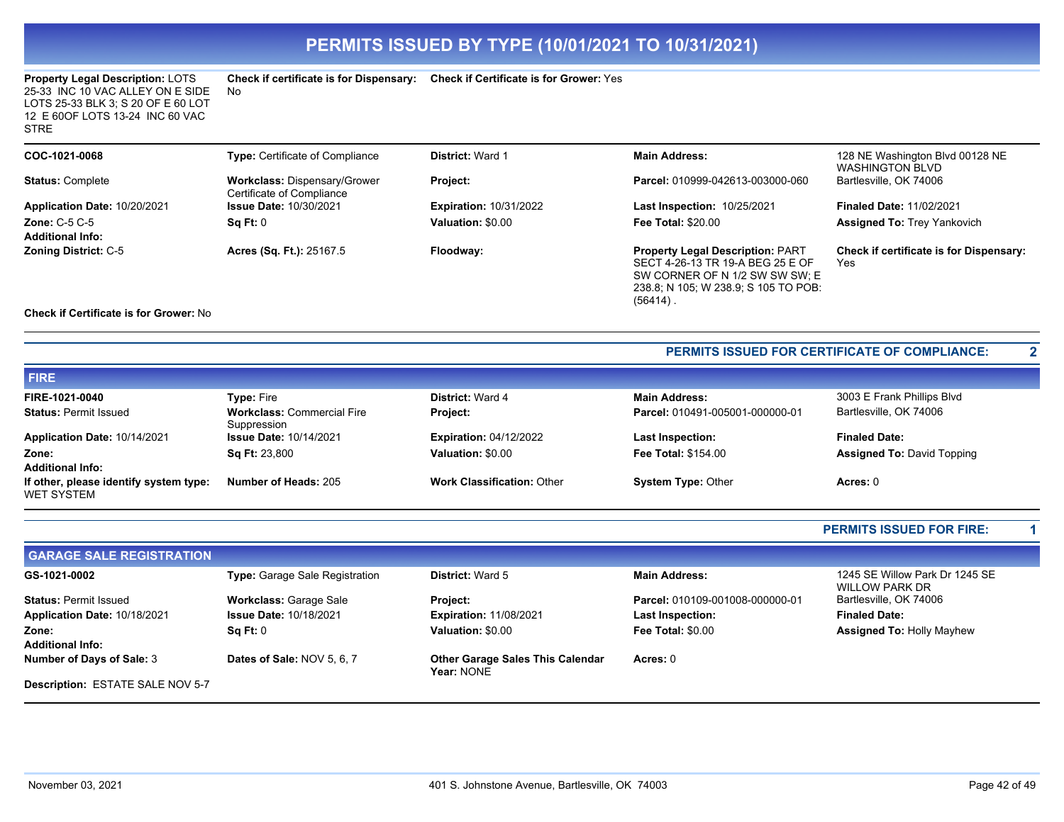# PERMITS ISSUED BY TYPE (10/01/2021 TO 10/31/2021)

| | | | | |
|---|---|---|---|---|
| **Property Legal Description:** LOTS 25-33 INC 10 VAC ALLEY ON E SIDE LOTS 25-33 BLK 3; S 20 OF E 60 LOT 12 E 60OF LOTS 13-24 INC 60 VAC STRE | **Check if certificate is for Dispensary:** No | **Check if Certificate is for Grower:** Yes | | |

| | | | | |
|---|---|---|---|---|
| **COC-1021-0068** | **Type:** Certificate of Compliance | **District:** Ward 1 | **Main Address:** | 128 NE Washington Blvd 00128 NE WASHINGTON BLVD |
| **Status:** Complete | **Workclass:** Dispensary/Grower Certificate of Compliance | **Project:** | **Parcel:** 010999-042613-003000-060 | Bartlesville, OK 74006 |
| **Application Date:** 10/20/2021 | **Issue Date:** 10/30/2021 | **Expiration:** 10/31/2022 | **Last Inspection:** 10/25/2021 | **Finaled Date:** 11/02/2021 |
| **Zone:** C-5 C-5 | **Sq Ft:** 0 | **Valuation:** $0.00 | **Fee Total:** $20.00 | **Assigned To:** Trey Yankovich |
| **Additional Info:** | | | | |
| **Zoning District:** C-5 | **Acres (Sq. Ft.):** 25167.5 | **Floodway:** | **Property Legal Description:** PART SECT 4-26-13 TR 19-A BEG 25 E OF SW CORNER OF N 1/2 SW SW SW; E 238.8; N 105; W 238.9; S 105 TO POB: (56414) . | **Check if certificate is for Dispensary:** Yes |
| **Check if Certificate is for Grower:** No | | | | |

**PERMITS ISSUED FOR CERTIFICATE OF COMPLIANCE: 2**

## FIRE

| | | | | |
|---|---|---|---|---|
| **FIRE-1021-0040** | **Type:** Fire | **District:** Ward 4 | **Main Address:** | 3003 E Frank Phillips Blvd |
| **Status:** Permit Issued | **Workclass:** Commercial Fire Suppression | **Project:** | **Parcel:** 010491-005001-000000-01 | Bartlesville, OK 74006 |
| **Application Date:** 10/14/2021 | **Issue Date:** 10/14/2021 | **Expiration:** 04/12/2022 | **Last Inspection:** | **Finaled Date:** |
| **Zone:** | **Sq Ft:** 23,800 | **Valuation:** $0.00 | **Fee Total:** $154.00 | **Assigned To:** David Topping |
| **Additional Info:** | | | | |
| **If other, please identify system type:** WET SYSTEM | **Number of Heads:** 205 | **Work Classification:** Other | **System Type:** Other | **Acres:** 0 |

**PERMITS ISSUED FOR FIRE: 1**

## GARAGE SALE REGISTRATION

| | | | | |
|---|---|---|---|---|
| **GS-1021-0002** | **Type:** Garage Sale Registration | **District:** Ward 5 | **Main Address:** | 1245 SE Willow Park Dr 1245 SE WILLOW PARK DR |
| **Status:** Permit Issued | **Workclass:** Garage Sale | **Project:** | **Parcel:** 010109-001008-000000-01 | Bartlesville, OK 74006 |
| **Application Date:** 10/18/2021 | **Issue Date:** 10/18/2021 | **Expiration:** 11/08/2021 | **Last Inspection:** | **Finaled Date:** |
| **Zone:** | **Sq Ft:** 0 | **Valuation:** $0.00 | **Fee Total:** $0.00 | **Assigned To:** Holly Mayhew |
| **Additional Info:** | | | | |
| **Number of Days of Sale:** 3 | **Dates of Sale:** NOV 5, 6, 7 | **Other Garage Sales This Calendar Year:** NONE | **Acres:** 0 | |
| **Description:** ESTATE SALE NOV 5-7 | | | | |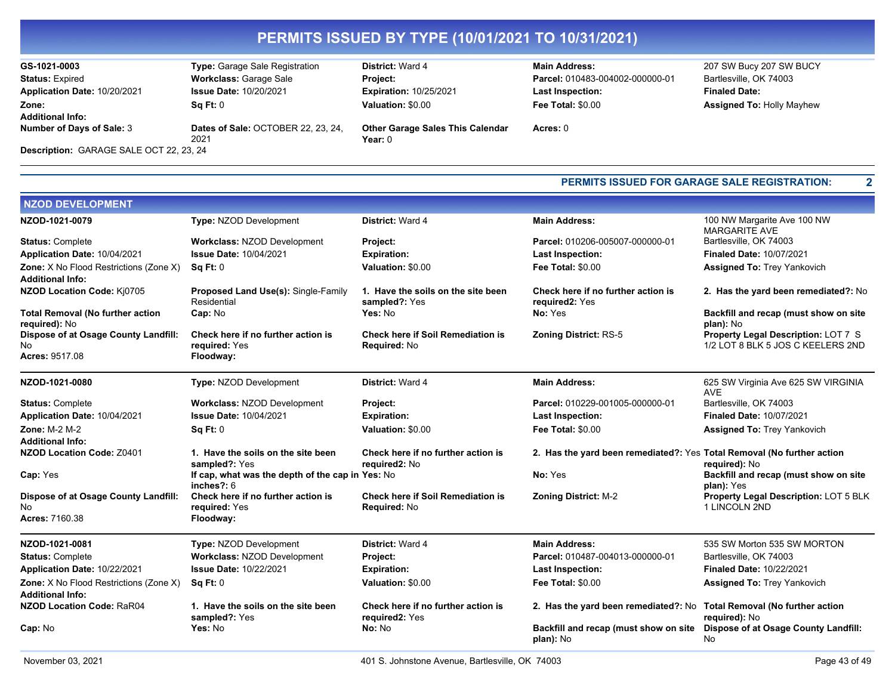# PERMITS ISSUED BY TYPE (10/01/2021 TO 10/31/2021)

**GS-1021-0003** | **Type:** Garage Sale Registration | **District:** Ward 4 | **Main Address:** | 207 SW Bucy 207 SW BUCY
**Status:** Expired | **Workclass:** Garage Sale | **Project:** | **Parcel:** 010483-004002-000000-01 | Bartlesville, OK 74003
**Application Date:** 10/20/2021 | **Issue Date:** 10/20/2021 | **Expiration:** 10/25/2021 | **Last Inspection:** | **Finaled Date:**
**Zone:** | **Sq Ft:** 0 | **Valuation:** $0.00 | **Fee Total:** $0.00 | **Assigned To:** Holly Mayhew
**Additional Info:**
**Number of Days of Sale:** 3 | **Dates of Sale:** OCTOBER 22, 23, 24, 2021 | **Other Garage Sales This Calendar Year:** 0 | **Acres:** 0
**Description:** GARAGE SALE OCT 22, 23, 24

**PERMITS ISSUED FOR GARAGE SALE REGISTRATION: 2**

## NZOD DEVELOPMENT

**NZOD-1021-0079** | **Type:** NZOD Development | **District:** Ward 4 | **Main Address:** | 100 NW Margarite Ave 100 NW MARGARITE AVE
**Status:** Complete | **Workclass:** NZOD Development | **Project:** | **Parcel:** 010206-005007-000000-01 | Bartlesville, OK 74003
**Application Date:** 10/04/2021 | **Issue Date:** 10/04/2021 | **Expiration:** | **Last Inspection:** | **Finaled Date:** 10/07/2021
**Zone:** X No Flood Restrictions (Zone X) | **Sq Ft:** 0 | **Valuation:** $0.00 | **Fee Total:** $0.00 | **Assigned To:** Trey Yankovich
**Additional Info:**
**NZOD Location Code:** Kj0705 | **Proposed Land Use(s):** Single-Family Residential | **1. Have the soils on the site been sampled?:** Yes | **Check here if no further action is required2:** Yes | **2. Has the yard been remediated?:** No
**Total Removal (No further action required):** No | **Cap:** No | **Yes:** No | **No:** Yes | **Backfill and recap (must show on site plan):** No
**Dispose of at Osage County Landfill:** No | **Check here if no further action is required:** Yes | **Check here if Soil Remediation is Required:** No | **Zoning District:** RS-5 | **Property Legal Description:** LOT 7 S 1/2 LOT 8 BLK 5 JOS C KEELERS 2ND
**Acres:** 9517.08 | **Floodway:**

---

**NZOD-1021-0080** | **Type:** NZOD Development | **District:** Ward 4 | **Main Address:** | 625 SW Virginia Ave 625 SW VIRGINIA AVE
**Status:** Complete | **Workclass:** NZOD Development | **Project:** | **Parcel:** 010229-001005-000000-01 | Bartlesville, OK 74003
**Application Date:** 10/04/2021 | **Issue Date:** 10/04/2021 | **Expiration:** | **Last Inspection:** | **Finaled Date:** 10/07/2021
**Zone:** M-2 M-2 | **Sq Ft:** 0 | **Valuation:** $0.00 | **Fee Total:** $0.00 | **Assigned To:** Trey Yankovich
**Additional Info:**
**NZOD Location Code:** Z0401 | **1. Have the soils on the site been sampled?:** Yes | **Check here if no further action is required2:** No | **2. Has the yard been remediated?:** Yes | **Total Removal (No further action required):** No
**Cap:** Yes | **If cap, what was the depth of the cap in inches?:** 6 | **Yes:** No | **No:** Yes | **Backfill and recap (must show on site plan):** Yes
**Dispose of at Osage County Landfill:** No | **Check here if no further action is required:** Yes | **Check here if Soil Remediation is Required:** No | **Zoning District:** M-2 | **Property Legal Description:** LOT 5 BLK 1 LINCOLN 2ND
**Acres:** 7160.38 | **Floodway:**

---

**NZOD-1021-0081** | **Type:** NZOD Development | **District:** Ward 4 | **Main Address:** | 535 SW Morton 535 SW MORTON
**Status:** Complete | **Workclass:** NZOD Development | **Project:** | **Parcel:** 010487-004013-000000-01 | Bartlesville, OK 74003
**Application Date:** 10/22/2021 | **Issue Date:** 10/22/2021 | **Expiration:** | **Last Inspection:** | **Finaled Date:** 10/22/2021
**Zone:** X No Flood Restrictions (Zone X) | **Sq Ft:** 0 | **Valuation:** $0.00 | **Fee Total:** $0.00 | **Assigned To:** Trey Yankovich
**Additional Info:**
**NZOD Location Code:** RaR04 | **1. Have the soils on the site been sampled?:** Yes | **Check here if no further action is required2:** Yes | **2. Has the yard been remediated?:** No | **Total Removal (No further action required):** No
**Cap:** No | **Yes:** No | **No:** No | **Backfill and recap (must show on site plan):** No | **Dispose of at Osage County Landfill:** No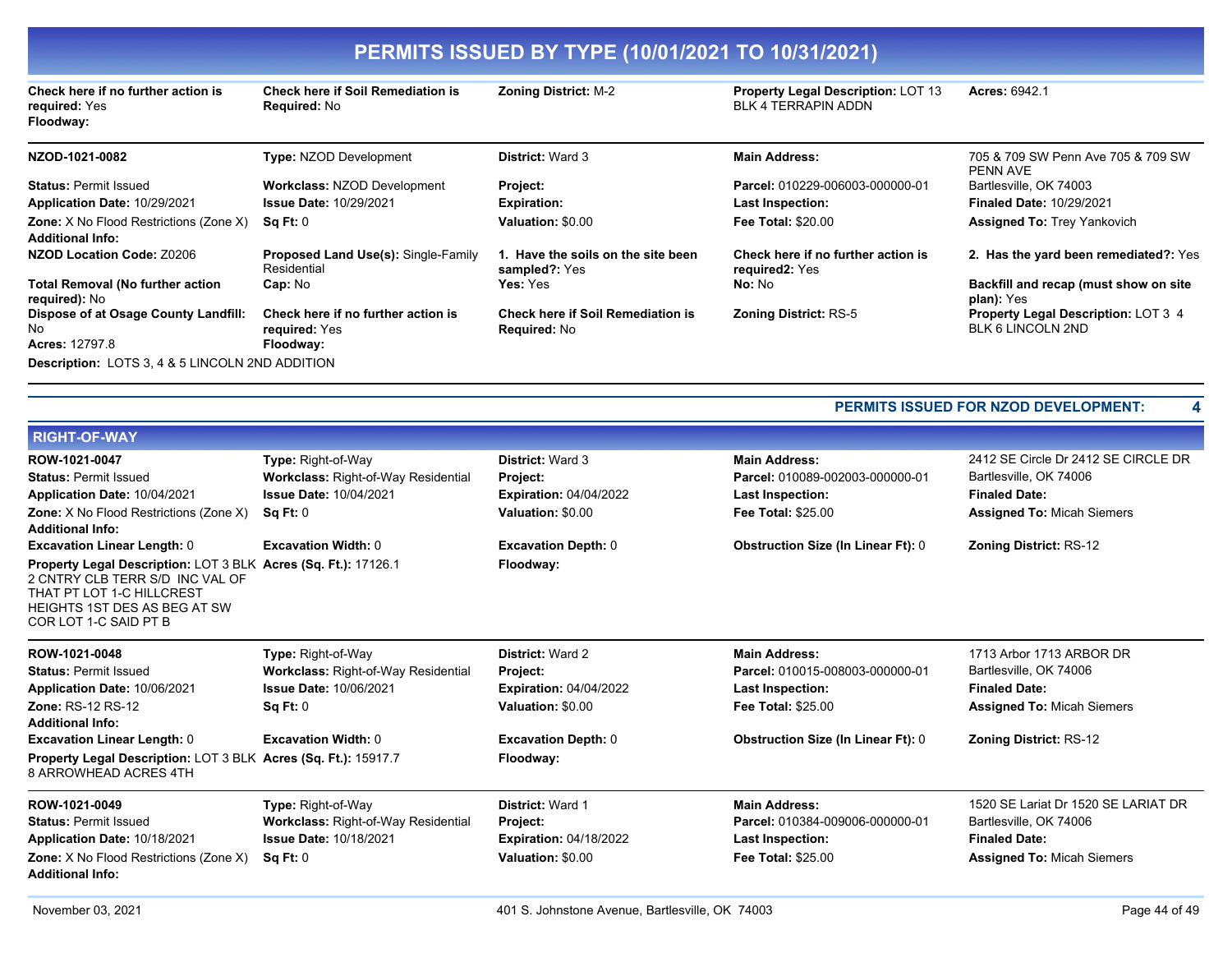# PERMITS ISSUED BY TYPE (10/01/2021 TO 10/31/2021)

**Check here if no further action is required:** Yes
**Floodway:**
**Check here if Soil Remediation is Required:** No
**Zoning District:** M-2
**Property Legal Description:** LOT 13 BLK 4 TERRAPIN ADDN
**Acres:** 6942.1

---

**NZOD-1021-0082**
**Type:** NZOD Development
**District:** Ward 3
**Main Address:** 705 & 709 SW Penn Ave 705 & 709 SW PENN AVE Bartlesville, OK 74003
**Status:** Permit Issued
**Workclass:** NZOD Development
**Project:**
**Parcel:** 010229-006003-000000-01
**Application Date:** 10/29/2021
**Issue Date:** 10/29/2021
**Expiration:**
**Last Inspection:**
**Finaled Date:** 10/29/2021
**Zone:** X No Flood Restrictions (Zone X)
**Sq Ft:** 0
**Valuation:** $0.00
**Fee Total:** $20.00
**Assigned To:** Trey Yankovich
**Additional Info:**
**NZOD Location Code:** Z0206
**Proposed Land Use(s):** Single-Family Residential
**1. Have the soils on the site been sampled?:** Yes
**Check here if no further action is required2:** Yes
**2. Has the yard been remediated?:** Yes
**Total Removal (No further action required):** No
**Cap:** No
**Yes:** Yes
**No:** No
**Backfill and recap (must show on site plan):** Yes
**Dispose of at Osage County Landfill:** No
**Check here if no further action is required:** Yes
**Check here if Soil Remediation is Required:** No
**Zoning District:** RS-5
**Property Legal Description:** LOT 3 4 BLK 6 LINCOLN 2ND
**Acres:** 12797.8
**Floodway:**
**Description:** LOTS 3, 4 & 5 LINCOLN 2ND ADDITION

---

**PERMITS ISSUED FOR NZOD DEVELOPMENT: 4**

## RIGHT-OF-WAY

**ROW-1021-0047**
**Type:** Right-of-Way
**District:** Ward 3
**Main Address:** 2412 SE Circle Dr 2412 SE CIRCLE DR Bartlesville, OK 74006
**Status:** Permit Issued
**Workclass:** Right-of-Way Residential
**Project:**
**Parcel:** 010089-002003-000000-01
**Application Date:** 10/04/2021
**Issue Date:** 10/04/2021
**Expiration:** 04/04/2022
**Last Inspection:**
**Finaled Date:**
**Zone:** X No Flood Restrictions (Zone X)
**Sq Ft:** 0
**Valuation:** $0.00
**Fee Total:** $25.00
**Assigned To:** Micah Siemers
**Additional Info:**
**Excavation Linear Length:** 0
**Excavation Width:** 0
**Excavation Depth:** 0
**Obstruction Size (In Linear Ft):** 0
**Zoning District:** RS-12
**Property Legal Description:** LOT 3 BLK 2 CNTRY CLB TERR S/D INC VAL OF THAT PT LOT 1-C HILLCREST HEIGHTS 1ST DES AS BEG AT SW COR LOT 1-C SAID PT B
**Acres (Sq. Ft.):** 17126.1
**Floodway:**

---

**ROW-1021-0048**
**Type:** Right-of-Way
**District:** Ward 2
**Main Address:** 1713 Arbor 1713 ARBOR DR Bartlesville, OK 74006
**Status:** Permit Issued
**Workclass:** Right-of-Way Residential
**Project:**
**Parcel:** 010015-008003-000000-01
**Application Date:** 10/06/2021
**Issue Date:** 10/06/2021
**Expiration:** 04/04/2022
**Last Inspection:**
**Finaled Date:**
**Zone:** RS-12 RS-12
**Sq Ft:** 0
**Valuation:** $0.00
**Fee Total:** $25.00
**Assigned To:** Micah Siemers
**Additional Info:**
**Excavation Linear Length:** 0
**Excavation Width:** 0
**Excavation Depth:** 0
**Obstruction Size (In Linear Ft):** 0
**Zoning District:** RS-12
**Property Legal Description:** LOT 3 BLK 8 ARROWHEAD ACRES 4TH
**Acres (Sq. Ft.):** 15917.7
**Floodway:**

---

**ROW-1021-0049**
**Type:** Right-of-Way
**District:** Ward 1
**Main Address:** 1520 SE Lariat Dr 1520 SE LARIAT DR Bartlesville, OK 74006
**Status:** Permit Issued
**Workclass:** Right-of-Way Residential
**Project:**
**Parcel:** 010384-009006-000000-01
**Application Date:** 10/18/2021
**Issue Date:** 10/18/2021
**Expiration:** 04/18/2022
**Last Inspection:**
**Finaled Date:**
**Zone:** X No Flood Restrictions (Zone X)
**Sq Ft:** 0
**Valuation:** $0.00
**Fee Total:** $25.00
**Assigned To:** Micah Siemers
**Additional Info:**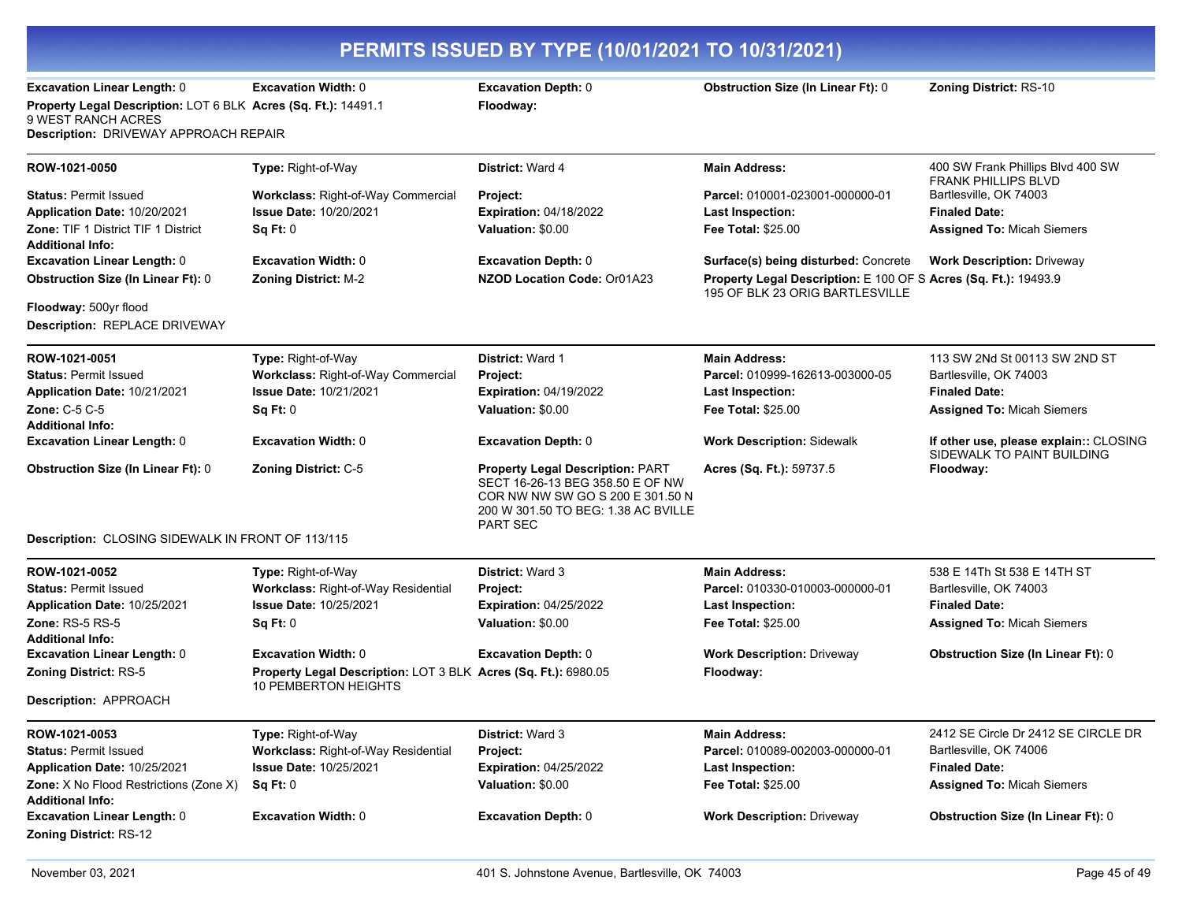# PERMITS ISSUED BY TYPE (10/01/2021 TO 10/31/2021)

**Excavation Linear Length:** 0 **Excavation Width:** 0 **Excavation Depth:** 0 **Obstruction Size (In Linear Ft):** 0 **Zoning District:** RS-10
**Property Legal Description:** LOT 6 BLK 9 WEST RANCH ACRES **Acres (Sq. Ft.):** 14491.1 **Floodway:**
**Description:** DRIVEWAY APPROACH REPAIR

---

**ROW-1021-0050** **Type:** Right-of-Way **District:** Ward 4 **Main Address:** 400 SW Frank Phillips Blvd 400 SW FRANK PHILLIPS BLVD Bartlesville, OK 74003
**Status:** Permit Issued **Workclass:** Right-of-Way Commercial **Project:** **Parcel:** 010001-023001-000000-01
**Application Date:** 10/20/2021 **Issue Date:** 10/20/2021 **Expiration:** 04/18/2022 **Last Inspection:** **Finaled Date:**
**Zone:** TIF 1 District TIF 1 District **Sq Ft:** 0 **Valuation:** $0.00 **Fee Total:** $25.00 **Assigned To:** Micah Siemers
**Additional Info:**
**Excavation Linear Length:** 0 **Excavation Width:** 0 **Excavation Depth:** 0 **Surface(s) being disturbed:** Concrete **Work Description:** Driveway
**Obstruction Size (In Linear Ft):** 0 **Zoning District:** M-2 **NZOD Location Code:** Or01A23 **Property Legal Description:** E 100 OF S 195 OF BLK 23 ORIG BARTLESVILLE **Acres (Sq. Ft.):** 19493.9
**Floodway:** 500yr flood
**Description:** REPLACE DRIVEWAY

---

**ROW-1021-0051** **Type:** Right-of-Way **District:** Ward 1 **Main Address:** 113 SW 2Nd St 00113 SW 2ND ST
**Status:** Permit Issued **Workclass:** Right-of-Way Commercial **Project:** **Parcel:** 010999-162613-003000-05 Bartlesville, OK 74003
**Application Date:** 10/21/2021 **Issue Date:** 10/21/2021 **Expiration:** 04/19/2022 **Last Inspection:** **Finaled Date:**
**Zone:** C-5 C-5 **Sq Ft:** 0 **Valuation:** $0.00 **Fee Total:** $25.00 **Assigned To:** Micah Siemers
**Additional Info:**
**Excavation Linear Length:** 0 **Excavation Width:** 0 **Excavation Depth:** 0 **Work Description:** Sidewalk **If other use, please explain::** CLOSING SIDEWALK TO PAINT BUILDING
**Obstruction Size (In Linear Ft):** 0 **Zoning District:** C-5 **Property Legal Description:** PART SECT 16-26-13 BEG 358.50 E OF NW COR NW NW SW GO S 200 E 301.50 N 200 W 301.50 TO BEG: 1.38 AC BVILLE PART SEC **Acres (Sq. Ft.):** 59737.5 **Floodway:**
**Description:** CLOSING SIDEWALK IN FRONT OF 113/115

---

**ROW-1021-0052** **Type:** Right-of-Way **District:** Ward 3 **Main Address:** 538 E 14Th St 538 E 14TH ST
**Status:** Permit Issued **Workclass:** Right-of-Way Residential **Project:** **Parcel:** 010330-010003-000000-01 Bartlesville, OK 74003
**Application Date:** 10/25/2021 **Issue Date:** 10/25/2021 **Expiration:** 04/25/2022 **Last Inspection:** **Finaled Date:**
**Zone:** RS-5 RS-5 **Sq Ft:** 0 **Valuation:** $0.00 **Fee Total:** $25.00 **Assigned To:** Micah Siemers
**Additional Info:**
**Excavation Linear Length:** 0 **Excavation Width:** 0 **Excavation Depth:** 0 **Work Description:** Driveway **Obstruction Size (In Linear Ft):** 0
**Zoning District:** RS-5 **Property Legal Description:** LOT 3 BLK 10 PEMBERTON HEIGHTS **Acres (Sq. Ft.):** 6980.05 **Floodway:**
**Description:** APPROACH

---

**ROW-1021-0053** **Type:** Right-of-Way **District:** Ward 3 **Main Address:** 2412 SE Circle Dr 2412 SE CIRCLE DR
**Status:** Permit Issued **Workclass:** Right-of-Way Residential **Project:** **Parcel:** 010089-002003-000000-01 Bartlesville, OK 74006
**Application Date:** 10/25/2021 **Issue Date:** 10/25/2021 **Expiration:** 04/25/2022 **Last Inspection:** **Finaled Date:**
**Zone:** X No Flood Restrictions (Zone X) **Sq Ft:** 0 **Valuation:** $0.00 **Fee Total:** $25.00 **Assigned To:** Micah Siemers
**Additional Info:**
**Excavation Linear Length:** 0 **Excavation Width:** 0 **Excavation Depth:** 0 **Work Description:** Driveway **Obstruction Size (In Linear Ft):** 0
**Zoning District:** RS-12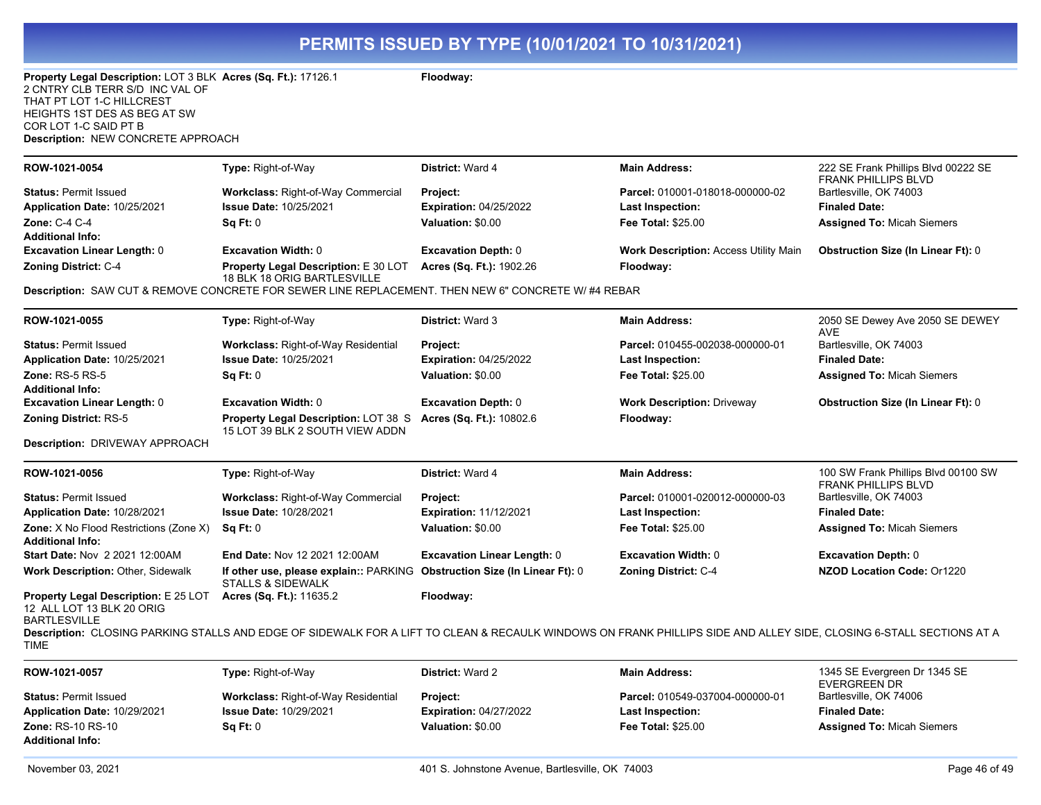# PERMITS ISSUED BY TYPE (10/01/2021 TO 10/31/2021)

**Property Legal Description:** LOT 3 BLK 2 CNTRY CLB TERR S/D INC VAL OF THAT PT LOT 1-C HILLCREST HEIGHTS 1ST DES AS BEG AT SW COR LOT 1-C SAID PT B | **Acres (Sq. Ft.):** 17126.1 | **Floodway:**

**Description:** NEW CONCRETE APPROACH

---

| | | | | |
|---|---|---|---|---|
| **ROW-1021-0054** | **Type:** Right-of-Way | **District:** Ward 4 | **Main Address:** | 222 SE Frank Phillips Blvd 00222 SE FRANK PHILLIPS BLVD |
| **Status:** Permit Issued | **Workclass:** Right-of-Way Commercial | **Project:** | **Parcel:** 010001-018018-000000-02 | Bartlesville, OK 74003 |
| **Application Date:** 10/25/2021 | **Issue Date:** 10/25/2021 | **Expiration:** 04/25/2022 | **Last Inspection:** | **Finaled Date:** |
| **Zone:** C-4 C-4 | **Sq Ft:** 0 | **Valuation:** $0.00 | **Fee Total:** $25.00 | **Assigned To:** Micah Siemers |
| **Additional Info:** | | | | |
| **Excavation Linear Length:** 0 | **Excavation Width:** 0 | **Excavation Depth:** 0 | **Work Description:** Access Utility Main | **Obstruction Size (In Linear Ft):** 0 |
| **Zoning District:** C-4 | **Property Legal Description:** E 30 LOT 18 BLK 18 ORIG BARTLESVILLE | **Acres (Sq. Ft.):** 1902.26 | **Floodway:** | |

**Description:** SAW CUT & REMOVE CONCRETE FOR SEWER LINE REPLACEMENT. THEN NEW 6" CONCRETE W/ #4 REBAR

---

| | | | | |
|---|---|---|---|---|
| **ROW-1021-0055** | **Type:** Right-of-Way | **District:** Ward 3 | **Main Address:** | 2050 SE Dewey Ave 2050 SE DEWEY AVE |
| **Status:** Permit Issued | **Workclass:** Right-of-Way Residential | **Project:** | **Parcel:** 010455-002038-000000-01 | Bartlesville, OK 74003 |
| **Application Date:** 10/25/2021 | **Issue Date:** 10/25/2021 | **Expiration:** 04/25/2022 | **Last Inspection:** | **Finaled Date:** |
| **Zone:** RS-5 RS-5 | **Sq Ft:** 0 | **Valuation:** $0.00 | **Fee Total:** $25.00 | **Assigned To:** Micah Siemers |
| **Additional Info:** | | | | |
| **Excavation Linear Length:** 0 | **Excavation Width:** 0 | **Excavation Depth:** 0 | **Work Description:** Driveway | **Obstruction Size (In Linear Ft):** 0 |
| **Zoning District:** RS-5 | **Property Legal Description:** LOT 38 S 15 LOT 39 BLK 2 SOUTH VIEW ADDN | **Acres (Sq. Ft.):** 10802.6 | **Floodway:** | |

**Description:** DRIVEWAY APPROACH

---

| | | | | |
|---|---|---|---|---|
| **ROW-1021-0056** | **Type:** Right-of-Way | **District:** Ward 4 | **Main Address:** | 100 SW Frank Phillips Blvd 00100 SW FRANK PHILLIPS BLVD |
| **Status:** Permit Issued | **Workclass:** Right-of-Way Commercial | **Project:** | **Parcel:** 010001-020012-000000-03 | Bartlesville, OK 74003 |
| **Application Date:** 10/28/2021 | **Issue Date:** 10/28/2021 | **Expiration:** 11/12/2021 | **Last Inspection:** | **Finaled Date:** |
| **Zone:** X No Flood Restrictions (Zone X) | **Sq Ft:** 0 | **Valuation:** $0.00 | **Fee Total:** $25.00 | **Assigned To:** Micah Siemers |
| **Additional Info:** | | | | |
| **Start Date:** Nov 2 2021 12:00AM | **End Date:** Nov 12 2021 12:00AM | **Excavation Linear Length:** 0 | **Excavation Width:** 0 | **Excavation Depth:** 0 |
| **Work Description:** Other, Sidewalk | **If other use, please explain::** PARKING STALLS & SIDEWALK | **Obstruction Size (In Linear Ft):** 0 | **Zoning District:** C-4 | **NZOD Location Code:** Or1220 |
| **Property Legal Description:** E 25 LOT 12 ALL LOT 13 BLK 20 ORIG BARTLESVILLE | **Acres (Sq. Ft.):** 11635.2 | **Floodway:** | | |

**Description:** CLOSING PARKING STALLS AND EDGE OF SIDEWALK FOR A LIFT TO CLEAN & RECAULK WINDOWS ON FRANK PHILLIPS SIDE AND ALLEY SIDE, CLOSING 6-STALL SECTIONS AT A TIME

---

| | | | | |
|---|---|---|---|---|
| **ROW-1021-0057** | **Type:** Right-of-Way | **District:** Ward 2 | **Main Address:** | 1345 SE Evergreen Dr 1345 SE EVERGREEN DR |
| **Status:** Permit Issued | **Workclass:** Right-of-Way Residential | **Project:** | **Parcel:** 010549-037004-000000-01 | Bartlesville, OK 74006 |
| **Application Date:** 10/29/2021 | **Issue Date:** 10/29/2021 | **Expiration:** 04/27/2022 | **Last Inspection:** | **Finaled Date:** |
| **Zone:** RS-10 RS-10 | **Sq Ft:** 0 | **Valuation:** $0.00 | **Fee Total:** $25.00 | **Assigned To:** Micah Siemers |
| **Additional Info:** | | | | |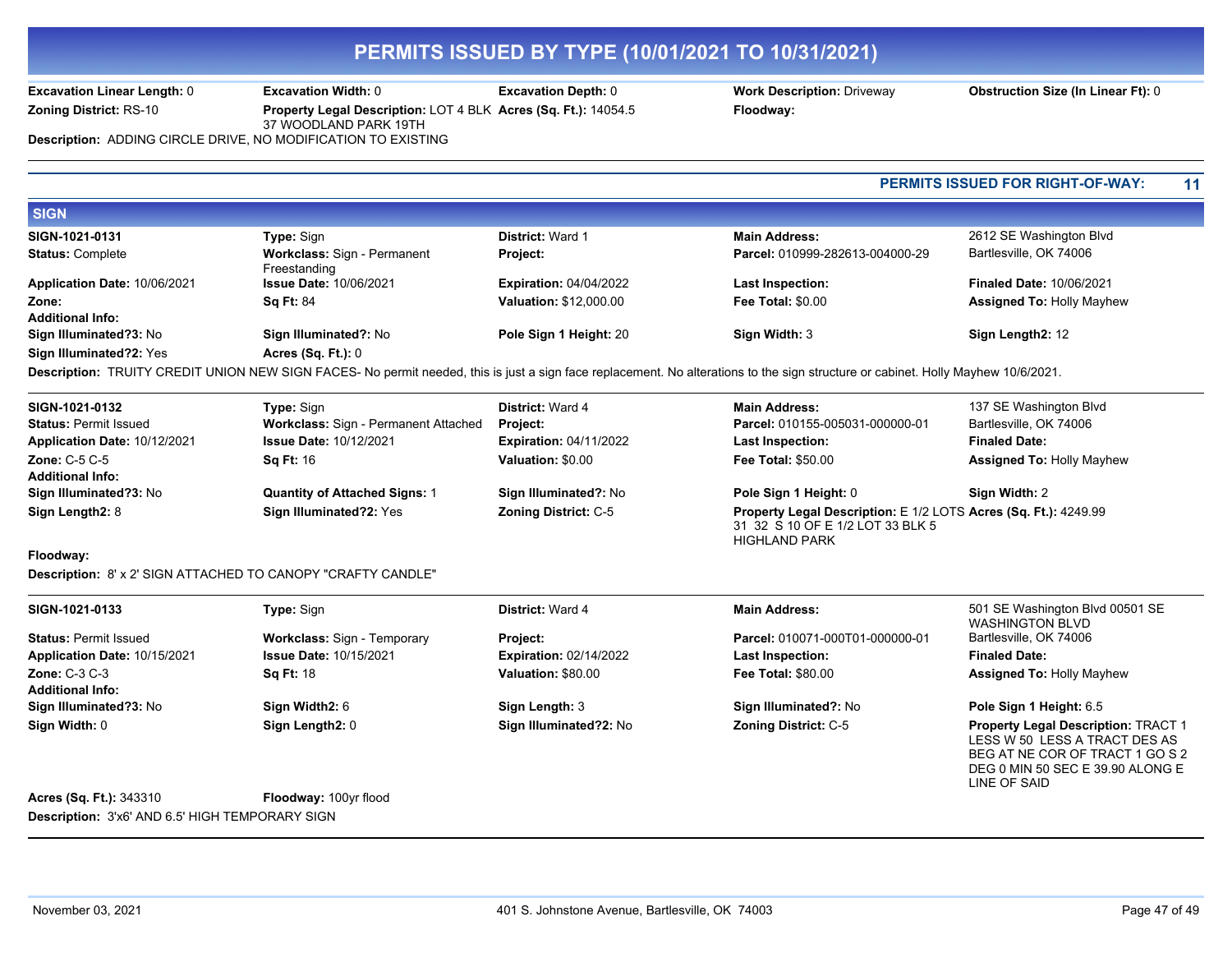# PERMITS ISSUED BY TYPE (10/01/2021 TO 10/31/2021)

| | | | | |
|---|---|---|---|---|
| **Excavation Linear Length:** 0 | **Excavation Width:** 0 | **Excavation Depth:** 0 | **Work Description:** Driveway | **Obstruction Size (In Linear Ft):** 0 |
| **Zoning District:** RS-10 | **Property Legal Description:** LOT 4 BLK 37 WOODLAND PARK 19TH | **Acres (Sq. Ft.):** 14054.5 | **Floodway:** | |

**Description:** ADDING CIRCLE DRIVE, NO MODIFICATION TO EXISTING

**PERMITS ISSUED FOR RIGHT-OF-WAY: 11**

## SIGN

| | | | | |
|---|---|---|---|---|
| **SIGN-1021-0131** | **Type:** Sign | **District:** Ward 1 | **Main Address:** | 2612 SE Washington Blvd |
| **Status:** Complete | **Workclass:** Sign - Permanent Freestanding | **Project:** | **Parcel:** 010999-282613-004000-29 | Bartlesville, OK 74006 |
| **Application Date:** 10/06/2021 | **Issue Date:** 10/06/2021 | **Expiration:** 04/04/2022 | **Last Inspection:** | **Finaled Date:** 10/06/2021 |
| **Zone:** | **Sq Ft:** 84 | **Valuation:** $12,000.00 | **Fee Total:** $0.00 | **Assigned To:** Holly Mayhew |
| **Additional Info:** | | | | |
| **Sign Illuminated?3:** No | **Sign Illuminated?:** No | **Pole Sign 1 Height:** 20 | **Sign Width:** 3 | **Sign Length2:** 12 |
| **Sign Illuminated?2:** Yes | **Acres (Sq. Ft.):** 0 | | | |

**Description:** TRUITY CREDIT UNION NEW SIGN FACES- No permit needed, this is just a sign face replacement. No alterations to the sign structure or cabinet. Holly Mayhew 10/6/2021.

| | | | | |
|---|---|---|---|---|
| **SIGN-1021-0132** | **Type:** Sign | **District:** Ward 4 | **Main Address:** | 137 SE Washington Blvd |
| **Status:** Permit Issued | **Workclass:** Sign - Permanent Attached | **Project:** | **Parcel:** 010155-005031-000000-01 | Bartlesville, OK 74006 |
| **Application Date:** 10/12/2021 | **Issue Date:** 10/12/2021 | **Expiration:** 04/11/2022 | **Last Inspection:** | **Finaled Date:** |
| **Zone:** C-5 C-5 | **Sq Ft:** 16 | **Valuation:** $0.00 | **Fee Total:** $50.00 | **Assigned To:** Holly Mayhew |
| **Additional Info:** | | | | |
| **Sign Illuminated?3:** No | **Quantity of Attached Signs:** 1 | **Sign Illuminated?:** No | **Pole Sign 1 Height:** 0 | **Sign Width:** 2 |
| **Sign Length2:** 8 | **Sign Illuminated?2:** Yes | **Zoning District:** C-5 | **Property Legal Description:** E 1/2 LOTS 31 32 S 10 OF E 1/2 LOT 33 BLK 5 HIGHLAND PARK | **Acres (Sq. Ft.):** 4249.99 |
| **Floodway:** | | | | |

**Description:** 8' x 2' SIGN ATTACHED TO CANOPY "CRAFTY CANDLE"

| | | | | |
|---|---|---|---|---|
| **SIGN-1021-0133** | **Type:** Sign | **District:** Ward 4 | **Main Address:** | 501 SE Washington Blvd 00501 SE WASHINGTON BLVD |
| **Status:** Permit Issued | **Workclass:** Sign - Temporary | **Project:** | **Parcel:** 010071-000T01-000000-01 | Bartlesville, OK 74006 |
| **Application Date:** 10/15/2021 | **Issue Date:** 10/15/2021 | **Expiration:** 02/14/2022 | **Last Inspection:** | **Finaled Date:** |
| **Zone:** C-3 C-3 | **Sq Ft:** 18 | **Valuation:** $80.00 | **Fee Total:** $80.00 | **Assigned To:** Holly Mayhew |
| **Additional Info:** | | | | |
| **Sign Illuminated?3:** No | **Sign Width2:** 6 | **Sign Length:** 3 | **Sign Illuminated?:** No | **Pole Sign 1 Height:** 6.5 |
| **Sign Width:** 0 | **Sign Length2:** 0 | **Sign Illuminated?2:** No | **Zoning District:** C-5 | **Property Legal Description:** TRACT 1 LESS W 50 LESS A TRACT DES AS BEG AT NE COR OF TRACT 1 GO S 2 DEG 0 MIN 50 SEC E 39.90 ALONG E LINE OF SAID |
| **Acres (Sq. Ft.):** 343310 | **Floodway:** 100yr flood | | | |

**Description:** 3'x6' AND 6.5' HIGH TEMPORARY SIGN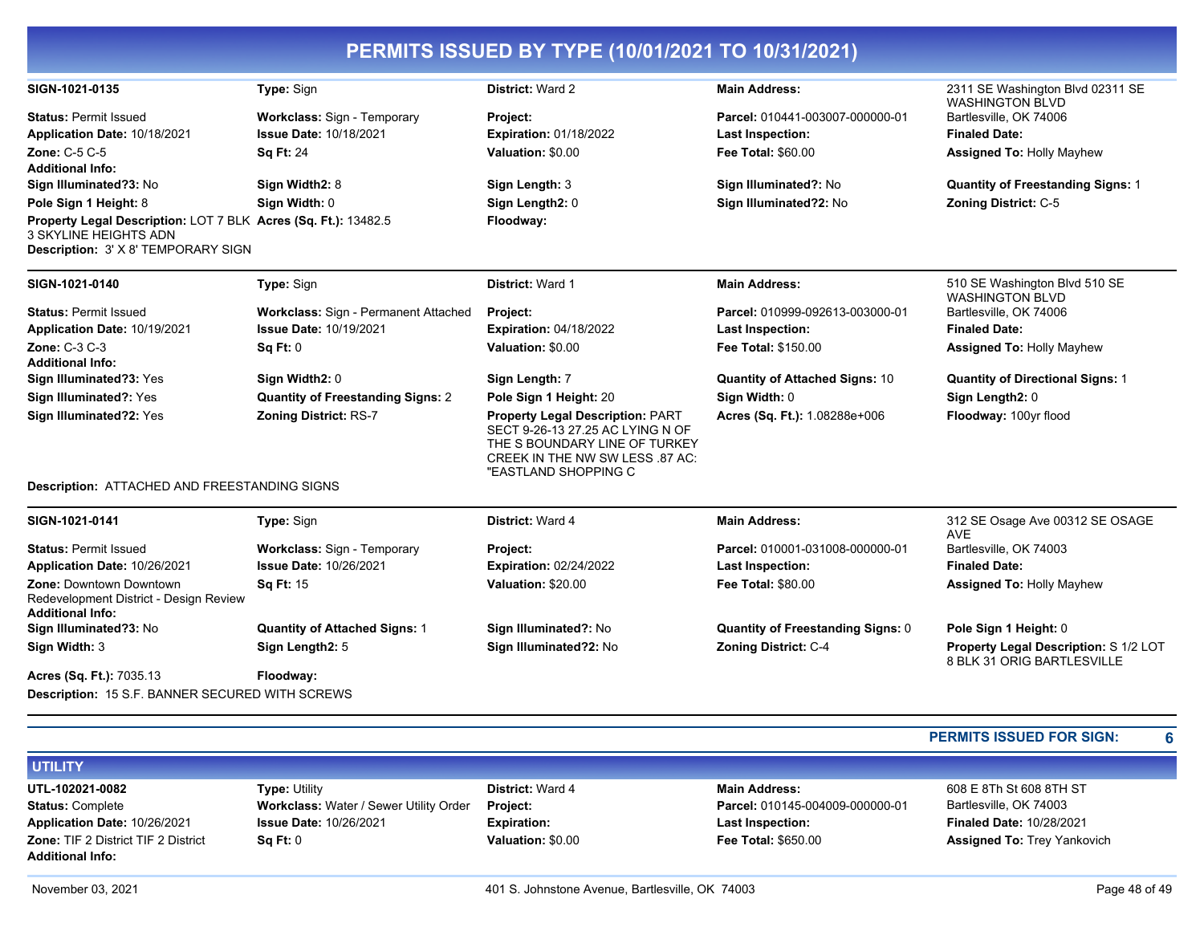# PERMITS ISSUED BY TYPE (10/01/2021 TO 10/31/2021)

**SIGN-1021-0135** | **Type:** Sign | **District:** Ward 2 | **Main Address:** 2311 SE Washington Blvd 02311 SE WASHINGTON BLVD Bartlesville, OK 74006

**Status:** Permit Issued
**Workclass:** Sign - Temporary
**Project:**
**Parcel:** 010441-003007-000000-01
**Application Date:** 10/18/2021
**Issue Date:** 10/18/2021
**Expiration:** 01/18/2022
**Last Inspection:**
**Finaled Date:**
**Zone:** C-5 C-5
**Sq Ft:** 24
**Valuation:** $0.00
**Fee Total:** $60.00
**Assigned To:** Holly Mayhew
**Additional Info:**
**Sign Illuminated?3:** No
**Sign Width2:** 8
**Sign Length:** 3
**Sign Illuminated?:** No
**Quantity of Freestanding Signs:** 1
**Pole Sign 1 Height:** 8
**Sign Width:** 0
**Sign Length2:** 0
**Sign Illuminated?2:** No
**Zoning District:** C-5
**Property Legal Description:** LOT 7 BLK 3 SKYLINE HEIGHTS ADN
**Acres (Sq. Ft.):** 13482.5
**Floodway:**
**Description:** 3' X 8' TEMPORARY SIGN

---

**SIGN-1021-0140** | **Type:** Sign | **District:** Ward 1 | **Main Address:** 510 SE Washington Blvd 510 SE WASHINGTON BLVD Bartlesville, OK 74006

**Status:** Permit Issued
**Workclass:** Sign - Permanent Attached
**Project:**
**Parcel:** 010999-092613-003000-01
**Application Date:** 10/19/2021
**Issue Date:** 10/19/2021
**Expiration:** 04/18/2022
**Last Inspection:**
**Finaled Date:**
**Zone:** C-3 C-3
**Sq Ft:** 0
**Valuation:** $0.00
**Fee Total:** $150.00
**Assigned To:** Holly Mayhew
**Additional Info:**
**Sign Illuminated?3:** Yes
**Sign Width2:** 0
**Sign Length:** 7
**Quantity of Attached Signs:** 10
**Quantity of Directional Signs:** 1
**Sign Illuminated?:** Yes
**Quantity of Freestanding Signs:** 2
**Pole Sign 1 Height:** 20
**Sign Width:** 0
**Sign Length2:** 0
**Sign Illuminated?2:** Yes
**Zoning District:** RS-7
**Property Legal Description:** PART SECT 9-26-13 27.25 AC LYING N OF THE S BOUNDARY LINE OF TURKEY CREEK IN THE NW SW LESS .87 AC: "EASTLAND SHOPPING C
**Acres (Sq. Ft.):** 1.08288e+006
**Floodway:** 100yr flood
**Description:** ATTACHED AND FREESTANDING SIGNS

---

**SIGN-1021-0141** | **Type:** Sign | **District:** Ward 4 | **Main Address:** 312 SE Osage Ave 00312 SE OSAGE AVE Bartlesville, OK 74003

**Status:** Permit Issued
**Workclass:** Sign - Temporary
**Project:**
**Parcel:** 010001-031008-000000-01
**Application Date:** 10/26/2021
**Issue Date:** 10/26/2021
**Expiration:** 02/24/2022
**Last Inspection:**
**Finaled Date:**
**Zone:** Downtown Downtown Redevelopment District - Design Review
**Sq Ft:** 15
**Valuation:** $20.00
**Fee Total:** $80.00
**Assigned To:** Holly Mayhew
**Additional Info:**
**Sign Illuminated?3:** No
**Quantity of Attached Signs:** 1
**Sign Illuminated?:** No
**Quantity of Freestanding Signs:** 0
**Pole Sign 1 Height:** 0
**Sign Width:** 3
**Sign Length2:** 5
**Sign Illuminated?2:** No
**Zoning District:** C-4
**Property Legal Description:** S 1/2 LOT 8 BLK 31 ORIG BARTLESVILLE
**Acres (Sq. Ft.):** 7035.13
**Floodway:**
**Description:** 15 S.F. BANNER SECURED WITH SCREWS

---

**PERMITS ISSUED FOR SIGN: 6**

## UTILITY

**UTL-102021-0082** | **Type:** Utility | **District:** Ward 4 | **Main Address:** 608 E 8Th St 608 8TH ST Bartlesville, OK 74003

**Status:** Complete
**Workclass:** Water / Sewer Utility Order
**Project:**
**Parcel:** 010145-004009-000000-01
**Application Date:** 10/26/2021
**Issue Date:** 10/26/2021
**Expiration:**
**Last Inspection:**
**Finaled Date:** 10/28/2021
**Zone:** TIF 2 District TIF 2 District
**Sq Ft:** 0
**Valuation:** $0.00
**Fee Total:** $650.00
**Assigned To:** Trey Yankovich
**Additional Info:**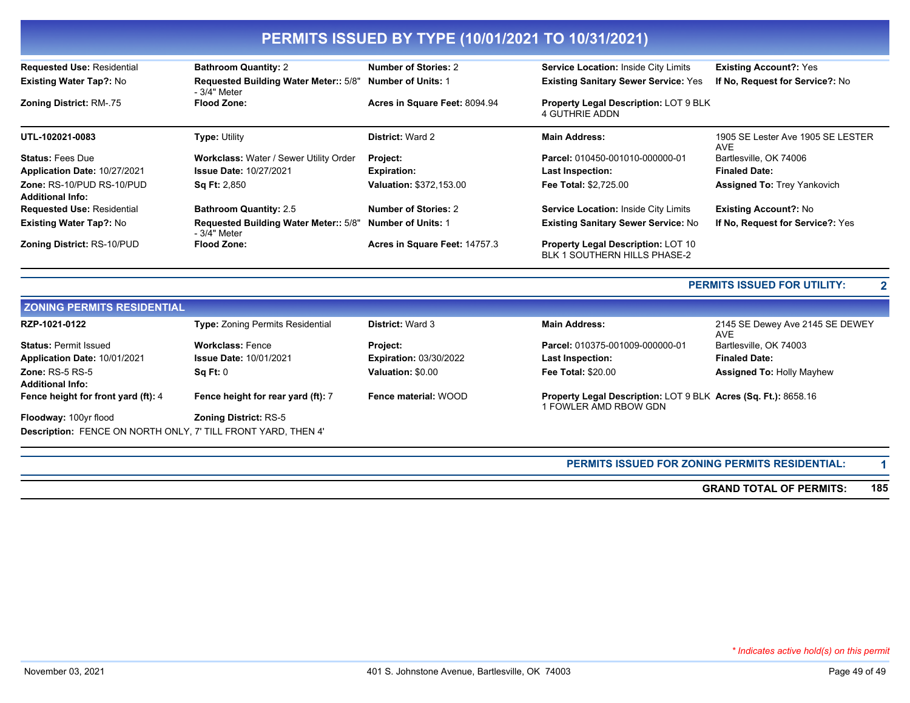# PERMITS ISSUED BY TYPE (10/01/2021 TO 10/31/2021)

| | | | | |
|---|---|---|---|---|
| **Requested Use:** Residential | **Bathroom Quantity:** 2 | **Number of Stories:** 2 | **Service Location:** Inside City Limits | **Existing Account?:** Yes |
| **Existing Water Tap?:** No | **Requested Building Water Meter::** 5/8" - 3/4" Meter | **Number of Units:** 1 | **Existing Sanitary Sewer Service:** Yes | **If No, Request for Service?:** No |
| **Zoning District:** RM-.75 | **Flood Zone:** | **Acres in Square Feet:** 8094.94 | **Property Legal Description:** LOT 9 BLK 4 GUTHRIE ADDN | |

| | | | | |
|---|---|---|---|---|
| **UTL-102021-0083** | **Type:** Utility | **District:** Ward 2 | **Main Address:** | 1905 SE Lester Ave 1905 SE LESTER AVE |
| **Status:** Fees Due | **Workclass:** Water / Sewer Utility Order | **Project:** | **Parcel:** 010450-001010-000000-01 | Bartlesville, OK 74006 |
| **Application Date:** 10/27/2021 | **Issue Date:** 10/27/2021 | **Expiration:** | **Last Inspection:** | **Finaled Date:** |
| **Zone:** RS-10/PUD RS-10/PUD | **Sq Ft:** 2,850 | **Valuation:** $372,153.00 | **Fee Total:** $2,725.00 | **Assigned To:** Trey Yankovich |
| **Additional Info:** | | | | |
| **Requested Use:** Residential | **Bathroom Quantity:** 2.5 | **Number of Stories:** 2 | **Service Location:** Inside City Limits | **Existing Account?:** No |
| **Existing Water Tap?:** No | **Requested Building Water Meter::** 5/8" - 3/4" Meter | **Number of Units:** 1 | **Existing Sanitary Sewer Service:** No | **If No, Request for Service?:** Yes |
| **Zoning District:** RS-10/PUD | **Flood Zone:** | **Acres in Square Feet:** 14757.3 | **Property Legal Description:** LOT 10 BLK 1 SOUTHERN HILLS PHASE-2 | |

**PERMITS ISSUED FOR UTILITY: 2**

## ZONING PERMITS RESIDENTIAL

| | | | | |
|---|---|---|---|---|
| **RZP-1021-0122** | **Type:** Zoning Permits Residential | **District:** Ward 3 | **Main Address:** | 2145 SE Dewey Ave 2145 SE DEWEY AVE |
| **Status:** Permit Issued | **Workclass:** Fence | **Project:** | **Parcel:** 010375-001009-000000-01 | Bartlesville, OK 74003 |
| **Application Date:** 10/01/2021 | **Issue Date:** 10/01/2021 | **Expiration:** 03/30/2022 | **Last Inspection:** | **Finaled Date:** |
| **Zone:** RS-5 RS-5 | **Sq Ft:** 0 | **Valuation:** $0.00 | **Fee Total:** $20.00 | **Assigned To:** Holly Mayhew |
| **Additional Info:** | | | | |
| **Fence height for front yard (ft):** 4 | **Fence height for rear yard (ft):** 7 | **Fence material:** WOOD | **Property Legal Description:** LOT 9 BLK 1 FOWLER AMD RBOW GDN | **Acres (Sq. Ft.):** 8658.16 |
| **Floodway:** 100yr flood | **Zoning District:** RS-5 | | | |

**Description:** FENCE ON NORTH ONLY, 7' TILL FRONT YARD, THEN 4'

**PERMITS ISSUED FOR ZONING PERMITS RESIDENTIAL: 1**

**GRAND TOTAL OF PERMITS: 185**

*\* Indicates active hold(s) on this permit*